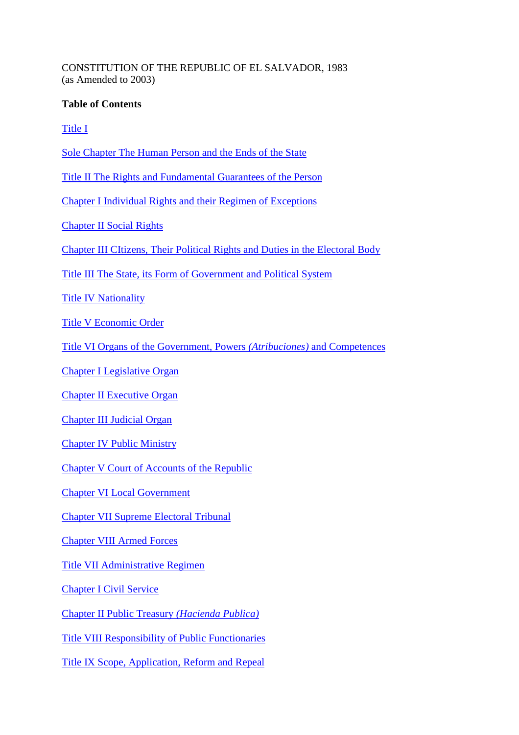CONSTITUTION OF THE REPUBLIC OF EL SALVADOR, 1983
(as Amended to 2003)

**Table of Contents**

Title I

Sole Chapter The Human Person and the Ends of the State

Title II The Rights and Fundamental Guarantees of the Person

Chapter I Individual Rights and their Regimen of Exceptions

Chapter II Social Rights

Chapter III CItizens, Their Political Rights and Duties in the Electoral Body

Title III The State, its Form of Government and Political System

Title IV Nationality

Title V Economic Order

Title VI Organs of the Government, Powers *(Atribuciones)* and Competences

Chapter I Legislative Organ

Chapter II Executive Organ

Chapter III Judicial Organ

Chapter IV Public Ministry

Chapter V Court of Accounts of the Republic

Chapter VI Local Government

Chapter VII Supreme Electoral Tribunal

Chapter VIII Armed Forces

Title VII Administrative Regimen

Chapter I Civil Service

Chapter II Public Treasury *(Hacienda Publica)*

Title VIII Responsibility of Public Functionaries

Title IX Scope, Application, Reform and Repeal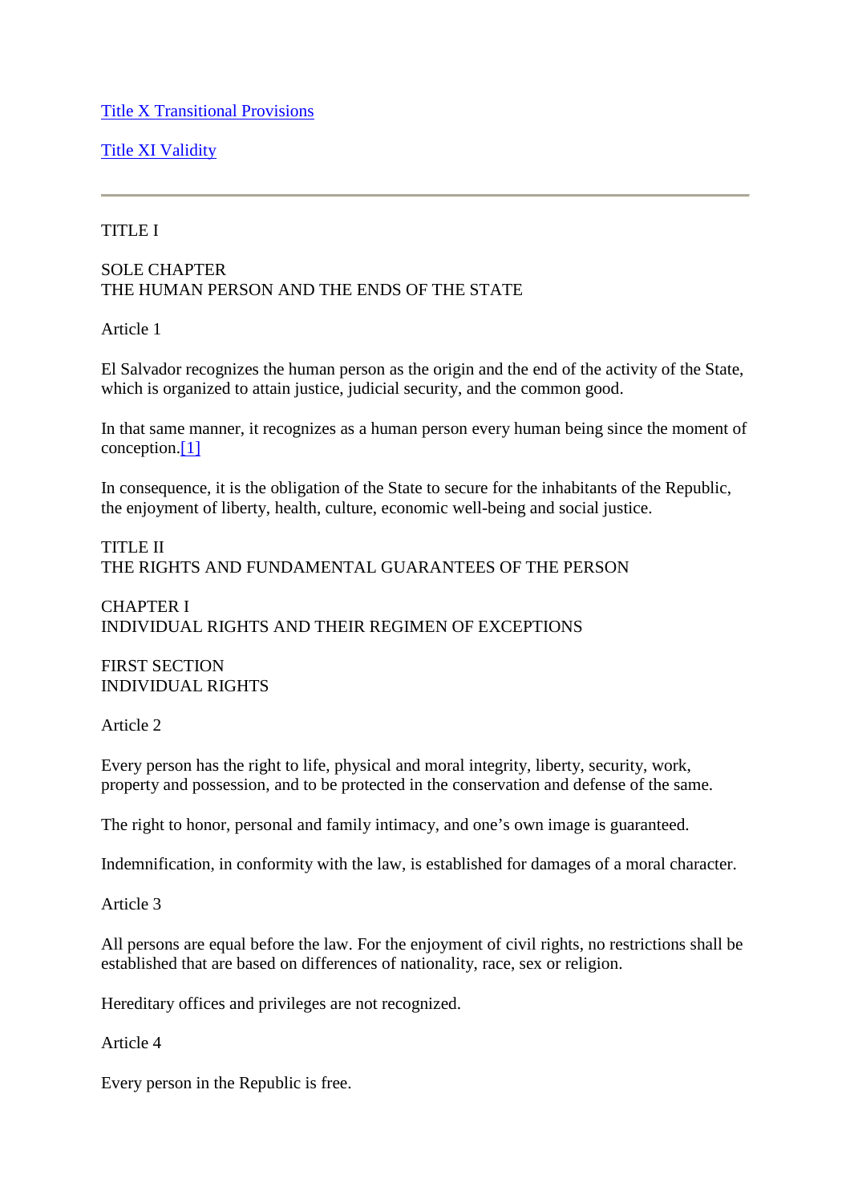[Title X Transitional Provisions](#)

[Title XI Validity](#)

---

TITLE I

SOLE CHAPTER
THE HUMAN PERSON AND THE ENDS OF THE STATE

Article 1

El Salvador recognizes the human person as the origin and the end of the activity of the State, which is organized to attain justice, judicial security, and the common good.

In that same manner, it recognizes as a human person every human being since the moment of conception.[1]

In consequence, it is the obligation of the State to secure for the inhabitants of the Republic, the enjoyment of liberty, health, culture, economic well-being and social justice.

TITLE II
THE RIGHTS AND FUNDAMENTAL GUARANTEES OF THE PERSON

CHAPTER I
INDIVIDUAL RIGHTS AND THEIR REGIMEN OF EXCEPTIONS

FIRST SECTION
INDIVIDUAL RIGHTS

Article 2

Every person has the right to life, physical and moral integrity, liberty, security, work, property and possession, and to be protected in the conservation and defense of the same.

The right to honor, personal and family intimacy, and one's own image is guaranteed.

Indemnification, in conformity with the law, is established for damages of a moral character.

Article 3

All persons are equal before the law. For the enjoyment of civil rights, no restrictions shall be established that are based on differences of nationality, race, sex or religion.

Hereditary offices and privileges are not recognized.

Article 4

Every person in the Republic is free.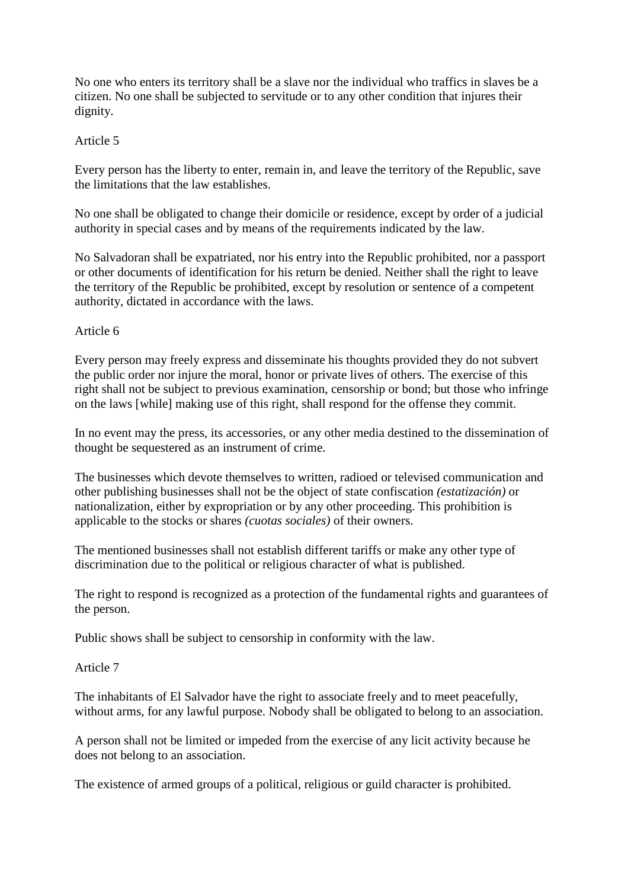No one who enters its territory shall be a slave nor the individual who traffics in slaves be a citizen. No one shall be subjected to servitude or to any other condition that injures their dignity.

Article 5

Every person has the liberty to enter, remain in, and leave the territory of the Republic, save the limitations that the law establishes.

No one shall be obligated to change their domicile or residence, except by order of a judicial authority in special cases and by means of the requirements indicated by the law.

No Salvadoran shall be expatriated, nor his entry into the Republic prohibited, nor a passport or other documents of identification for his return be denied. Neither shall the right to leave the territory of the Republic be prohibited, except by resolution or sentence of a competent authority, dictated in accordance with the laws.

Article 6

Every person may freely express and disseminate his thoughts provided they do not subvert the public order nor injure the moral, honor or private lives of others. The exercise of this right shall not be subject to previous examination, censorship or bond; but those who infringe on the laws [while] making use of this right, shall respond for the offense they commit.

In no event may the press, its accessories, or any other media destined to the dissemination of thought be sequestered as an instrument of crime.

The businesses which devote themselves to written, radioed or televised communication and other publishing businesses shall not be the object of state confiscation *(estatización)* or nationalization, either by expropriation or by any other proceeding. This prohibition is applicable to the stocks or shares *(cuotas sociales)* of their owners.

The mentioned businesses shall not establish different tariffs or make any other type of discrimination due to the political or religious character of what is published.

The right to respond is recognized as a protection of the fundamental rights and guarantees of the person.

Public shows shall be subject to censorship in conformity with the law.

Article 7

The inhabitants of El Salvador have the right to associate freely and to meet peacefully, without arms, for any lawful purpose. Nobody shall be obligated to belong to an association.

A person shall not be limited or impeded from the exercise of any licit activity because he does not belong to an association.

The existence of armed groups of a political, religious or guild character is prohibited.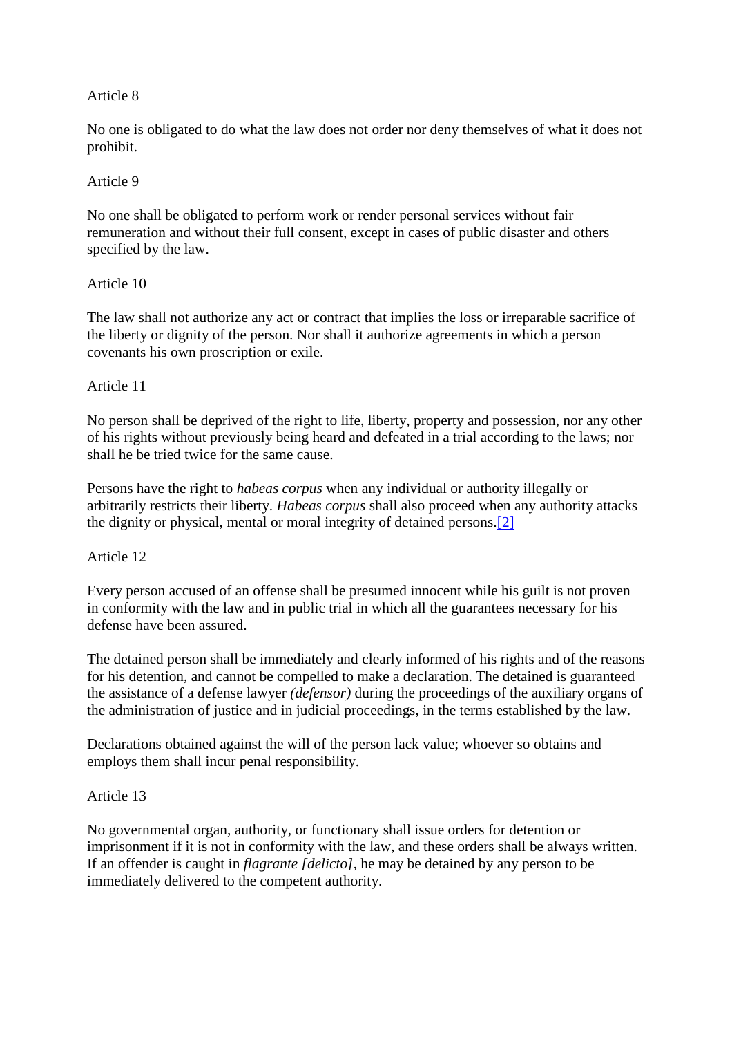Article 8

No one is obligated to do what the law does not order nor deny themselves of what it does not prohibit.

Article 9

No one shall be obligated to perform work or render personal services without fair remuneration and without their full consent, except in cases of public disaster and others specified by the law.

Article 10

The law shall not authorize any act or contract that implies the loss or irreparable sacrifice of the liberty or dignity of the person. Nor shall it authorize agreements in which a person covenants his own proscription or exile.

Article 11

No person shall be deprived of the right to life, liberty, property and possession, nor any other of his rights without previously being heard and defeated in a trial according to the laws; nor shall he be tried twice for the same cause.

Persons have the right to *habeas corpus* when any individual or authority illegally or arbitrarily restricts their liberty. *Habeas corpus* shall also proceed when any authority attacks the dignity or physical, mental or moral integrity of detained persons.[2]

Article 12

Every person accused of an offense shall be presumed innocent while his guilt is not proven in conformity with the law and in public trial in which all the guarantees necessary for his defense have been assured.

The detained person shall be immediately and clearly informed of his rights and of the reasons for his detention, and cannot be compelled to make a declaration. The detained is guaranteed the assistance of a defense lawyer *(defensor)* during the proceedings of the auxiliary organs of the administration of justice and in judicial proceedings, in the terms established by the law.

Declarations obtained against the will of the person lack value; whoever so obtains and employs them shall incur penal responsibility.

Article 13

No governmental organ, authority, or functionary shall issue orders for detention or imprisonment if it is not in conformity with the law, and these orders shall be always written. If an offender is caught in *flagrante [delicto]*, he may be detained by any person to be immediately delivered to the competent authority.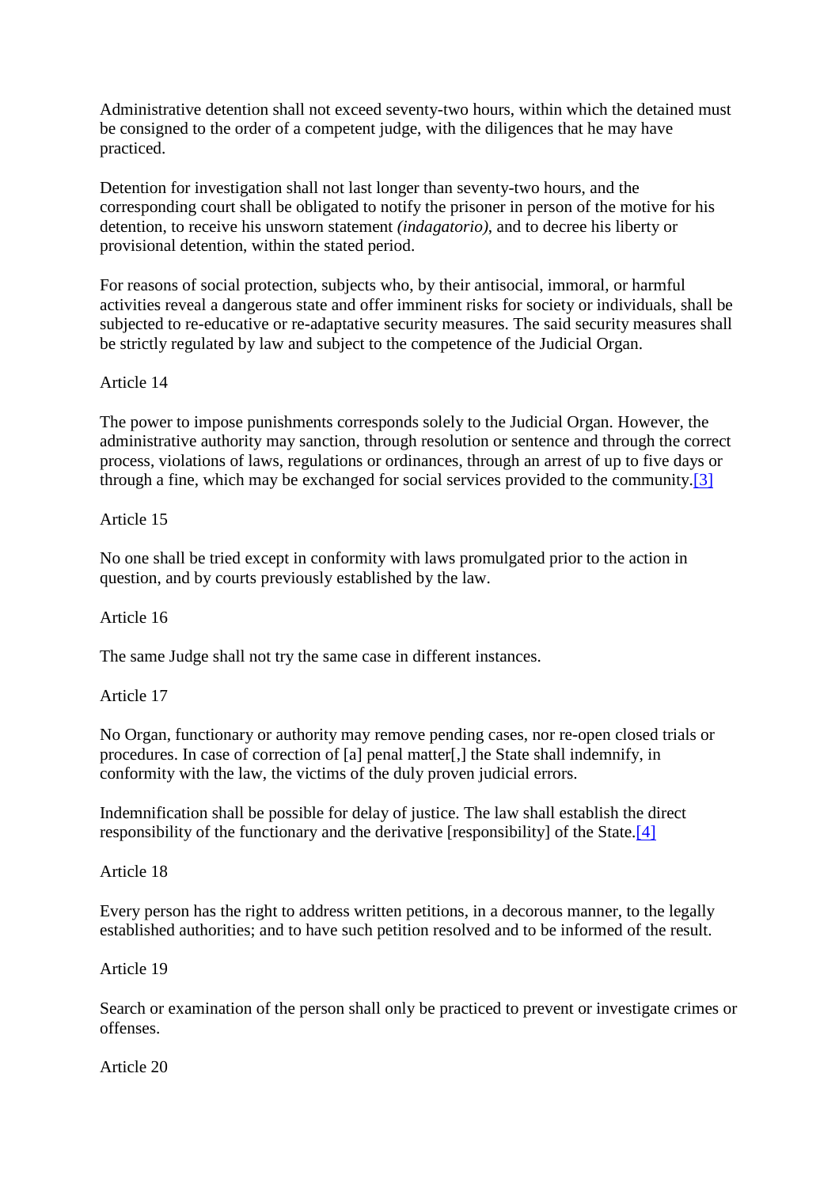Administrative detention shall not exceed seventy-two hours, within which the detained must be consigned to the order of a competent judge, with the diligences that he may have practiced.

Detention for investigation shall not last longer than seventy-two hours, and the corresponding court shall be obligated to notify the prisoner in person of the motive for his detention, to receive his unsworn statement *(indagatorio)*, and to decree his liberty or provisional detention, within the stated period.

For reasons of social protection, subjects who, by their antisocial, immoral, or harmful activities reveal a dangerous state and offer imminent risks for society or individuals, shall be subjected to re-educative or re-adaptative security measures. The said security measures shall be strictly regulated by law and subject to the competence of the Judicial Organ.

Article 14

The power to impose punishments corresponds solely to the Judicial Organ. However, the administrative authority may sanction, through resolution or sentence and through the correct process, violations of laws, regulations or ordinances, through an arrest of up to five days or through a fine, which may be exchanged for social services provided to the community.[3]

Article 15

No one shall be tried except in conformity with laws promulgated prior to the action in question, and by courts previously established by the law.

Article 16

The same Judge shall not try the same case in different instances.

Article 17

No Organ, functionary or authority may remove pending cases, nor re-open closed trials or procedures. In case of correction of [a] penal matter[,] the State shall indemnify, in conformity with the law, the victims of the duly proven judicial errors.

Indemnification shall be possible for delay of justice. The law shall establish the direct responsibility of the functionary and the derivative [responsibility] of the State.[4]

Article 18

Every person has the right to address written petitions, in a decorous manner, to the legally established authorities; and to have such petition resolved and to be informed of the result.

Article 19

Search or examination of the person shall only be practiced to prevent or investigate crimes or offenses.

Article 20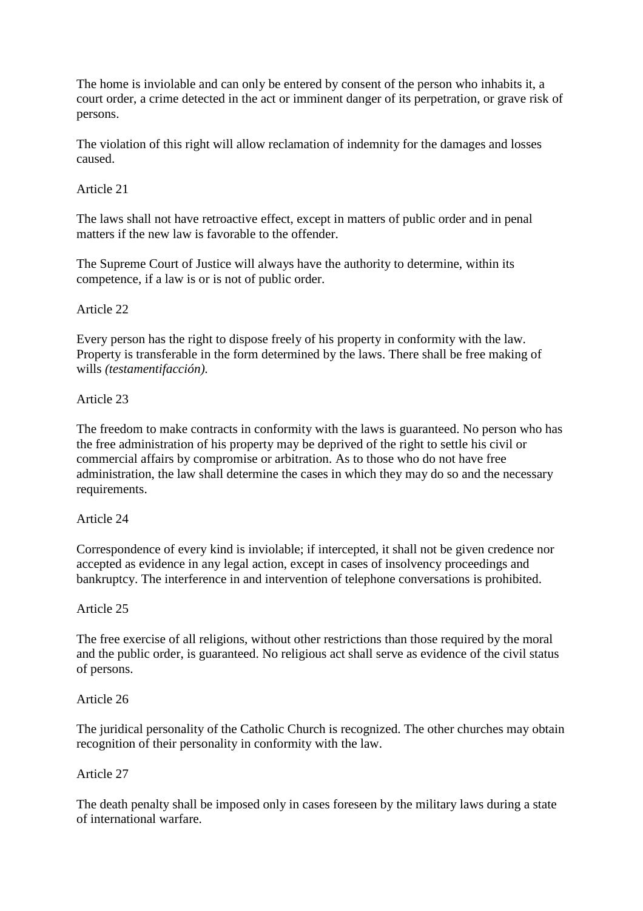The home is inviolable and can only be entered by consent of the person who inhabits it, a court order, a crime detected in the act or imminent danger of its perpetration, or grave risk of persons.

The violation of this right will allow reclamation of indemnity for the damages and losses caused.

Article 21

The laws shall not have retroactive effect, except in matters of public order and in penal matters if the new law is favorable to the offender.

The Supreme Court of Justice will always have the authority to determine, within its competence, if a law is or is not of public order.

Article 22

Every person has the right to dispose freely of his property in conformity with the law. Property is transferable in the form determined by the laws. There shall be free making of wills *(testamentifacción).*

Article 23

The freedom to make contracts in conformity with the laws is guaranteed. No person who has the free administration of his property may be deprived of the right to settle his civil or commercial affairs by compromise or arbitration. As to those who do not have free administration, the law shall determine the cases in which they may do so and the necessary requirements.

Article 24

Correspondence of every kind is inviolable; if intercepted, it shall not be given credence nor accepted as evidence in any legal action, except in cases of insolvency proceedings and bankruptcy. The interference in and intervention of telephone conversations is prohibited.

Article 25

The free exercise of all religions, without other restrictions than those required by the moral and the public order, is guaranteed. No religious act shall serve as evidence of the civil status of persons.

Article 26

The juridical personality of the Catholic Church is recognized. The other churches may obtain recognition of their personality in conformity with the law.

Article 27

The death penalty shall be imposed only in cases foreseen by the military laws during a state of international warfare.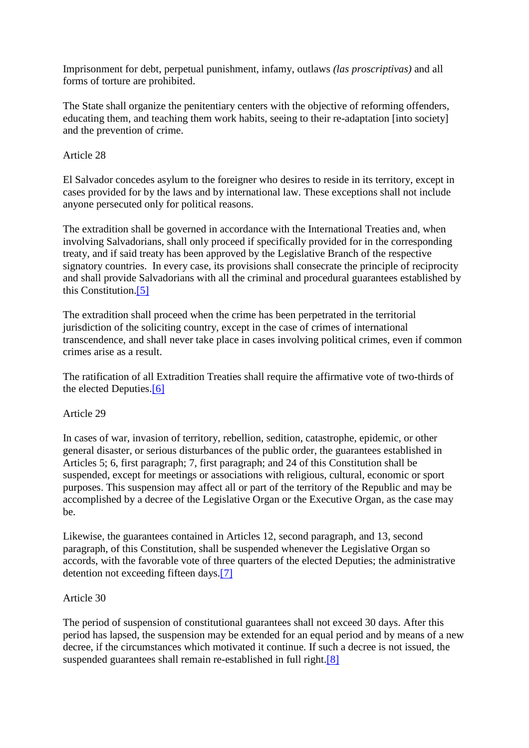Imprisonment for debt, perpetual punishment, infamy, outlaws *(las proscriptivas)* and all forms of torture are prohibited.

The State shall organize the penitentiary centers with the objective of reforming offenders, educating them, and teaching them work habits, seeing to their re-adaptation [into society] and the prevention of crime.

Article 28

El Salvador concedes asylum to the foreigner who desires to reside in its territory, except in cases provided for by the laws and by international law. These exceptions shall not include anyone persecuted only for political reasons.

The extradition shall be governed in accordance with the International Treaties and, when involving Salvadorians, shall only proceed if specifically provided for in the corresponding treaty, and if said treaty has been approved by the Legislative Branch of the respective signatory countries. In every case, its provisions shall consecrate the principle of reciprocity and shall provide Salvadorians with all the criminal and procedural guarantees established by this Constitution.[5]

The extradition shall proceed when the crime has been perpetrated in the territorial jurisdiction of the soliciting country, except in the case of crimes of international transcendence, and shall never take place in cases involving political crimes, even if common crimes arise as a result.

The ratification of all Extradition Treaties shall require the affirmative vote of two-thirds of the elected Deputies.[6]

Article 29

In cases of war, invasion of territory, rebellion, sedition, catastrophe, epidemic, or other general disaster, or serious disturbances of the public order, the guarantees established in Articles 5; 6, first paragraph; 7, first paragraph; and 24 of this Constitution shall be suspended, except for meetings or associations with religious, cultural, economic or sport purposes. This suspension may affect all or part of the territory of the Republic and may be accomplished by a decree of the Legislative Organ or the Executive Organ, as the case may be.

Likewise, the guarantees contained in Articles 12, second paragraph, and 13, second paragraph, of this Constitution, shall be suspended whenever the Legislative Organ so accords, with the favorable vote of three quarters of the elected Deputies; the administrative detention not exceeding fifteen days.[7]

Article 30

The period of suspension of constitutional guarantees shall not exceed 30 days. After this period has lapsed, the suspension may be extended for an equal period and by means of a new decree, if the circumstances which motivated it continue. If such a decree is not issued, the suspended guarantees shall remain re-established in full right.[8]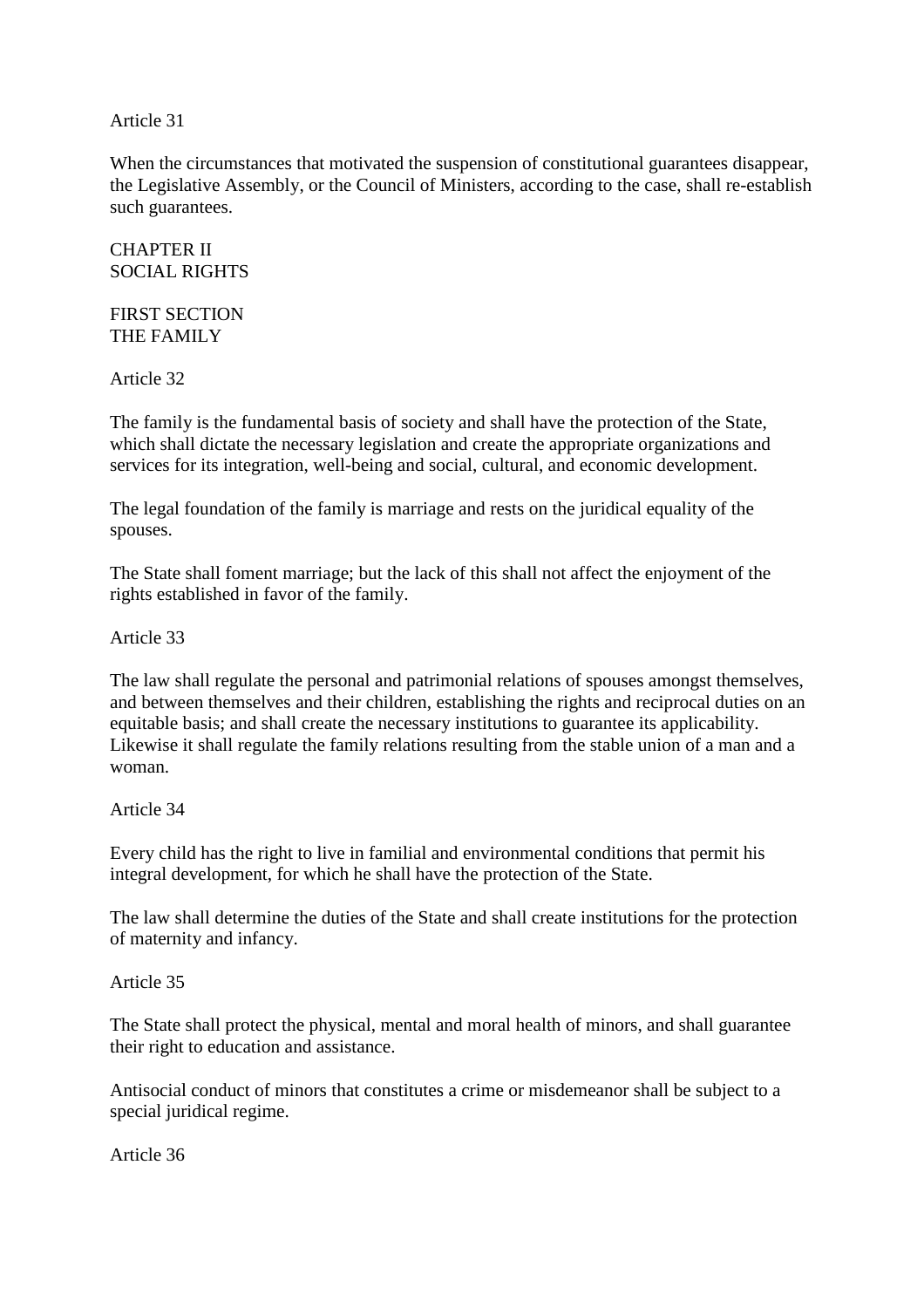Article 31

When the circumstances that motivated the suspension of constitutional guarantees disappear, the Legislative Assembly, or the Council of Ministers, according to the case, shall re-establish such guarantees.

## CHAPTER II
## SOCIAL RIGHTS

### FIRST SECTION
### THE FAMILY

Article 32

The family is the fundamental basis of society and shall have the protection of the State, which shall dictate the necessary legislation and create the appropriate organizations and services for its integration, well-being and social, cultural, and economic development.

The legal foundation of the family is marriage and rests on the juridical equality of the spouses.

The State shall foment marriage; but the lack of this shall not affect the enjoyment of the rights established in favor of the family.

Article 33

The law shall regulate the personal and patrimonial relations of spouses amongst themselves, and between themselves and their children, establishing the rights and reciprocal duties on an equitable basis; and shall create the necessary institutions to guarantee its applicability. Likewise it shall regulate the family relations resulting from the stable union of a man and a woman.

Article 34

Every child has the right to live in familial and environmental conditions that permit his integral development, for which he shall have the protection of the State.

The law shall determine the duties of the State and shall create institutions for the protection of maternity and infancy.

Article 35

The State shall protect the physical, mental and moral health of minors, and shall guarantee their right to education and assistance.

Antisocial conduct of minors that constitutes a crime or misdemeanor shall be subject to a special juridical regime.

Article 36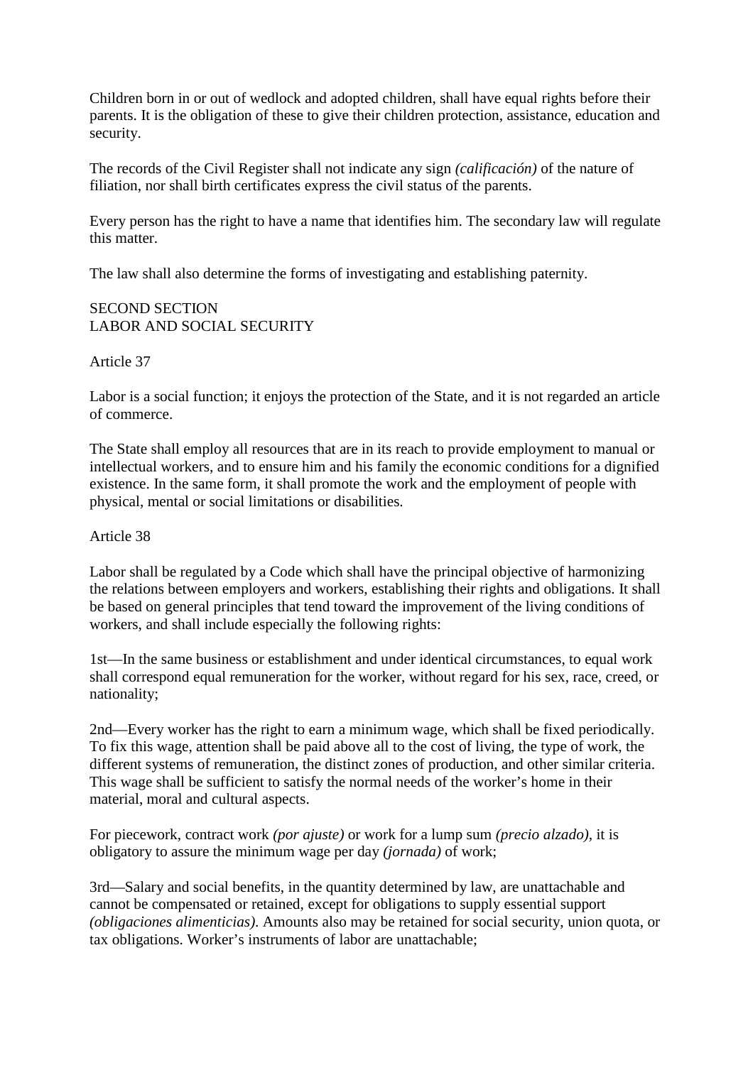Children born in or out of wedlock and adopted children, shall have equal rights before their parents. It is the obligation of these to give their children protection, assistance, education and security.

The records of the Civil Register shall not indicate any sign *(calificación)* of the nature of filiation, nor shall birth certificates express the civil status of the parents.

Every person has the right to have a name that identifies him. The secondary law will regulate this matter.

The law shall also determine the forms of investigating and establishing paternity.

## SECOND SECTION
## LABOR AND SOCIAL SECURITY

### Article 37

Labor is a social function; it enjoys the protection of the State, and it is not regarded an article of commerce.

The State shall employ all resources that are in its reach to provide employment to manual or intellectual workers, and to ensure him and his family the economic conditions for a dignified existence. In the same form, it shall promote the work and the employment of people with physical, mental or social limitations or disabilities.

### Article 38

Labor shall be regulated by a Code which shall have the principal objective of harmonizing the relations between employers and workers, establishing their rights and obligations. It shall be based on general principles that tend toward the improvement of the living conditions of workers, and shall include especially the following rights:

1st—In the same business or establishment and under identical circumstances, to equal work shall correspond equal remuneration for the worker, without regard for his sex, race, creed, or nationality;

2nd—Every worker has the right to earn a minimum wage, which shall be fixed periodically. To fix this wage, attention shall be paid above all to the cost of living, the type of work, the different systems of remuneration, the distinct zones of production, and other similar criteria. This wage shall be sufficient to satisfy the normal needs of the worker's home in their material, moral and cultural aspects.

For piecework, contract work *(por ajuste)* or work for a lump sum *(precio alzado)*, it is obligatory to assure the minimum wage per day *(jornada)* of work;

3rd—Salary and social benefits, in the quantity determined by law, are unattachable and cannot be compensated or retained, except for obligations to supply essential support *(obligaciones alimenticias)*. Amounts also may be retained for social security, union quota, or tax obligations. Worker's instruments of labor are unattachable;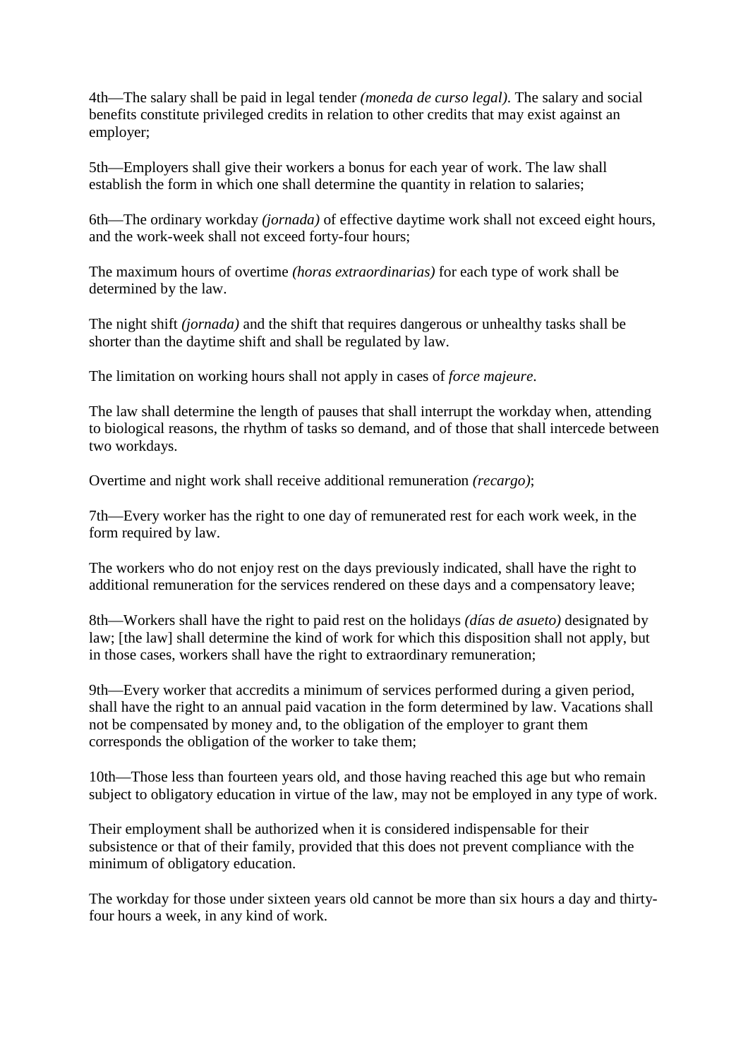4th—The salary shall be paid in legal tender *(moneda de curso legal)*. The salary and social benefits constitute privileged credits in relation to other credits that may exist against an employer;

5th—Employers shall give their workers a bonus for each year of work. The law shall establish the form in which one shall determine the quantity in relation to salaries;

6th—The ordinary workday *(jornada)* of effective daytime work shall not exceed eight hours, and the work-week shall not exceed forty-four hours;

The maximum hours of overtime *(horas extraordinarias)* for each type of work shall be determined by the law.

The night shift *(jornada)* and the shift that requires dangerous or unhealthy tasks shall be shorter than the daytime shift and shall be regulated by law.

The limitation on working hours shall not apply in cases of *force majeure*.

The law shall determine the length of pauses that shall interrupt the workday when, attending to biological reasons, the rhythm of tasks so demand, and of those that shall intercede between two workdays.

Overtime and night work shall receive additional remuneration *(recargo)*;

7th—Every worker has the right to one day of remunerated rest for each work week, in the form required by law.

The workers who do not enjoy rest on the days previously indicated, shall have the right to additional remuneration for the services rendered on these days and a compensatory leave;

8th—Workers shall have the right to paid rest on the holidays *(días de asueto)* designated by law; [the law] shall determine the kind of work for which this disposition shall not apply, but in those cases, workers shall have the right to extraordinary remuneration;

9th—Every worker that accredits a minimum of services performed during a given period, shall have the right to an annual paid vacation in the form determined by law. Vacations shall not be compensated by money and, to the obligation of the employer to grant them corresponds the obligation of the worker to take them;

10th—Those less than fourteen years old, and those having reached this age but who remain subject to obligatory education in virtue of the law, may not be employed in any type of work.

Their employment shall be authorized when it is considered indispensable for their subsistence or that of their family, provided that this does not prevent compliance with the minimum of obligatory education.

The workday for those under sixteen years old cannot be more than six hours a day and thirty-four hours a week, in any kind of work.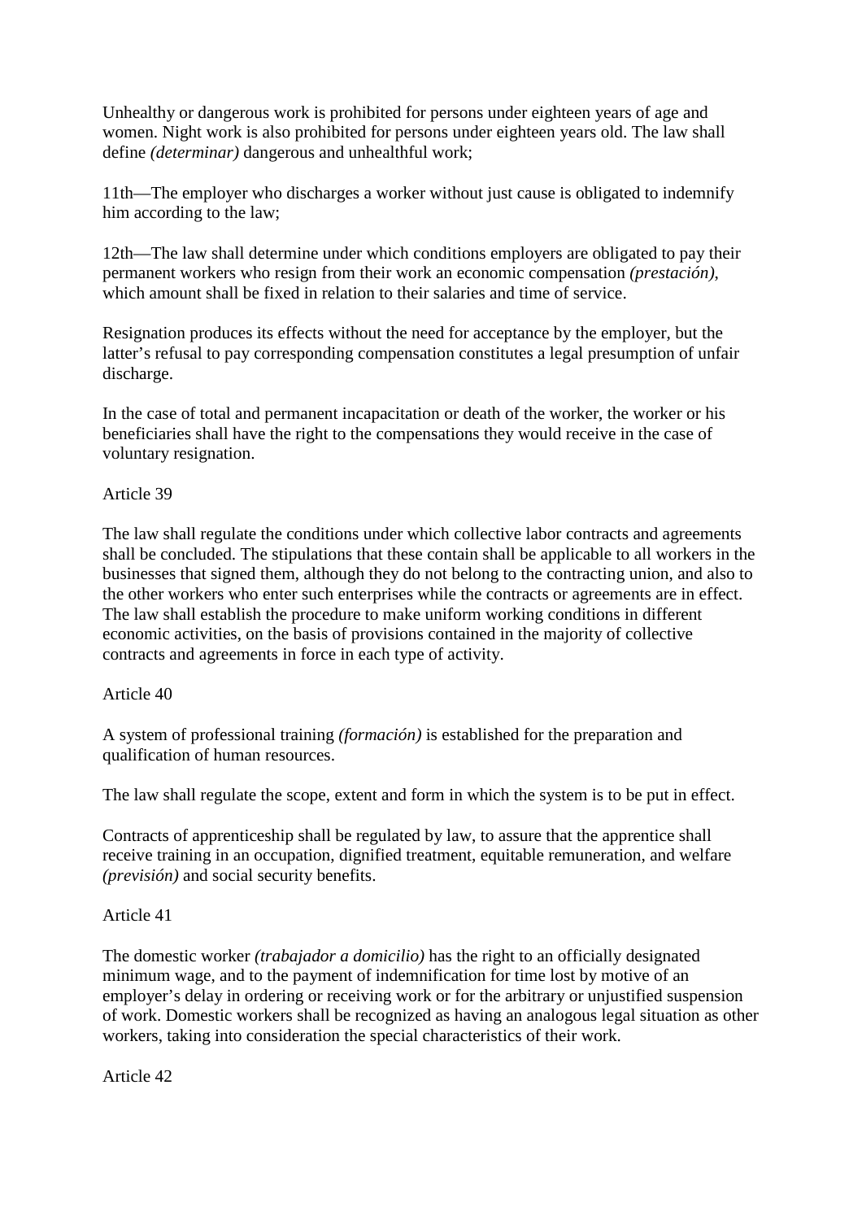Unhealthy or dangerous work is prohibited for persons under eighteen years of age and women. Night work is also prohibited for persons under eighteen years old. The law shall define *(determinar)* dangerous and unhealthful work;

11th—The employer who discharges a worker without just cause is obligated to indemnify him according to the law;

12th—The law shall determine under which conditions employers are obligated to pay their permanent workers who resign from their work an economic compensation *(prestación),* which amount shall be fixed in relation to their salaries and time of service.

Resignation produces its effects without the need for acceptance by the employer, but the latter's refusal to pay corresponding compensation constitutes a legal presumption of unfair discharge.

In the case of total and permanent incapacitation or death of the worker, the worker or his beneficiaries shall have the right to the compensations they would receive in the case of voluntary resignation.

Article 39

The law shall regulate the conditions under which collective labor contracts and agreements shall be concluded. The stipulations that these contain shall be applicable to all workers in the businesses that signed them, although they do not belong to the contracting union, and also to the other workers who enter such enterprises while the contracts or agreements are in effect. The law shall establish the procedure to make uniform working conditions in different economic activities, on the basis of provisions contained in the majority of collective contracts and agreements in force in each type of activity.

Article 40

A system of professional training *(formación)* is established for the preparation and qualification of human resources.

The law shall regulate the scope, extent and form in which the system is to be put in effect.

Contracts of apprenticeship shall be regulated by law, to assure that the apprentice shall receive training in an occupation, dignified treatment, equitable remuneration, and welfare *(previsión)* and social security benefits.

Article 41

The domestic worker *(trabajador a domicilio)* has the right to an officially designated minimum wage, and to the payment of indemnification for time lost by motive of an employer's delay in ordering or receiving work or for the arbitrary or unjustified suspension of work. Domestic workers shall be recognized as having an analogous legal situation as other workers, taking into consideration the special characteristics of their work.

Article 42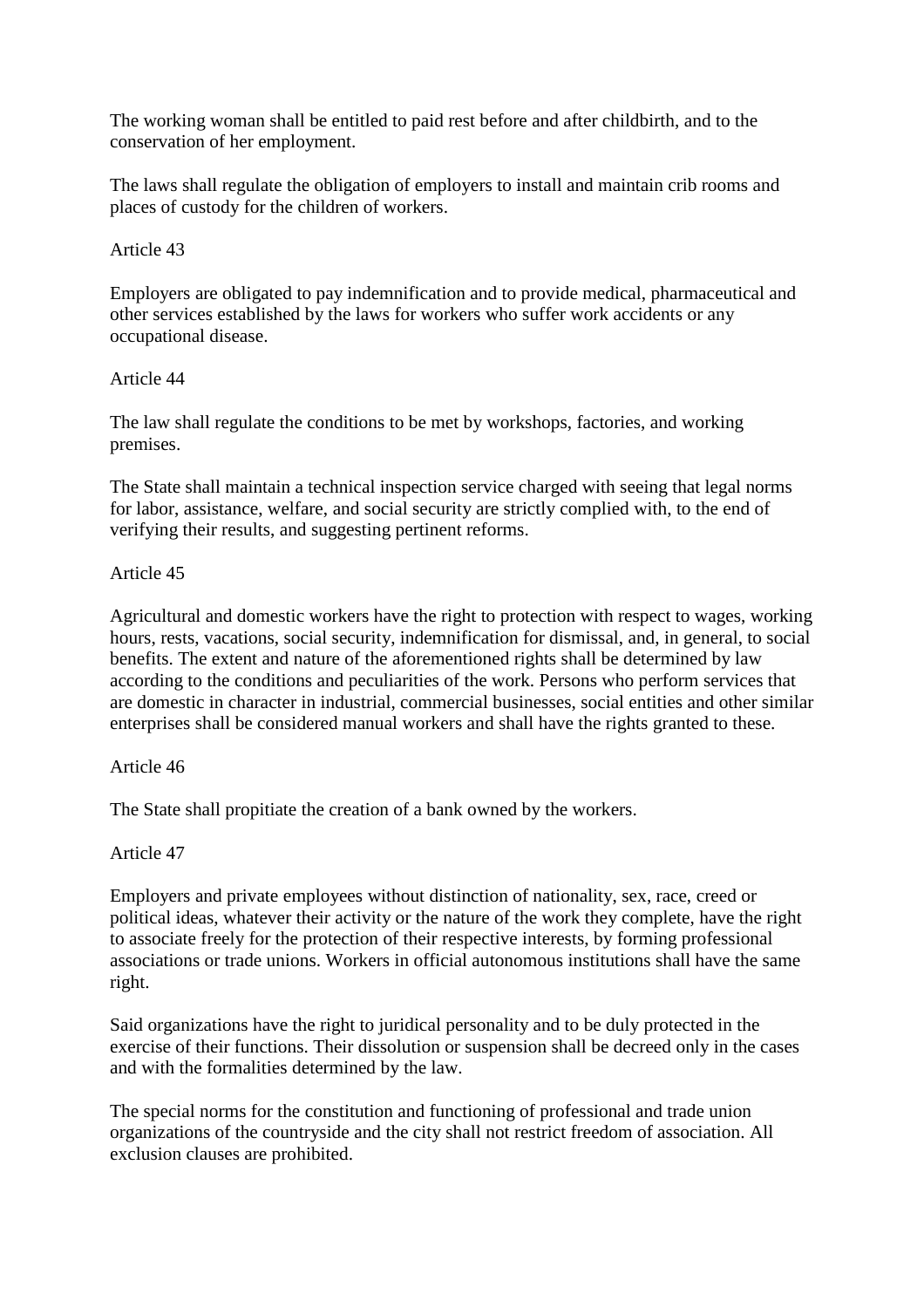The working woman shall be entitled to paid rest before and after childbirth, and to the conservation of her employment.

The laws shall regulate the obligation of employers to install and maintain crib rooms and places of custody for the children of workers.

Article 43

Employers are obligated to pay indemnification and to provide medical, pharmaceutical and other services established by the laws for workers who suffer work accidents or any occupational disease.

Article 44

The law shall regulate the conditions to be met by workshops, factories, and working premises.

The State shall maintain a technical inspection service charged with seeing that legal norms for labor, assistance, welfare, and social security are strictly complied with, to the end of verifying their results, and suggesting pertinent reforms.

Article 45

Agricultural and domestic workers have the right to protection with respect to wages, working hours, rests, vacations, social security, indemnification for dismissal, and, in general, to social benefits. The extent and nature of the aforementioned rights shall be determined by law according to the conditions and peculiarities of the work. Persons who perform services that are domestic in character in industrial, commercial businesses, social entities and other similar enterprises shall be considered manual workers and shall have the rights granted to these.

Article 46

The State shall propitiate the creation of a bank owned by the workers.

Article 47

Employers and private employees without distinction of nationality, sex, race, creed or political ideas, whatever their activity or the nature of the work they complete, have the right to associate freely for the protection of their respective interests, by forming professional associations or trade unions. Workers in official autonomous institutions shall have the same right.

Said organizations have the right to juridical personality and to be duly protected in the exercise of their functions. Their dissolution or suspension shall be decreed only in the cases and with the formalities determined by the law.

The special norms for the constitution and functioning of professional and trade union organizations of the countryside and the city shall not restrict freedom of association. All exclusion clauses are prohibited.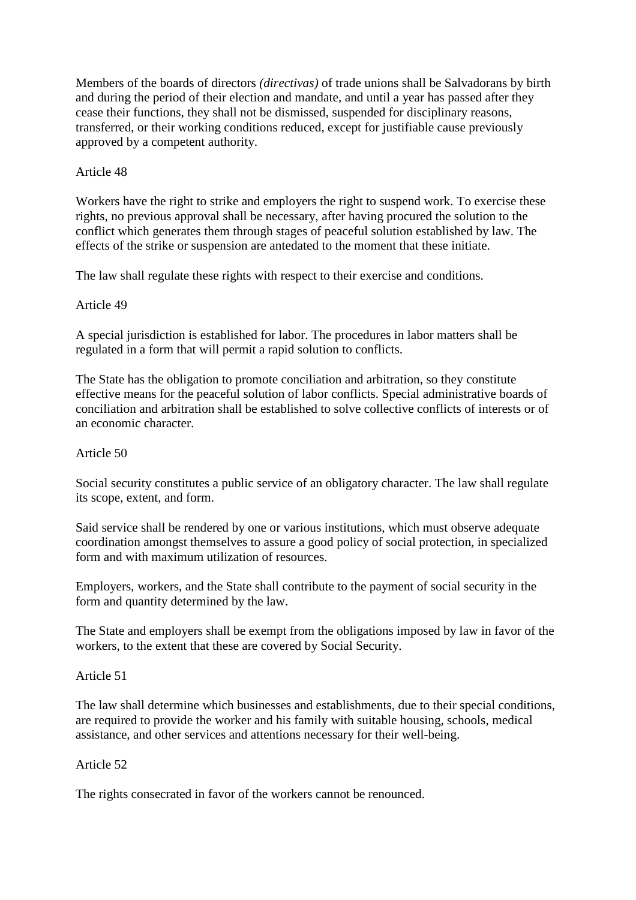Members of the boards of directors *(directivas)* of trade unions shall be Salvadorans by birth and during the period of their election and mandate, and until a year has passed after they cease their functions, they shall not be dismissed, suspended for disciplinary reasons, transferred, or their working conditions reduced, except for justifiable cause previously approved by a competent authority.

Article 48

Workers have the right to strike and employers the right to suspend work. To exercise these rights, no previous approval shall be necessary, after having procured the solution to the conflict which generates them through stages of peaceful solution established by law. The effects of the strike or suspension are antedated to the moment that these initiate.

The law shall regulate these rights with respect to their exercise and conditions.

Article 49

A special jurisdiction is established for labor. The procedures in labor matters shall be regulated in a form that will permit a rapid solution to conflicts.

The State has the obligation to promote conciliation and arbitration, so they constitute effective means for the peaceful solution of labor conflicts. Special administrative boards of conciliation and arbitration shall be established to solve collective conflicts of interests or of an economic character.

Article 50

Social security constitutes a public service of an obligatory character. The law shall regulate its scope, extent, and form.

Said service shall be rendered by one or various institutions, which must observe adequate coordination amongst themselves to assure a good policy of social protection, in specialized form and with maximum utilization of resources.

Employers, workers, and the State shall contribute to the payment of social security in the form and quantity determined by the law.

The State and employers shall be exempt from the obligations imposed by law in favor of the workers, to the extent that these are covered by Social Security.

Article 51

The law shall determine which businesses and establishments, due to their special conditions, are required to provide the worker and his family with suitable housing, schools, medical assistance, and other services and attentions necessary for their well-being.

Article 52

The rights consecrated in favor of the workers cannot be renounced.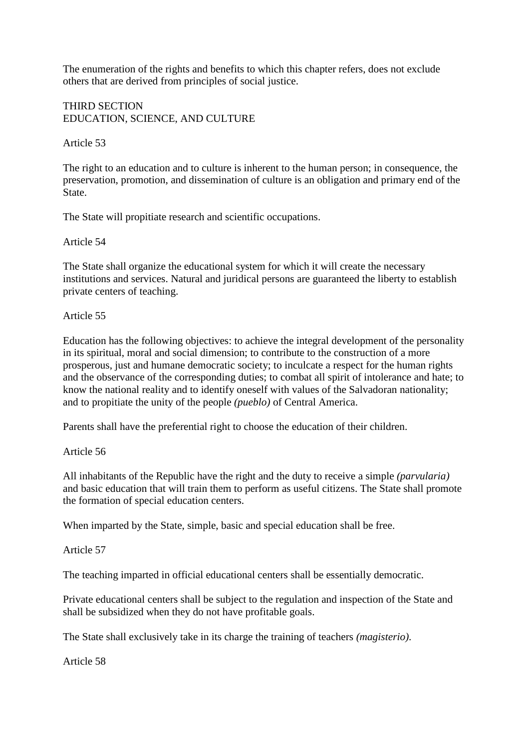The enumeration of the rights and benefits to which this chapter refers, does not exclude others that are derived from principles of social justice.

## THIRD SECTION
## EDUCATION, SCIENCE, AND CULTURE

### Article 53

The right to an education and to culture is inherent to the human person; in consequence, the preservation, promotion, and dissemination of culture is an obligation and primary end of the State.

The State will propitiate research and scientific occupations.

### Article 54

The State shall organize the educational system for which it will create the necessary institutions and services. Natural and juridical persons are guaranteed the liberty to establish private centers of teaching.

### Article 55

Education has the following objectives: to achieve the integral development of the personality in its spiritual, moral and social dimension; to contribute to the construction of a more prosperous, just and humane democratic society; to inculcate a respect for the human rights and the observance of the corresponding duties; to combat all spirit of intolerance and hate; to know the national reality and to identify oneself with values of the Salvadoran nationality; and to propitiate the unity of the people *(pueblo)* of Central America.

Parents shall have the preferential right to choose the education of their children.

### Article 56

All inhabitants of the Republic have the right and the duty to receive a simple *(parvularia)* and basic education that will train them to perform as useful citizens. The State shall promote the formation of special education centers.

When imparted by the State, simple, basic and special education shall be free.

### Article 57

The teaching imparted in official educational centers shall be essentially democratic.

Private educational centers shall be subject to the regulation and inspection of the State and shall be subsidized when they do not have profitable goals.

The State shall exclusively take in its charge the training of teachers *(magisterio)*.

### Article 58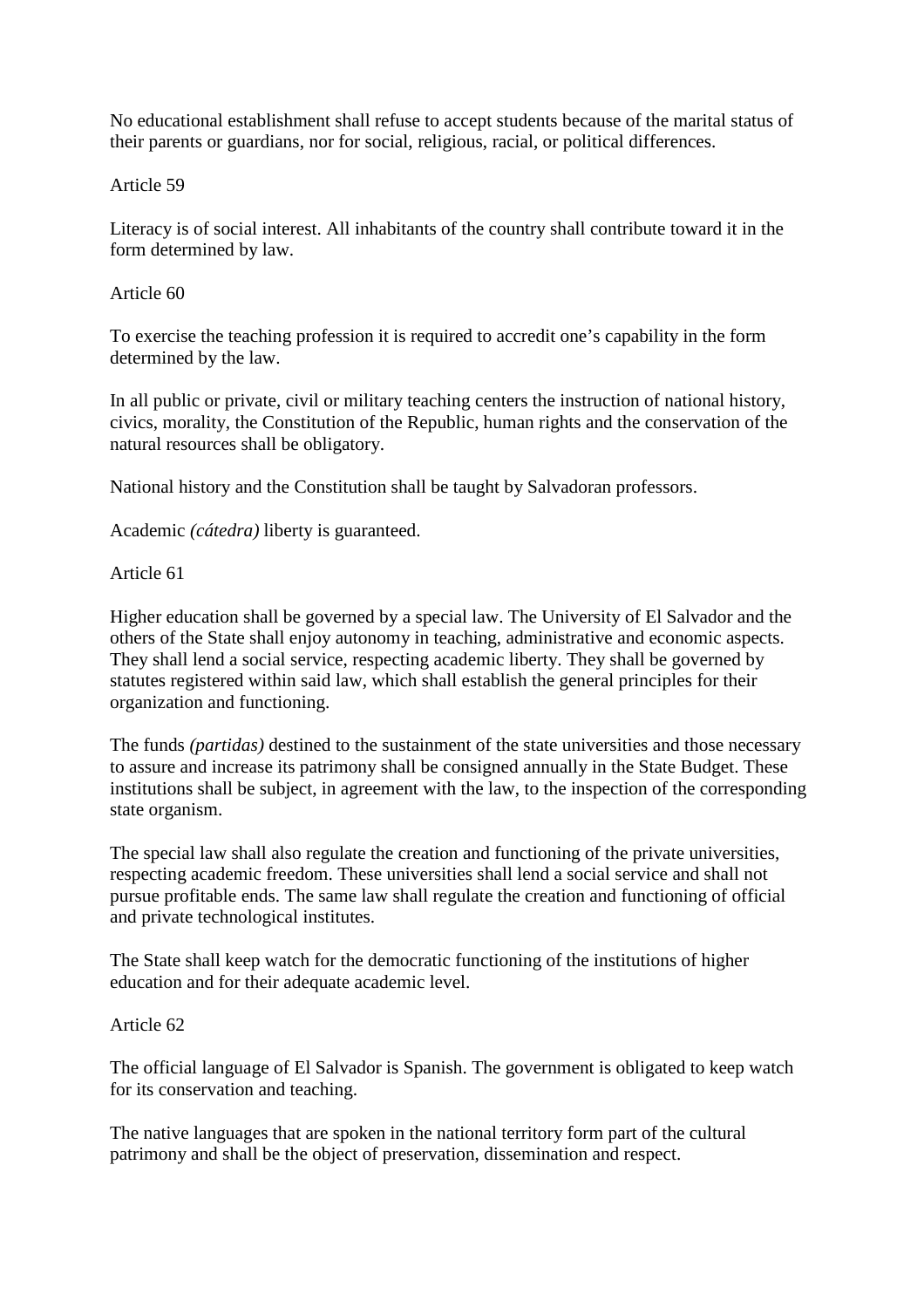No educational establishment shall refuse to accept students because of the marital status of their parents or guardians, nor for social, religious, racial, or political differences.

Article 59

Literacy is of social interest. All inhabitants of the country shall contribute toward it in the form determined by law.

Article 60

To exercise the teaching profession it is required to accredit one's capability in the form determined by the law.

In all public or private, civil or military teaching centers the instruction of national history, civics, morality, the Constitution of the Republic, human rights and the conservation of the natural resources shall be obligatory.

National history and the Constitution shall be taught by Salvadoran professors.

Academic *(cátedra)* liberty is guaranteed.

Article 61

Higher education shall be governed by a special law. The University of El Salvador and the others of the State shall enjoy autonomy in teaching, administrative and economic aspects. They shall lend a social service, respecting academic liberty. They shall be governed by statutes registered within said law, which shall establish the general principles for their organization and functioning.

The funds *(partidas)* destined to the sustainment of the state universities and those necessary to assure and increase its patrimony shall be consigned annually in the State Budget. These institutions shall be subject, in agreement with the law, to the inspection of the corresponding state organism.

The special law shall also regulate the creation and functioning of the private universities, respecting academic freedom. These universities shall lend a social service and shall not pursue profitable ends. The same law shall regulate the creation and functioning of official and private technological institutes.

The State shall keep watch for the democratic functioning of the institutions of higher education and for their adequate academic level.

Article 62

The official language of El Salvador is Spanish. The government is obligated to keep watch for its conservation and teaching.

The native languages that are spoken in the national territory form part of the cultural patrimony and shall be the object of preservation, dissemination and respect.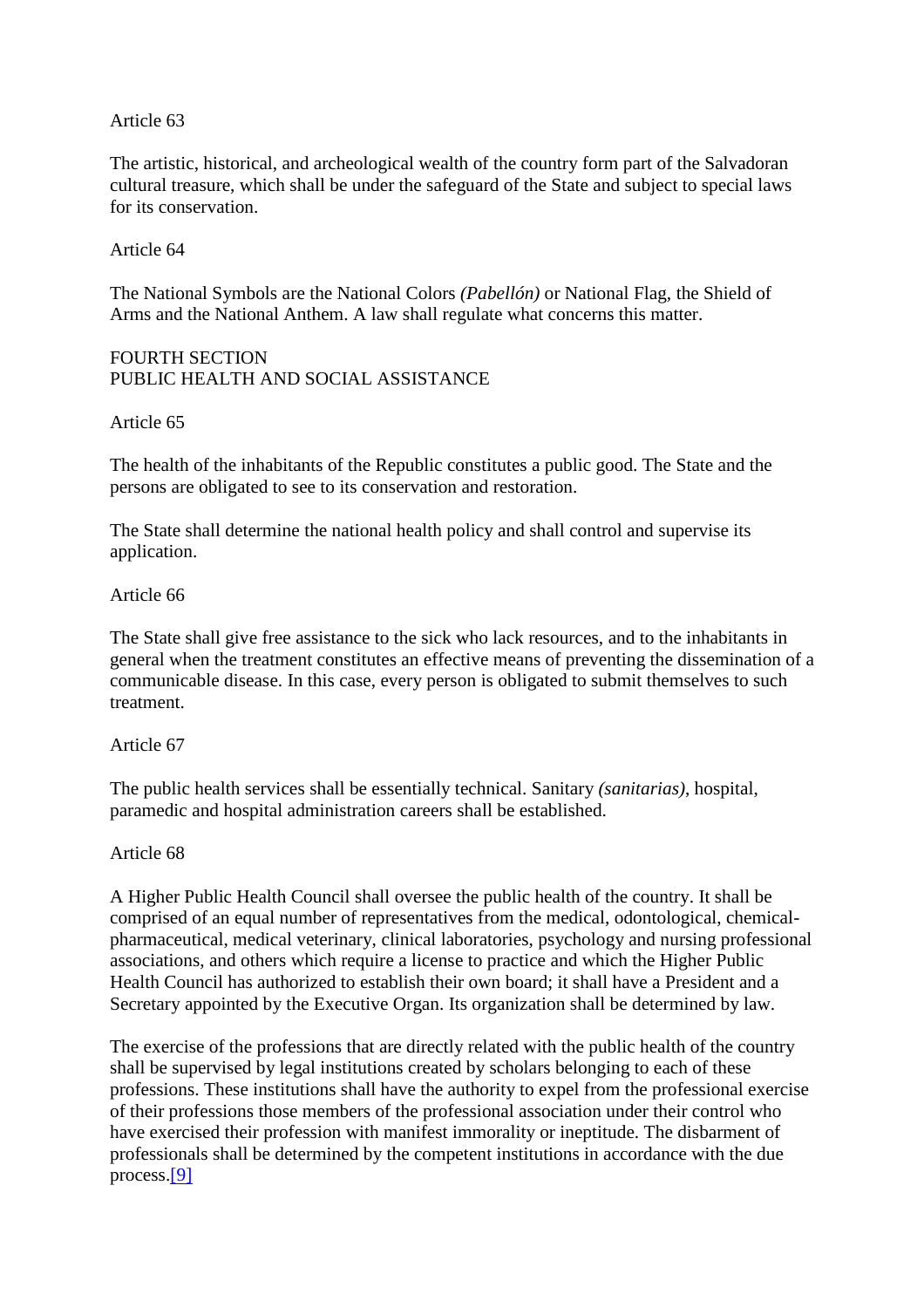Article 63

The artistic, historical, and archeological wealth of the country form part of the Salvadoran cultural treasure, which shall be under the safeguard of the State and subject to special laws for its conservation.

Article 64

The National Symbols are the National Colors *(Pabellón)* or National Flag, the Shield of Arms and the National Anthem. A law shall regulate what concerns this matter.

## FOURTH SECTION
## PUBLIC HEALTH AND SOCIAL ASSISTANCE

Article 65

The health of the inhabitants of the Republic constitutes a public good. The State and the persons are obligated to see to its conservation and restoration.

The State shall determine the national health policy and shall control and supervise its application.

Article 66

The State shall give free assistance to the sick who lack resources, and to the inhabitants in general when the treatment constitutes an effective means of preventing the dissemination of a communicable disease. In this case, every person is obligated to submit themselves to such treatment.

Article 67

The public health services shall be essentially technical. Sanitary *(sanitarias)*, hospital, paramedic and hospital administration careers shall be established.

Article 68

A Higher Public Health Council shall oversee the public health of the country. It shall be comprised of an equal number of representatives from the medical, odontological, chemical-pharmaceutical, medical veterinary, clinical laboratories, psychology and nursing professional associations, and others which require a license to practice and which the Higher Public Health Council has authorized to establish their own board; it shall have a President and a Secretary appointed by the Executive Organ. Its organization shall be determined by law.

The exercise of the professions that are directly related with the public health of the country shall be supervised by legal institutions created by scholars belonging to each of these professions. These institutions shall have the authority to expel from the professional exercise of their professions those members of the professional association under their control who have exercised their profession with manifest immorality or ineptitude. The disbarment of professionals shall be determined by the competent institutions in accordance with the due process.[9]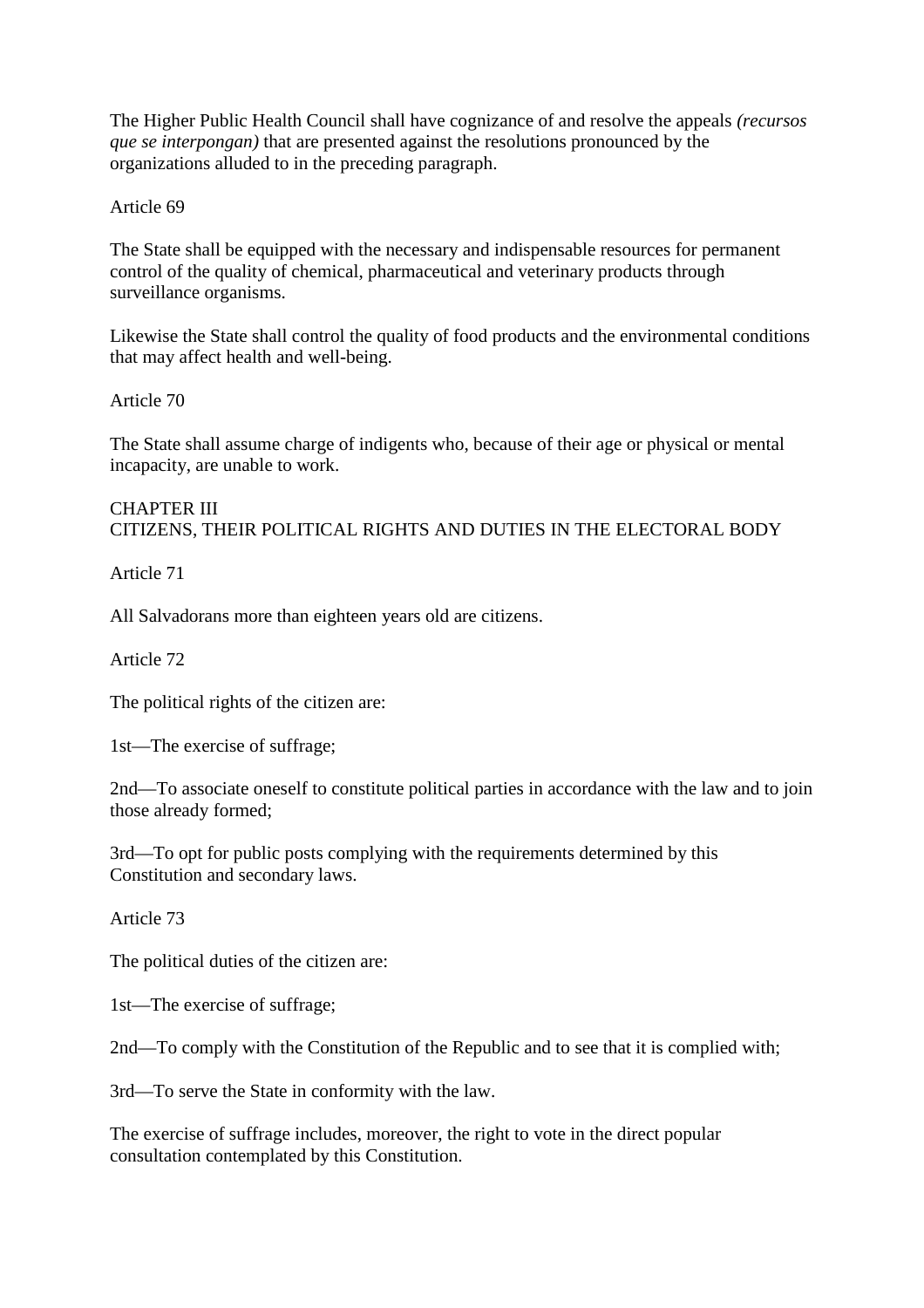The Higher Public Health Council shall have cognizance of and resolve the appeals *(recursos que se interpongan)* that are presented against the resolutions pronounced by the organizations alluded to in the preceding paragraph.

Article 69

The State shall be equipped with the necessary and indispensable resources for permanent control of the quality of chemical, pharmaceutical and veterinary products through surveillance organisms.

Likewise the State shall control the quality of food products and the environmental conditions that may affect health and well-being.

Article 70

The State shall assume charge of indigents who, because of their age or physical or mental incapacity, are unable to work.

## CHAPTER III
## CITIZENS, THEIR POLITICAL RIGHTS AND DUTIES IN THE ELECTORAL BODY

Article 71

All Salvadorans more than eighteen years old are citizens.

Article 72

The political rights of the citizen are:

1st—The exercise of suffrage;

2nd—To associate oneself to constitute political parties in accordance with the law and to join those already formed;

3rd—To opt for public posts complying with the requirements determined by this Constitution and secondary laws.

Article 73

The political duties of the citizen are:

1st—The exercise of suffrage;

2nd—To comply with the Constitution of the Republic and to see that it is complied with;

3rd—To serve the State in conformity with the law.

The exercise of suffrage includes, moreover, the right to vote in the direct popular consultation contemplated by this Constitution.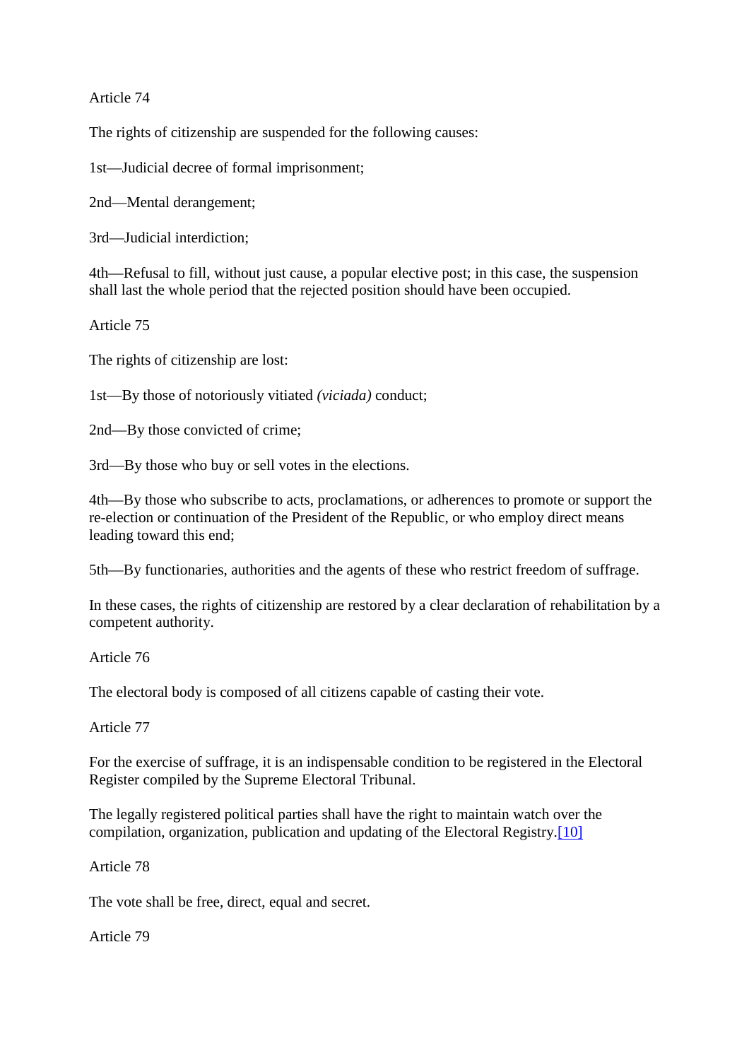Article 74

The rights of citizenship are suspended for the following causes:

1st—Judicial decree of formal imprisonment;

2nd—Mental derangement;

3rd—Judicial interdiction;

4th—Refusal to fill, without just cause, a popular elective post; in this case, the suspension shall last the whole period that the rejected position should have been occupied.

Article 75

The rights of citizenship are lost:

1st—By those of notoriously vitiated *(viciada)* conduct;

2nd—By those convicted of crime;

3rd—By those who buy or sell votes in the elections.

4th—By those who subscribe to acts, proclamations, or adherences to promote or support the re-election or continuation of the President of the Republic, or who employ direct means leading toward this end;

5th—By functionaries, authorities and the agents of these who restrict freedom of suffrage.

In these cases, the rights of citizenship are restored by a clear declaration of rehabilitation by a competent authority.

Article 76

The electoral body is composed of all citizens capable of casting their vote.

Article 77

For the exercise of suffrage, it is an indispensable condition to be registered in the Electoral Register compiled by the Supreme Electoral Tribunal.

The legally registered political parties shall have the right to maintain watch over the compilation, organization, publication and updating of the Electoral Registry.[10]

Article 78

The vote shall be free, direct, equal and secret.

Article 79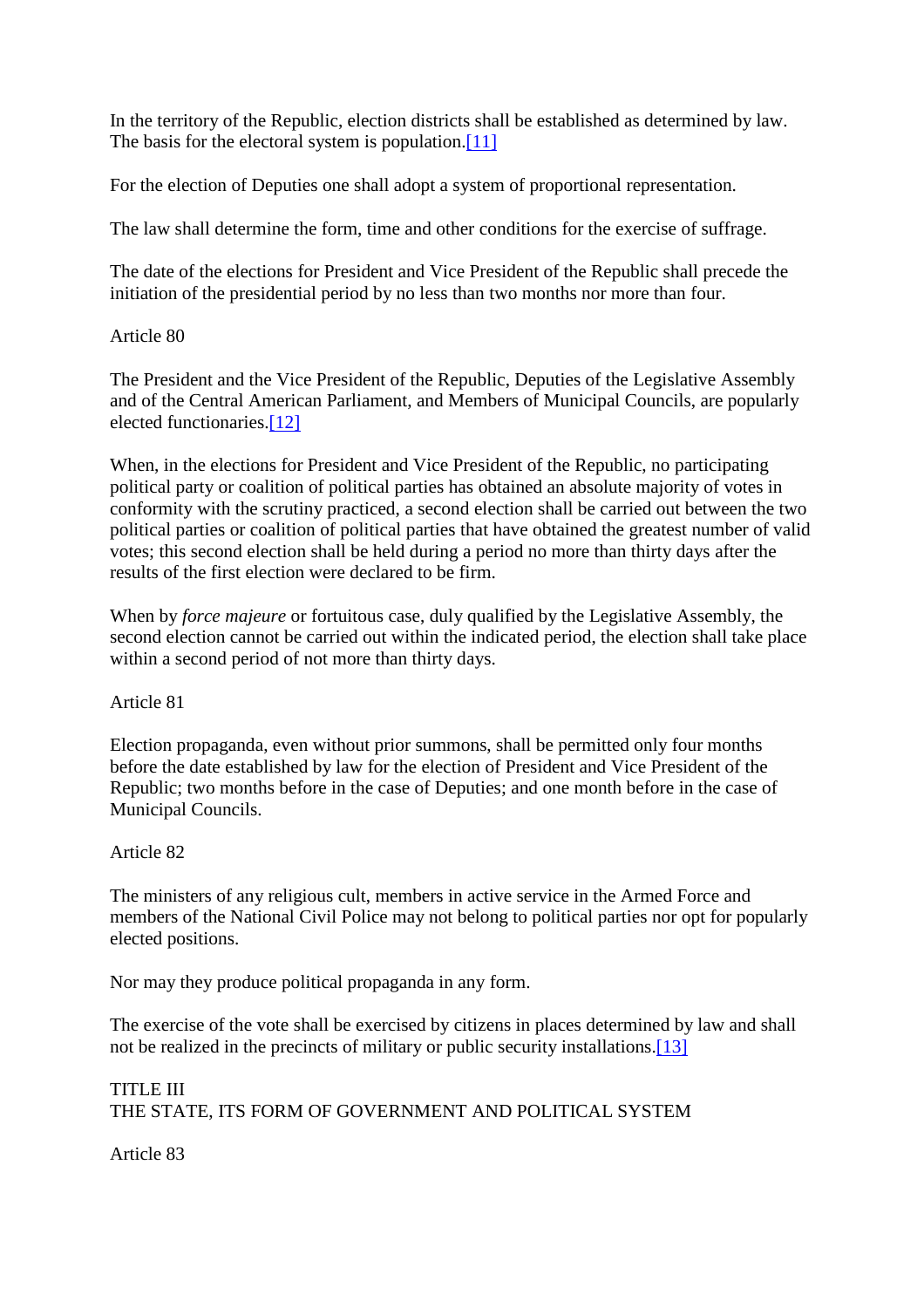In the territory of the Republic, election districts shall be established as determined by law. The basis for the electoral system is population.[11]

For the election of Deputies one shall adopt a system of proportional representation.

The law shall determine the form, time and other conditions for the exercise of suffrage.

The date of the elections for President and Vice President of the Republic shall precede the initiation of the presidential period by no less than two months nor more than four.

Article 80

The President and the Vice President of the Republic, Deputies of the Legislative Assembly and of the Central American Parliament, and Members of Municipal Councils, are popularly elected functionaries.[12]

When, in the elections for President and Vice President of the Republic, no participating political party or coalition of political parties has obtained an absolute majority of votes in conformity with the scrutiny practiced, a second election shall be carried out between the two political parties or coalition of political parties that have obtained the greatest number of valid votes; this second election shall be held during a period no more than thirty days after the results of the first election were declared to be firm.

When by *force majeure* or fortuitous case, duly qualified by the Legislative Assembly, the second election cannot be carried out within the indicated period, the election shall take place within a second period of not more than thirty days.

Article 81

Election propaganda, even without prior summons, shall be permitted only four months before the date established by law for the election of President and Vice President of the Republic; two months before in the case of Deputies; and one month before in the case of Municipal Councils.

Article 82

The ministers of any religious cult, members in active service in the Armed Force and members of the National Civil Police may not belong to political parties nor opt for popularly elected positions.

Nor may they produce political propaganda in any form.

The exercise of the vote shall be exercised by citizens in places determined by law and shall not be realized in the precincts of military or public security installations.[13]

## TITLE III
## THE STATE, ITS FORM OF GOVERNMENT AND POLITICAL SYSTEM

Article 83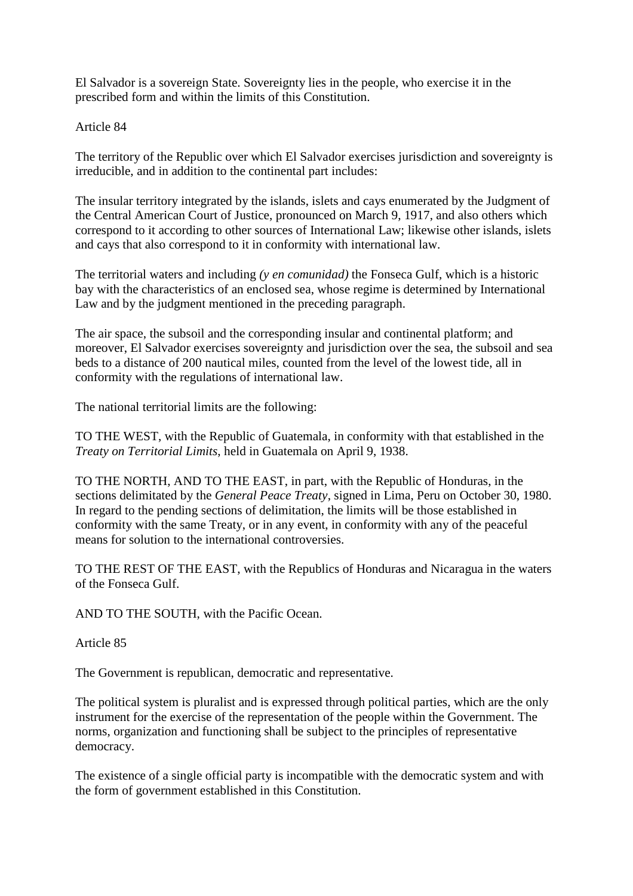El Salvador is a sovereign State. Sovereignty lies in the people, who exercise it in the prescribed form and within the limits of this Constitution.

Article 84

The territory of the Republic over which El Salvador exercises jurisdiction and sovereignty is irreducible, and in addition to the continental part includes:

The insular territory integrated by the islands, islets and cays enumerated by the Judgment of the Central American Court of Justice, pronounced on March 9, 1917, and also others which correspond to it according to other sources of International Law; likewise other islands, islets and cays that also correspond to it in conformity with international law.

The territorial waters and including *(y en comunidad)* the Fonseca Gulf, which is a historic bay with the characteristics of an enclosed sea, whose regime is determined by International Law and by the judgment mentioned in the preceding paragraph.

The air space, the subsoil and the corresponding insular and continental platform; and moreover, El Salvador exercises sovereignty and jurisdiction over the sea, the subsoil and sea beds to a distance of 200 nautical miles, counted from the level of the lowest tide, all in conformity with the regulations of international law.

The national territorial limits are the following:

TO THE WEST, with the Republic of Guatemala, in conformity with that established in the *Treaty on Territorial Limits*, held in Guatemala on April 9, 1938.

TO THE NORTH, AND TO THE EAST, in part, with the Republic of Honduras, in the sections delimitated by the *General Peace Treaty*, signed in Lima, Peru on October 30, 1980. In regard to the pending sections of delimitation, the limits will be those established in conformity with the same Treaty, or in any event, in conformity with any of the peaceful means for solution to the international controversies.

TO THE REST OF THE EAST, with the Republics of Honduras and Nicaragua in the waters of the Fonseca Gulf.

AND TO THE SOUTH, with the Pacific Ocean.

Article 85

The Government is republican, democratic and representative.

The political system is pluralist and is expressed through political parties, which are the only instrument for the exercise of the representation of the people within the Government. The norms, organization and functioning shall be subject to the principles of representative democracy.

The existence of a single official party is incompatible with the democratic system and with the form of government established in this Constitution.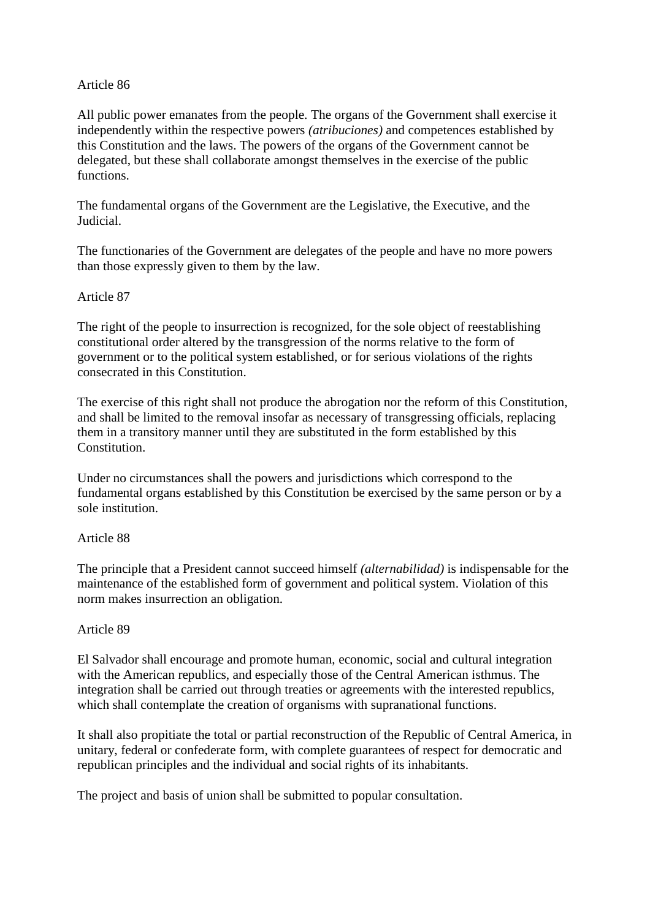Article 86

All public power emanates from the people. The organs of the Government shall exercise it independently within the respective powers *(atribuciones)* and competences established by this Constitution and the laws. The powers of the organs of the Government cannot be delegated, but these shall collaborate amongst themselves in the exercise of the public functions.

The fundamental organs of the Government are the Legislative, the Executive, and the Judicial.

The functionaries of the Government are delegates of the people and have no more powers than those expressly given to them by the law.

Article 87

The right of the people to insurrection is recognized, for the sole object of reestablishing constitutional order altered by the transgression of the norms relative to the form of government or to the political system established, or for serious violations of the rights consecrated in this Constitution.

The exercise of this right shall not produce the abrogation nor the reform of this Constitution, and shall be limited to the removal insofar as necessary of transgressing officials, replacing them in a transitory manner until they are substituted in the form established by this Constitution.

Under no circumstances shall the powers and jurisdictions which correspond to the fundamental organs established by this Constitution be exercised by the same person or by a sole institution.

Article 88

The principle that a President cannot succeed himself *(alternabilidad)* is indispensable for the maintenance of the established form of government and political system. Violation of this norm makes insurrection an obligation.

Article 89

El Salvador shall encourage and promote human, economic, social and cultural integration with the American republics, and especially those of the Central American isthmus. The integration shall be carried out through treaties or agreements with the interested republics, which shall contemplate the creation of organisms with supranational functions.

It shall also propitiate the total or partial reconstruction of the Republic of Central America, in unitary, federal or confederate form, with complete guarantees of respect for democratic and republican principles and the individual and social rights of its inhabitants.

The project and basis of union shall be submitted to popular consultation.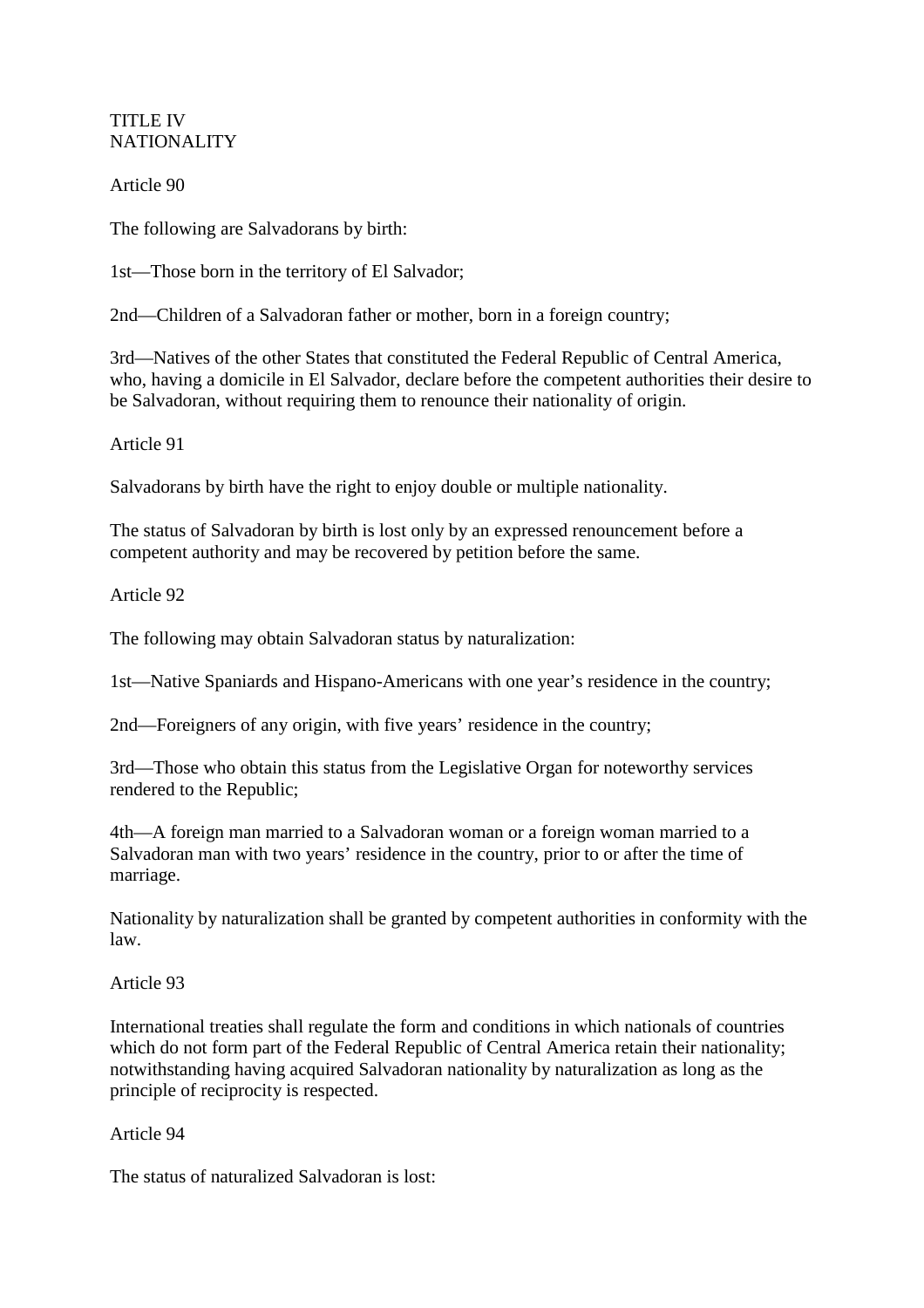# TITLE IV
# NATIONALITY

## Article 90

The following are Salvadorans by birth:

1st—Those born in the territory of El Salvador;

2nd—Children of a Salvadoran father or mother, born in a foreign country;

3rd—Natives of the other States that constituted the Federal Republic of Central America, who, having a domicile in El Salvador, declare before the competent authorities their desire to be Salvadoran, without requiring them to renounce their nationality of origin.

## Article 91

Salvadorans by birth have the right to enjoy double or multiple nationality.

The status of Salvadoran by birth is lost only by an expressed renouncement before a competent authority and may be recovered by petition before the same.

## Article 92

The following may obtain Salvadoran status by naturalization:

1st—Native Spaniards and Hispano-Americans with one year's residence in the country;

2nd—Foreigners of any origin, with five years' residence in the country;

3rd—Those who obtain this status from the Legislative Organ for noteworthy services rendered to the Republic;

4th—A foreign man married to a Salvadoran woman or a foreign woman married to a Salvadoran man with two years' residence in the country, prior to or after the time of marriage.

Nationality by naturalization shall be granted by competent authorities in conformity with the law.

## Article 93

International treaties shall regulate the form and conditions in which nationals of countries which do not form part of the Federal Republic of Central America retain their nationality; notwithstanding having acquired Salvadoran nationality by naturalization as long as the principle of reciprocity is respected.

## Article 94

The status of naturalized Salvadoran is lost: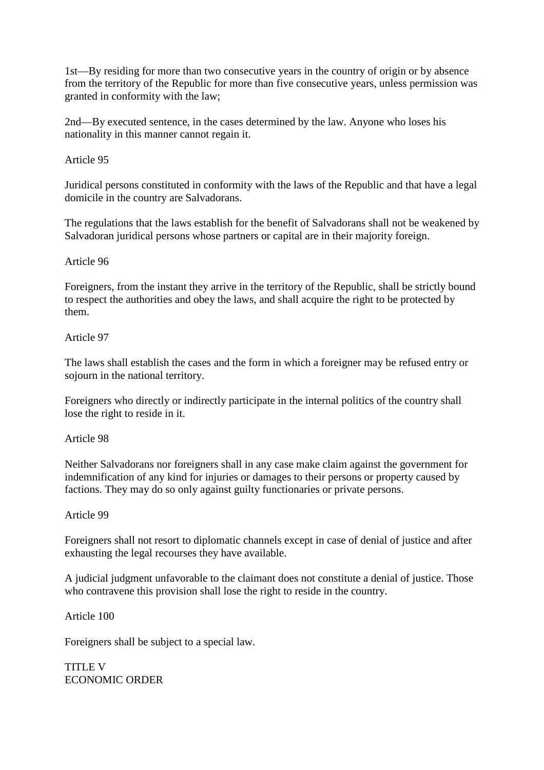1st—By residing for more than two consecutive years in the country of origin or by absence from the territory of the Republic for more than five consecutive years, unless permission was granted in conformity with the law;

2nd—By executed sentence, in the cases determined by the law. Anyone who loses his nationality in this manner cannot regain it.

Article 95

Juridical persons constituted in conformity with the laws of the Republic and that have a legal domicile in the country are Salvadorans.

The regulations that the laws establish for the benefit of Salvadorans shall not be weakened by Salvadoran juridical persons whose partners or capital are in their majority foreign.

Article 96

Foreigners, from the instant they arrive in the territory of the Republic, shall be strictly bound to respect the authorities and obey the laws, and shall acquire the right to be protected by them.

Article 97

The laws shall establish the cases and the form in which a foreigner may be refused entry or sojourn in the national territory.

Foreigners who directly or indirectly participate in the internal politics of the country shall lose the right to reside in it.

Article 98

Neither Salvadorans nor foreigners shall in any case make claim against the government for indemnification of any kind for injuries or damages to their persons or property caused by factions. They may do so only against guilty functionaries or private persons.

Article 99

Foreigners shall not resort to diplomatic channels except in case of denial of justice and after exhausting the legal recourses they have available.

A judicial judgment unfavorable to the claimant does not constitute a denial of justice. Those who contravene this provision shall lose the right to reside in the country.

Article 100

Foreigners shall be subject to a special law.

# TITLE V
# ECONOMIC ORDER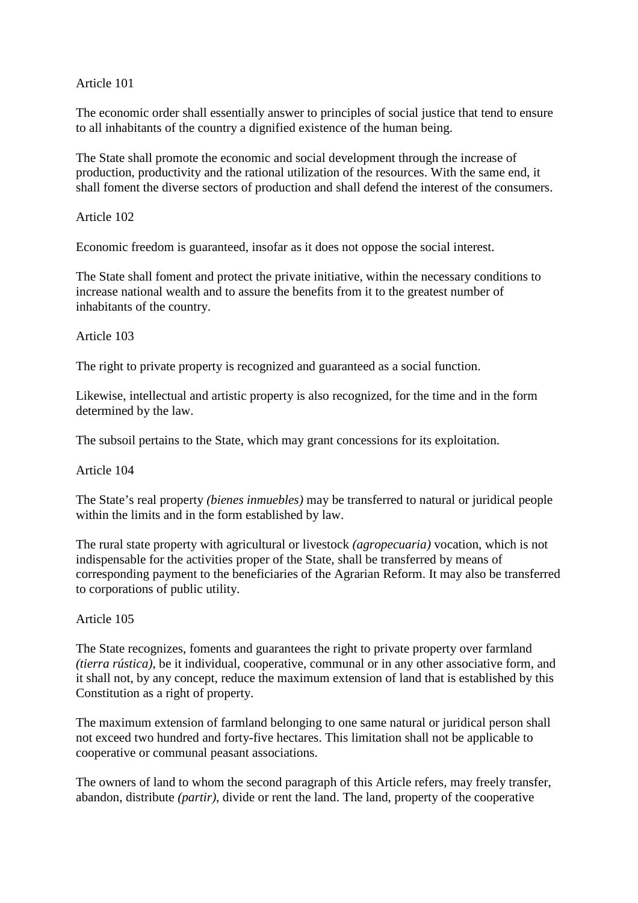Article 101

The economic order shall essentially answer to principles of social justice that tend to ensure to all inhabitants of the country a dignified existence of the human being.

The State shall promote the economic and social development through the increase of production, productivity and the rational utilization of the resources. With the same end, it shall foment the diverse sectors of production and shall defend the interest of the consumers.

Article 102

Economic freedom is guaranteed, insofar as it does not oppose the social interest.

The State shall foment and protect the private initiative, within the necessary conditions to increase national wealth and to assure the benefits from it to the greatest number of inhabitants of the country.

Article 103

The right to private property is recognized and guaranteed as a social function.

Likewise, intellectual and artistic property is also recognized, for the time and in the form determined by the law.

The subsoil pertains to the State, which may grant concessions for its exploitation.

Article 104

The State's real property *(bienes inmuebles)* may be transferred to natural or juridical people within the limits and in the form established by law.

The rural state property with agricultural or livestock *(agropecuaria)* vocation, which is not indispensable for the activities proper of the State, shall be transferred by means of corresponding payment to the beneficiaries of the Agrarian Reform. It may also be transferred to corporations of public utility.

Article 105

The State recognizes, foments and guarantees the right to private property over farmland *(tierra rústica)*, be it individual, cooperative, communal or in any other associative form, and it shall not, by any concept, reduce the maximum extension of land that is established by this Constitution as a right of property.

The maximum extension of farmland belonging to one same natural or juridical person shall not exceed two hundred and forty-five hectares. This limitation shall not be applicable to cooperative or communal peasant associations.

The owners of land to whom the second paragraph of this Article refers, may freely transfer, abandon, distribute *(partir)*, divide or rent the land. The land, property of the cooperative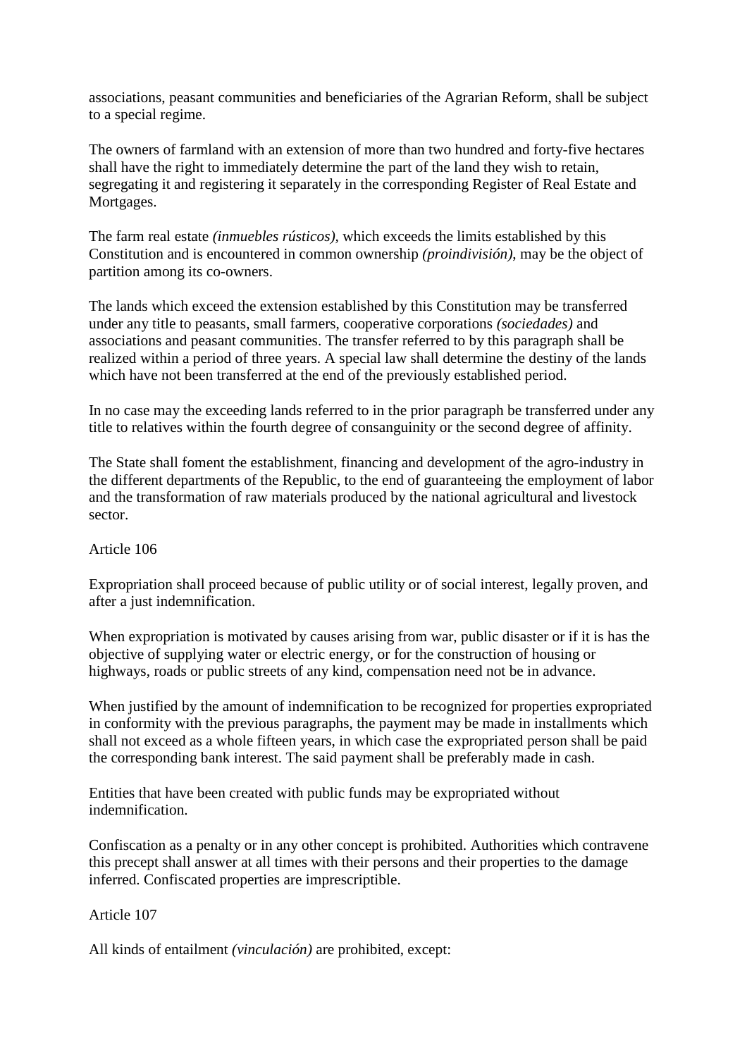associations, peasant communities and beneficiaries of the Agrarian Reform, shall be subject to a special regime.

The owners of farmland with an extension of more than two hundred and forty-five hectares shall have the right to immediately determine the part of the land they wish to retain, segregating it and registering it separately in the corresponding Register of Real Estate and Mortgages.

The farm real estate *(inmuebles rústicos)*, which exceeds the limits established by this Constitution and is encountered in common ownership *(proindivisión)*, may be the object of partition among its co-owners.

The lands which exceed the extension established by this Constitution may be transferred under any title to peasants, small farmers, cooperative corporations *(sociedades)* and associations and peasant communities. The transfer referred to by this paragraph shall be realized within a period of three years. A special law shall determine the destiny of the lands which have not been transferred at the end of the previously established period.

In no case may the exceeding lands referred to in the prior paragraph be transferred under any title to relatives within the fourth degree of consanguinity or the second degree of affinity.

The State shall foment the establishment, financing and development of the agro-industry in the different departments of the Republic, to the end of guaranteeing the employment of labor and the transformation of raw materials produced by the national agricultural and livestock sector.

Article 106

Expropriation shall proceed because of public utility or of social interest, legally proven, and after a just indemnification.

When expropriation is motivated by causes arising from war, public disaster or if it is has the objective of supplying water or electric energy, or for the construction of housing or highways, roads or public streets of any kind, compensation need not be in advance.

When justified by the amount of indemnification to be recognized for properties expropriated in conformity with the previous paragraphs, the payment may be made in installments which shall not exceed as a whole fifteen years, in which case the expropriated person shall be paid the corresponding bank interest. The said payment shall be preferably made in cash.

Entities that have been created with public funds may be expropriated without indemnification.

Confiscation as a penalty or in any other concept is prohibited. Authorities which contravene this precept shall answer at all times with their persons and their properties to the damage inferred. Confiscated properties are imprescriptible.

Article 107

All kinds of entailment *(vinculación)* are prohibited, except: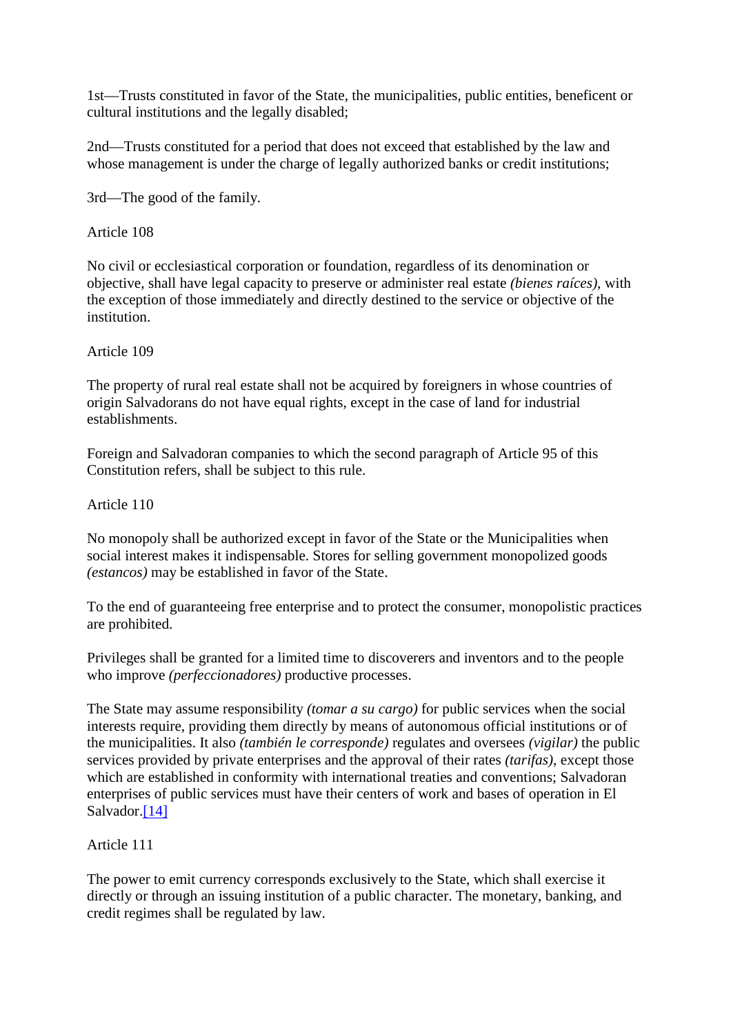1st—Trusts constituted in favor of the State, the municipalities, public entities, beneficent or cultural institutions and the legally disabled;

2nd—Trusts constituted for a period that does not exceed that established by the law and whose management is under the charge of legally authorized banks or credit institutions;

3rd—The good of the family.

Article 108

No civil or ecclesiastical corporation or foundation, regardless of its denomination or objective, shall have legal capacity to preserve or administer real estate *(bienes raíces)*, with the exception of those immediately and directly destined to the service or objective of the institution.

Article 109

The property of rural real estate shall not be acquired by foreigners in whose countries of origin Salvadorans do not have equal rights, except in the case of land for industrial establishments.

Foreign and Salvadoran companies to which the second paragraph of Article 95 of this Constitution refers, shall be subject to this rule.

Article 110

No monopoly shall be authorized except in favor of the State or the Municipalities when social interest makes it indispensable. Stores for selling government monopolized goods *(estancos)* may be established in favor of the State.

To the end of guaranteeing free enterprise and to protect the consumer, monopolistic practices are prohibited.

Privileges shall be granted for a limited time to discoverers and inventors and to the people who improve *(perfeccionadores)* productive processes.

The State may assume responsibility *(tomar a su cargo)* for public services when the social interests require, providing them directly by means of autonomous official institutions or of the municipalities. It also *(también le corresponde)* regulates and oversees *(vigilar)* the public services provided by private enterprises and the approval of their rates *(tarifas)*, except those which are established in conformity with international treaties and conventions; Salvadoran enterprises of public services must have their centers of work and bases of operation in El Salvador.[14]

Article 111

The power to emit currency corresponds exclusively to the State, which shall exercise it directly or through an issuing institution of a public character. The monetary, banking, and credit regimes shall be regulated by law.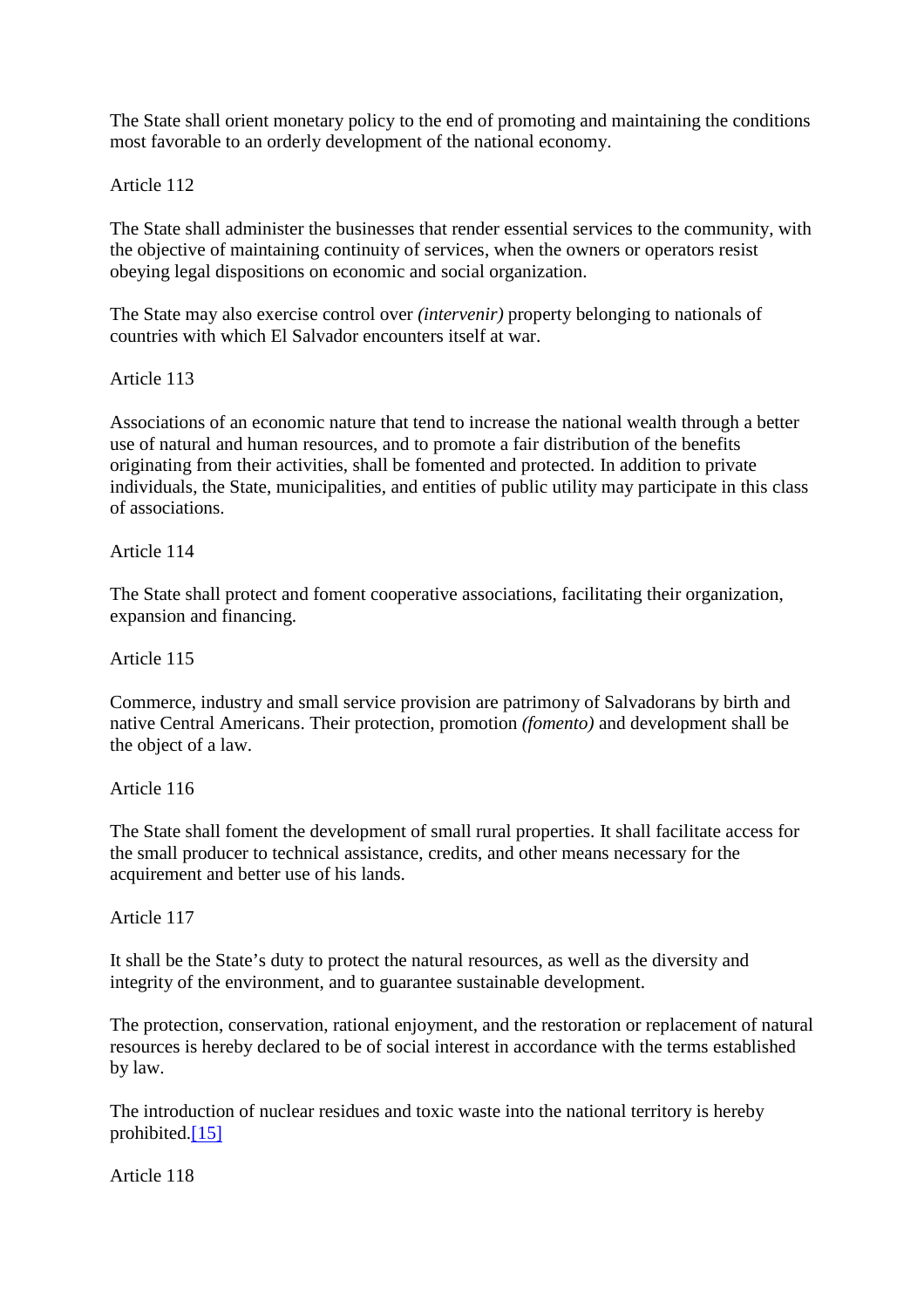The State shall orient monetary policy to the end of promoting and maintaining the conditions most favorable to an orderly development of the national economy.

Article 112

The State shall administer the businesses that render essential services to the community, with the objective of maintaining continuity of services, when the owners or operators resist obeying legal dispositions on economic and social organization.

The State may also exercise control over *(intervenir)* property belonging to nationals of countries with which El Salvador encounters itself at war.

Article 113

Associations of an economic nature that tend to increase the national wealth through a better use of natural and human resources, and to promote a fair distribution of the benefits originating from their activities, shall be fomented and protected. In addition to private individuals, the State, municipalities, and entities of public utility may participate in this class of associations.

Article 114

The State shall protect and foment cooperative associations, facilitating their organization, expansion and financing.

Article 115

Commerce, industry and small service provision are patrimony of Salvadorans by birth and native Central Americans. Their protection, promotion *(fomento)* and development shall be the object of a law.

Article 116

The State shall foment the development of small rural properties. It shall facilitate access for the small producer to technical assistance, credits, and other means necessary for the acquirement and better use of his lands.

Article 117

It shall be the State's duty to protect the natural resources, as well as the diversity and integrity of the environment, and to guarantee sustainable development.

The protection, conservation, rational enjoyment, and the restoration or replacement of natural resources is hereby declared to be of social interest in accordance with the terms established by law.

The introduction of nuclear residues and toxic waste into the national territory is hereby prohibited.[15]

Article 118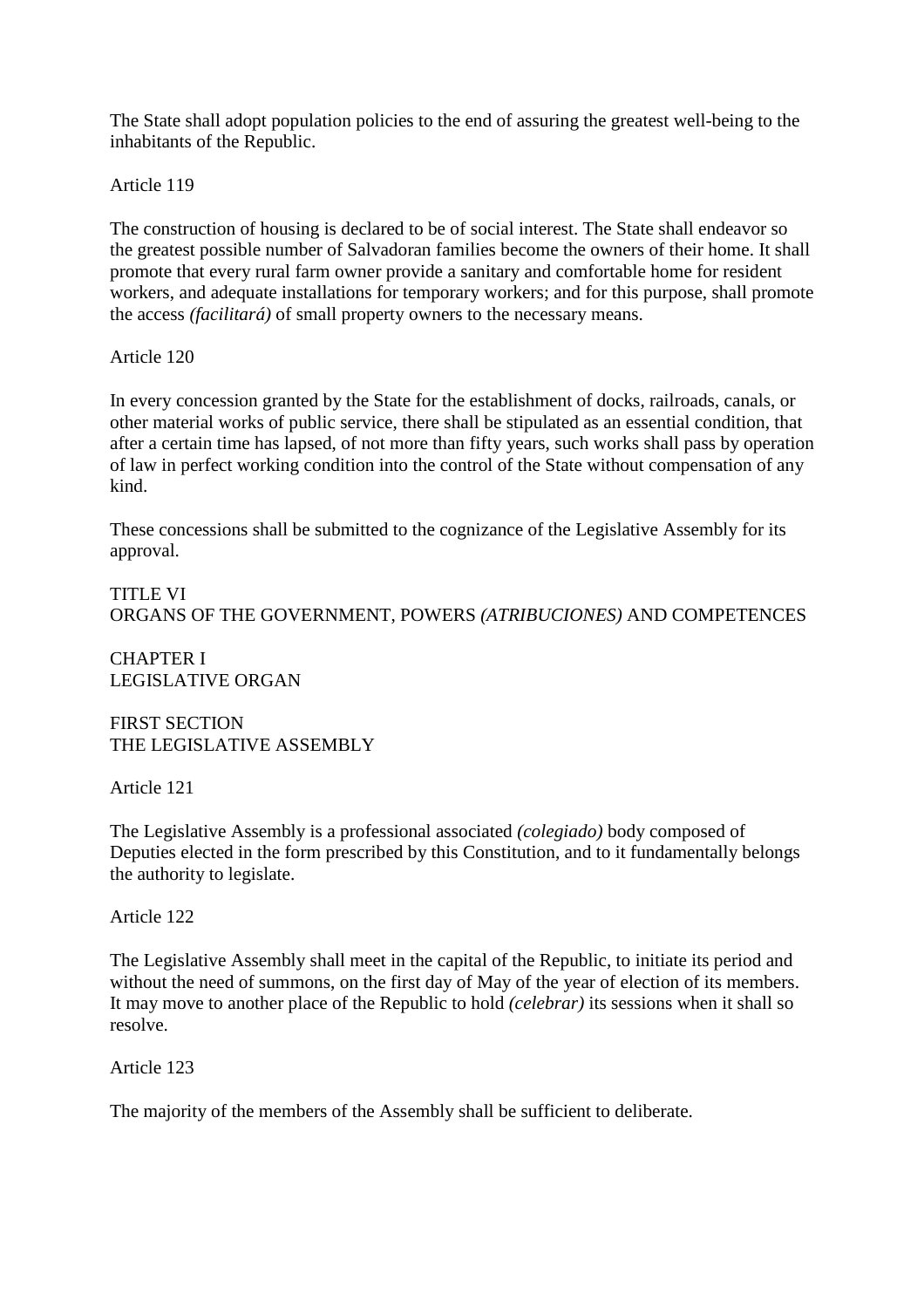The State shall adopt population policies to the end of assuring the greatest well-being to the inhabitants of the Republic.

Article 119

The construction of housing is declared to be of social interest. The State shall endeavor so the greatest possible number of Salvadoran families become the owners of their home. It shall promote that every rural farm owner provide a sanitary and comfortable home for resident workers, and adequate installations for temporary workers; and for this purpose, shall promote the access *(facilitará)* of small property owners to the necessary means.

Article 120

In every concession granted by the State for the establishment of docks, railroads, canals, or other material works of public service, there shall be stipulated as an essential condition, that after a certain time has lapsed, of not more than fifty years, such works shall pass by operation of law in perfect working condition into the control of the State without compensation of any kind.

These concessions shall be submitted to the cognizance of the Legislative Assembly for its approval.

# TITLE VI
# ORGANS OF THE GOVERNMENT, POWERS *(ATRIBUCIONES)* AND COMPETENCES

## CHAPTER I
## LEGISLATIVE ORGAN

### FIRST SECTION
### THE LEGISLATIVE ASSEMBLY

Article 121

The Legislative Assembly is a professional associated *(colegiado)* body composed of Deputies elected in the form prescribed by this Constitution, and to it fundamentally belongs the authority to legislate.

Article 122

The Legislative Assembly shall meet in the capital of the Republic, to initiate its period and without the need of summons, on the first day of May of the year of election of its members. It may move to another place of the Republic to hold *(celebrar)* its sessions when it shall so resolve.

Article 123

The majority of the members of the Assembly shall be sufficient to deliberate.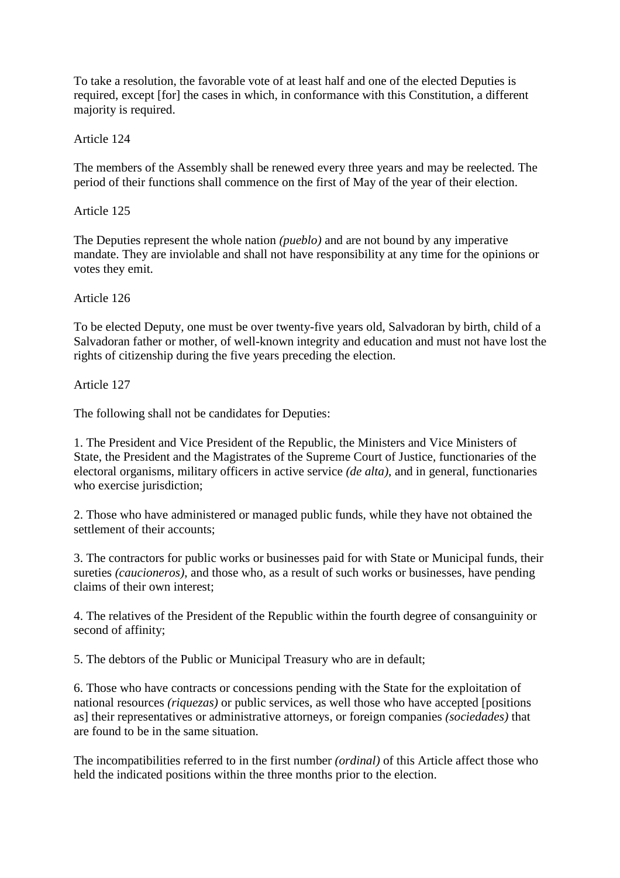To take a resolution, the favorable vote of at least half and one of the elected Deputies is required, except [for] the cases in which, in conformance with this Constitution, a different majority is required.

Article 124

The members of the Assembly shall be renewed every three years and may be reelected. The period of their functions shall commence on the first of May of the year of their election.

Article 125

The Deputies represent the whole nation *(pueblo)* and are not bound by any imperative mandate. They are inviolable and shall not have responsibility at any time for the opinions or votes they emit.

Article 126

To be elected Deputy, one must be over twenty-five years old, Salvadoran by birth, child of a Salvadoran father or mother, of well-known integrity and education and must not have lost the rights of citizenship during the five years preceding the election.

Article 127

The following shall not be candidates for Deputies:

1. The President and Vice President of the Republic, the Ministers and Vice Ministers of State, the President and the Magistrates of the Supreme Court of Justice, functionaries of the electoral organisms, military officers in active service *(de alta)*, and in general, functionaries who exercise jurisdiction;

2. Those who have administered or managed public funds, while they have not obtained the settlement of their accounts;

3. The contractors for public works or businesses paid for with State or Municipal funds, their sureties *(caucioneros)*, and those who, as a result of such works or businesses, have pending claims of their own interest;

4. The relatives of the President of the Republic within the fourth degree of consanguinity or second of affinity;

5. The debtors of the Public or Municipal Treasury who are in default;

6. Those who have contracts or concessions pending with the State for the exploitation of national resources *(riquezas)* or public services, as well those who have accepted [positions as] their representatives or administrative attorneys, or foreign companies *(sociedades)* that are found to be in the same situation.

The incompatibilities referred to in the first number *(ordinal)* of this Article affect those who held the indicated positions within the three months prior to the election.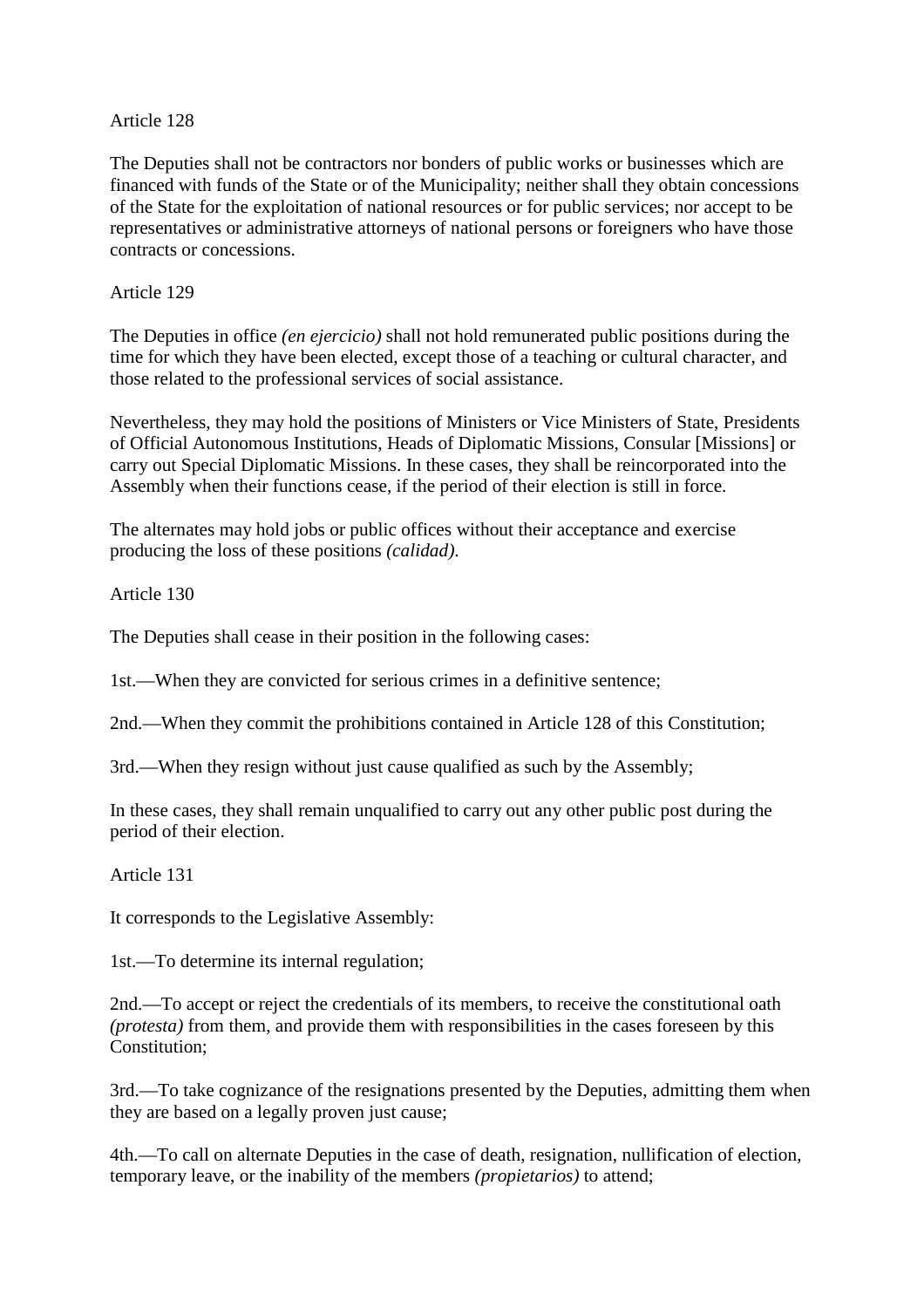Article 128

The Deputies shall not be contractors nor bonders of public works or businesses which are financed with funds of the State or of the Municipality; neither shall they obtain concessions of the State for the exploitation of national resources or for public services; nor accept to be representatives or administrative attorneys of national persons or foreigners who have those contracts or concessions.

Article 129

The Deputies in office *(en ejercicio)* shall not hold remunerated public positions during the time for which they have been elected, except those of a teaching or cultural character, and those related to the professional services of social assistance.

Nevertheless, they may hold the positions of Ministers or Vice Ministers of State, Presidents of Official Autonomous Institutions, Heads of Diplomatic Missions, Consular [Missions] or carry out Special Diplomatic Missions. In these cases, they shall be reincorporated into the Assembly when their functions cease, if the period of their election is still in force.

The alternates may hold jobs or public offices without their acceptance and exercise producing the loss of these positions *(calidad).*

Article 130

The Deputies shall cease in their position in the following cases:

1st.—When they are convicted for serious crimes in a definitive sentence;

2nd.—When they commit the prohibitions contained in Article 128 of this Constitution;

3rd.—When they resign without just cause qualified as such by the Assembly;

In these cases, they shall remain unqualified to carry out any other public post during the period of their election.

Article 131

It corresponds to the Legislative Assembly:

1st.—To determine its internal regulation;

2nd.—To accept or reject the credentials of its members, to receive the constitutional oath *(protesta)* from them, and provide them with responsibilities in the cases foreseen by this Constitution;

3rd.—To take cognizance of the resignations presented by the Deputies, admitting them when they are based on a legally proven just cause;

4th.—To call on alternate Deputies in the case of death, resignation, nullification of election, temporary leave, or the inability of the members *(propietarios)* to attend;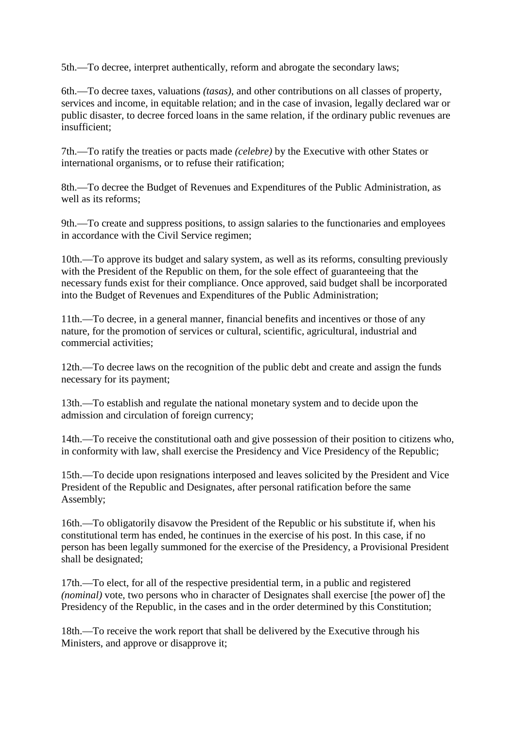5th.—To decree, interpret authentically, reform and abrogate the secondary laws;

6th.—To decree taxes, valuations *(tasas)*, and other contributions on all classes of property, services and income, in equitable relation; and in the case of invasion, legally declared war or public disaster, to decree forced loans in the same relation, if the ordinary public revenues are insufficient;

7th.—To ratify the treaties or pacts made *(celebre)* by the Executive with other States or international organisms, or to refuse their ratification;

8th.—To decree the Budget of Revenues and Expenditures of the Public Administration, as well as its reforms;

9th.—To create and suppress positions, to assign salaries to the functionaries and employees in accordance with the Civil Service regimen;

10th.—To approve its budget and salary system, as well as its reforms, consulting previously with the President of the Republic on them, for the sole effect of guaranteeing that the necessary funds exist for their compliance. Once approved, said budget shall be incorporated into the Budget of Revenues and Expenditures of the Public Administration;

11th.—To decree, in a general manner, financial benefits and incentives or those of any nature, for the promotion of services or cultural, scientific, agricultural, industrial and commercial activities;

12th.—To decree laws on the recognition of the public debt and create and assign the funds necessary for its payment;

13th.—To establish and regulate the national monetary system and to decide upon the admission and circulation of foreign currency;

14th.—To receive the constitutional oath and give possession of their position to citizens who, in conformity with law, shall exercise the Presidency and Vice Presidency of the Republic;

15th.—To decide upon resignations interposed and leaves solicited by the President and Vice President of the Republic and Designates, after personal ratification before the same Assembly;

16th.—To obligatorily disavow the President of the Republic or his substitute if, when his constitutional term has ended, he continues in the exercise of his post. In this case, if no person has been legally summoned for the exercise of the Presidency, a Provisional President shall be designated;

17th.—To elect, for all of the respective presidential term, in a public and registered *(nominal)* vote, two persons who in character of Designates shall exercise [the power of] the Presidency of the Republic, in the cases and in the order determined by this Constitution;

18th.—To receive the work report that shall be delivered by the Executive through his Ministers, and approve or disapprove it;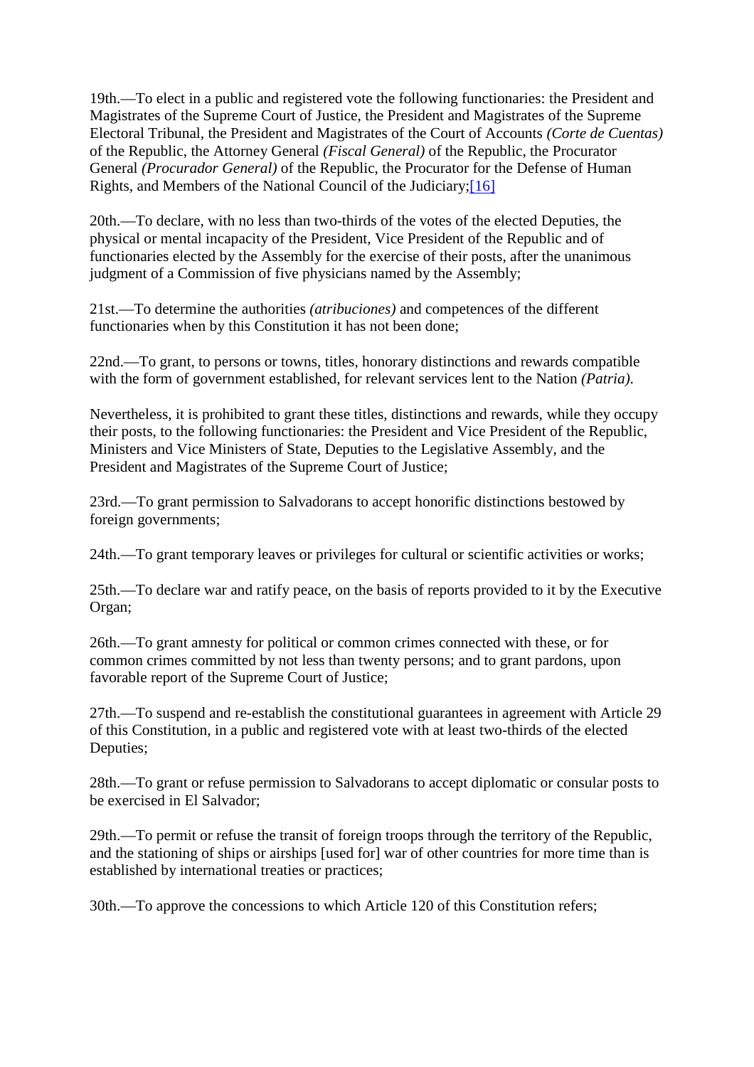19th.—To elect in a public and registered vote the following functionaries: the President and Magistrates of the Supreme Court of Justice, the President and Magistrates of the Supreme Electoral Tribunal, the President and Magistrates of the Court of Accounts *(Corte de Cuentas)* of the Republic, the Attorney General *(Fiscal General)* of the Republic, the Procurator General *(Procurador General)* of the Republic, the Procurator for the Defense of Human Rights, and Members of the National Council of the Judiciary;[16]

20th.—To declare, with no less than two-thirds of the votes of the elected Deputies, the physical or mental incapacity of the President, Vice President of the Republic and of functionaries elected by the Assembly for the exercise of their posts, after the unanimous judgment of a Commission of five physicians named by the Assembly;

21st.—To determine the authorities *(atribuciones)* and competences of the different functionaries when by this Constitution it has not been done;

22nd.—To grant, to persons or towns, titles, honorary distinctions and rewards compatible with the form of government established, for relevant services lent to the Nation *(Patria).*

Nevertheless, it is prohibited to grant these titles, distinctions and rewards, while they occupy their posts, to the following functionaries: the President and Vice President of the Republic, Ministers and Vice Ministers of State, Deputies to the Legislative Assembly, and the President and Magistrates of the Supreme Court of Justice;

23rd.—To grant permission to Salvadorans to accept honorific distinctions bestowed by foreign governments;

24th.—To grant temporary leaves or privileges for cultural or scientific activities or works;

25th.—To declare war and ratify peace, on the basis of reports provided to it by the Executive Organ;

26th.—To grant amnesty for political or common crimes connected with these, or for common crimes committed by not less than twenty persons; and to grant pardons, upon favorable report of the Supreme Court of Justice;

27th.—To suspend and re-establish the constitutional guarantees in agreement with Article 29 of this Constitution, in a public and registered vote with at least two-thirds of the elected Deputies;

28th.—To grant or refuse permission to Salvadorans to accept diplomatic or consular posts to be exercised in El Salvador;

29th.—To permit or refuse the transit of foreign troops through the territory of the Republic, and the stationing of ships or airships [used for] war of other countries for more time than is established by international treaties or practices;

30th.—To approve the concessions to which Article 120 of this Constitution refers;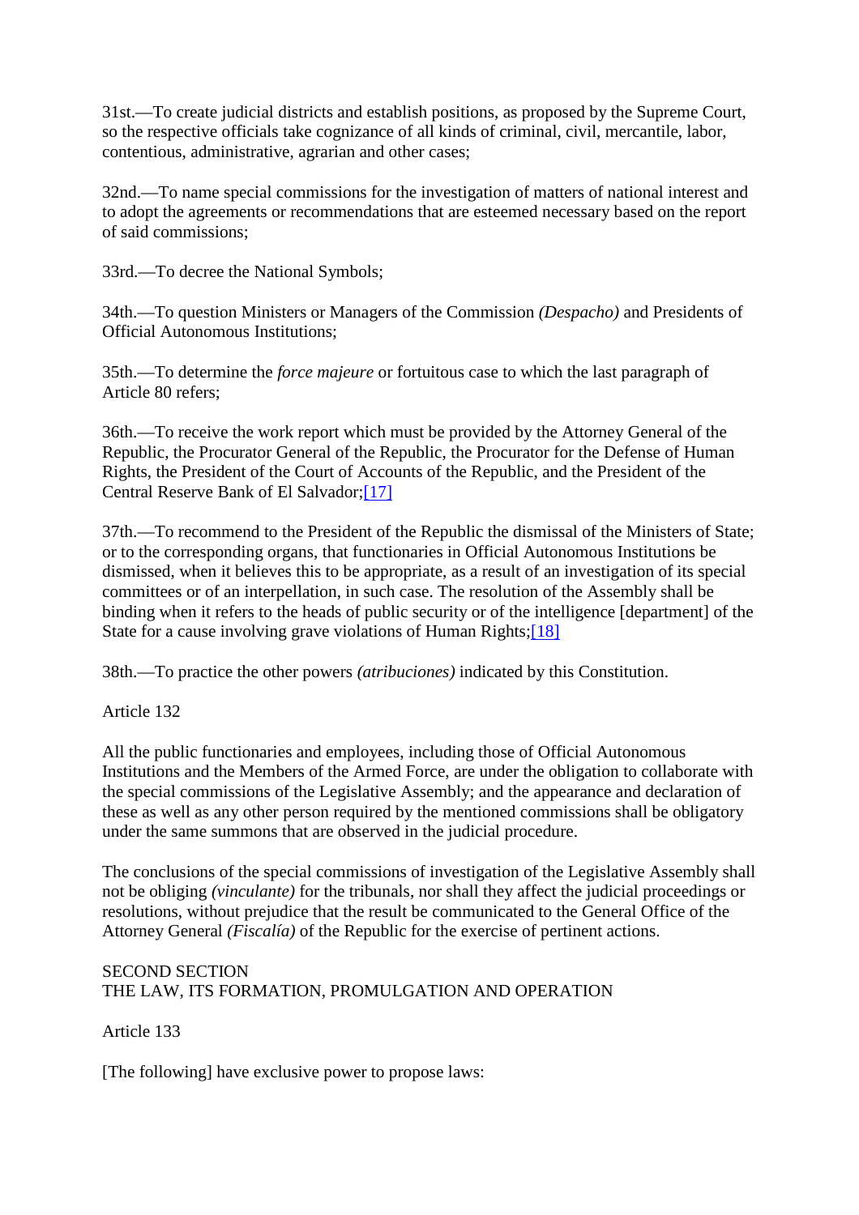31st.—To create judicial districts and establish positions, as proposed by the Supreme Court, so the respective officials take cognizance of all kinds of criminal, civil, mercantile, labor, contentious, administrative, agrarian and other cases;

32nd.—To name special commissions for the investigation of matters of national interest and to adopt the agreements or recommendations that are esteemed necessary based on the report of said commissions;

33rd.—To decree the National Symbols;

34th.—To question Ministers or Managers of the Commission *(Despacho)* and Presidents of Official Autonomous Institutions;

35th.—To determine the *force majeure* or fortuitous case to which the last paragraph of Article 80 refers;

36th.—To receive the work report which must be provided by the Attorney General of the Republic, the Procurator General of the Republic, the Procurator for the Defense of Human Rights, the President of the Court of Accounts of the Republic, and the President of the Central Reserve Bank of El Salvador;[17]

37th.—To recommend to the President of the Republic the dismissal of the Ministers of State; or to the corresponding organs, that functionaries in Official Autonomous Institutions be dismissed, when it believes this to be appropriate, as a result of an investigation of its special committees or of an interpellation, in such case. The resolution of the Assembly shall be binding when it refers to the heads of public security or of the intelligence [department] of the State for a cause involving grave violations of Human Rights;[18]

38th.—To practice the other powers *(atribuciones)* indicated by this Constitution.

Article 132

All the public functionaries and employees, including those of Official Autonomous Institutions and the Members of the Armed Force, are under the obligation to collaborate with the special commissions of the Legislative Assembly; and the appearance and declaration of these as well as any other person required by the mentioned commissions shall be obligatory under the same summons that are observed in the judicial procedure.

The conclusions of the special commissions of investigation of the Legislative Assembly shall not be obliging *(vinculante)* for the tribunals, nor shall they affect the judicial proceedings or resolutions, without prejudice that the result be communicated to the General Office of the Attorney General *(Fiscalía)* of the Republic for the exercise of pertinent actions.

## SECOND SECTION
## THE LAW, ITS FORMATION, PROMULGATION AND OPERATION

Article 133

[The following] have exclusive power to propose laws: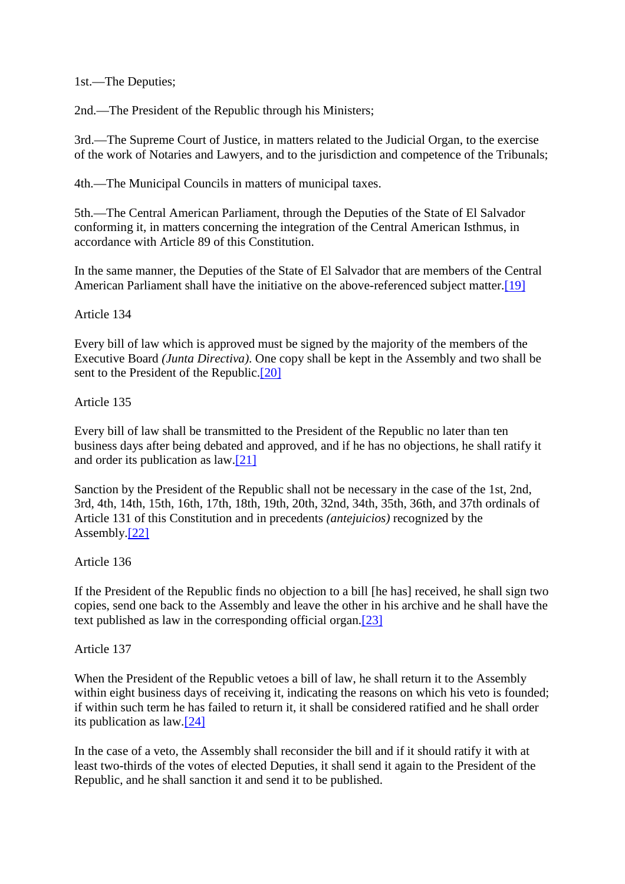1st.—The Deputies;

2nd.—The President of the Republic through his Ministers;

3rd.—The Supreme Court of Justice, in matters related to the Judicial Organ, to the exercise of the work of Notaries and Lawyers, and to the jurisdiction and competence of the Tribunals;

4th.—The Municipal Councils in matters of municipal taxes.

5th.—The Central American Parliament, through the Deputies of the State of El Salvador conforming it, in matters concerning the integration of the Central American Isthmus, in accordance with Article 89 of this Constitution.

In the same manner, the Deputies of the State of El Salvador that are members of the Central American Parliament shall have the initiative on the above-referenced subject matter.[19]

Article 134

Every bill of law which is approved must be signed by the majority of the members of the Executive Board *(Junta Directiva).* One copy shall be kept in the Assembly and two shall be sent to the President of the Republic.[20]

Article 135

Every bill of law shall be transmitted to the President of the Republic no later than ten business days after being debated and approved, and if he has no objections, he shall ratify it and order its publication as law.[21]

Sanction by the President of the Republic shall not be necessary in the case of the 1st, 2nd, 3rd, 4th, 14th, 15th, 16th, 17th, 18th, 19th, 20th, 32nd, 34th, 35th, 36th, and 37th ordinals of Article 131 of this Constitution and in precedents *(antejuicios)* recognized by the Assembly.[22]

Article 136

If the President of the Republic finds no objection to a bill [he has] received, he shall sign two copies, send one back to the Assembly and leave the other in his archive and he shall have the text published as law in the corresponding official organ.[23]

Article 137

When the President of the Republic vetoes a bill of law, he shall return it to the Assembly within eight business days of receiving it, indicating the reasons on which his veto is founded; if within such term he has failed to return it, it shall be considered ratified and he shall order its publication as law.[24]

In the case of a veto, the Assembly shall reconsider the bill and if it should ratify it with at least two-thirds of the votes of elected Deputies, it shall send it again to the President of the Republic, and he shall sanction it and send it to be published.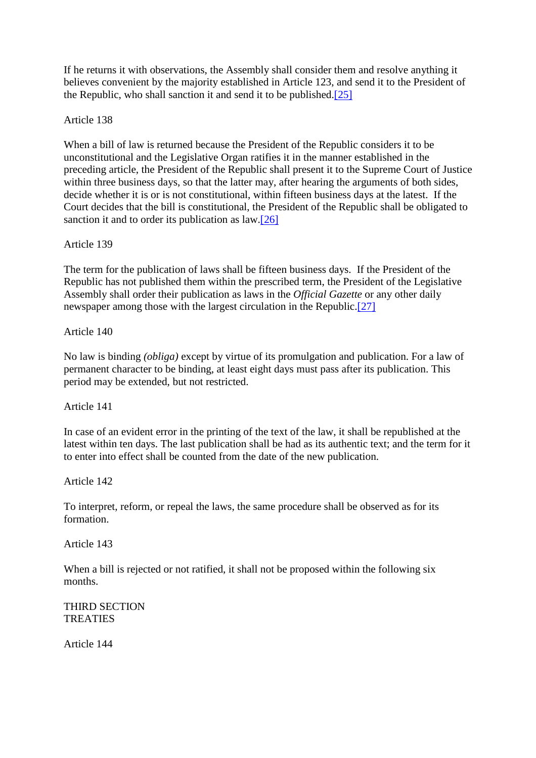If he returns it with observations, the Assembly shall consider them and resolve anything it believes convenient by the majority established in Article 123, and send it to the President of the Republic, who shall sanction it and send it to be published.[25]

Article 138

When a bill of law is returned because the President of the Republic considers it to be unconstitutional and the Legislative Organ ratifies it in the manner established in the preceding article, the President of the Republic shall present it to the Supreme Court of Justice within three business days, so that the latter may, after hearing the arguments of both sides, decide whether it is or is not constitutional, within fifteen business days at the latest. If the Court decides that the bill is constitutional, the President of the Republic shall be obligated to sanction it and to order its publication as law.[26]

Article 139

The term for the publication of laws shall be fifteen business days. If the President of the Republic has not published them within the prescribed term, the President of the Legislative Assembly shall order their publication as laws in the *Official Gazette* or any other daily newspaper among those with the largest circulation in the Republic.[27]

Article 140

No law is binding *(obliga)* except by virtue of its promulgation and publication. For a law of permanent character to be binding, at least eight days must pass after its publication. This period may be extended, but not restricted.

Article 141

In case of an evident error in the printing of the text of the law, it shall be republished at the latest within ten days. The last publication shall be had as its authentic text; and the term for it to enter into effect shall be counted from the date of the new publication.

Article 142

To interpret, reform, or repeal the laws, the same procedure shall be observed as for its formation.

Article 143

When a bill is rejected or not ratified, it shall not be proposed within the following six months.

THIRD SECTION
TREATIES

Article 144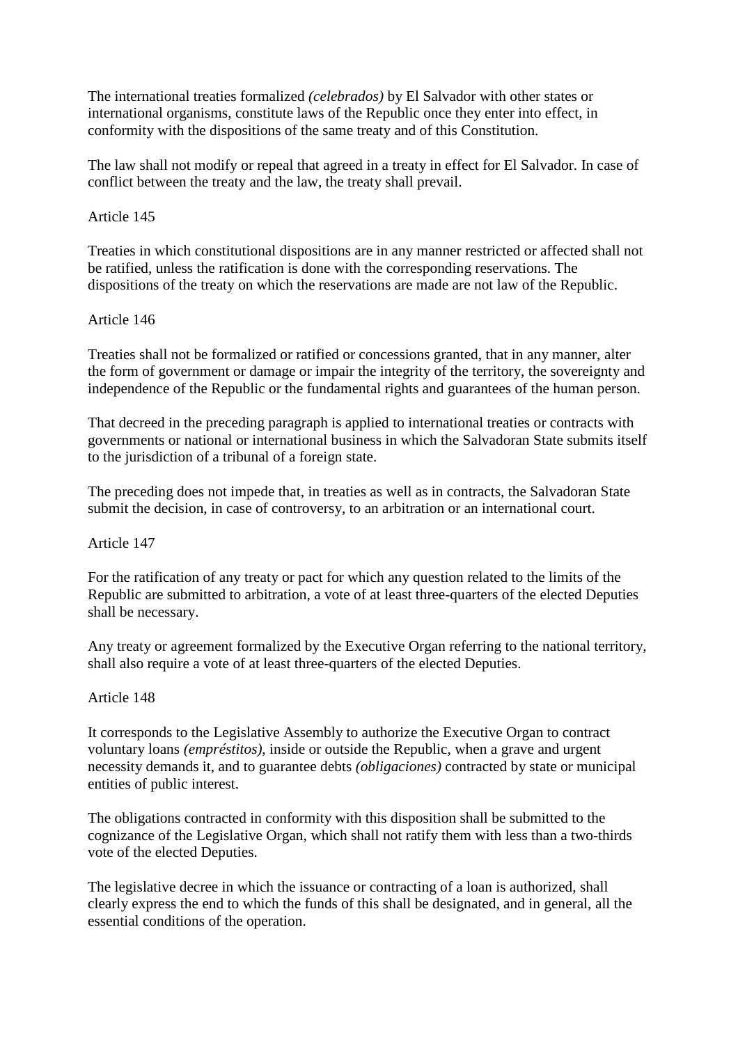The international treaties formalized *(celebrados)* by El Salvador with other states or international organisms, constitute laws of the Republic once they enter into effect, in conformity with the dispositions of the same treaty and of this Constitution.

The law shall not modify or repeal that agreed in a treaty in effect for El Salvador. In case of conflict between the treaty and the law, the treaty shall prevail.

Article 145

Treaties in which constitutional dispositions are in any manner restricted or affected shall not be ratified, unless the ratification is done with the corresponding reservations. The dispositions of the treaty on which the reservations are made are not law of the Republic.

Article 146

Treaties shall not be formalized or ratified or concessions granted, that in any manner, alter the form of government or damage or impair the integrity of the territory, the sovereignty and independence of the Republic or the fundamental rights and guarantees of the human person.

That decreed in the preceding paragraph is applied to international treaties or contracts with governments or national or international business in which the Salvadoran State submits itself to the jurisdiction of a tribunal of a foreign state.

The preceding does not impede that, in treaties as well as in contracts, the Salvadoran State submit the decision, in case of controversy, to an arbitration or an international court.

Article 147

For the ratification of any treaty or pact for which any question related to the limits of the Republic are submitted to arbitration, a vote of at least three-quarters of the elected Deputies shall be necessary.

Any treaty or agreement formalized by the Executive Organ referring to the national territory, shall also require a vote of at least three-quarters of the elected Deputies.

Article 148

It corresponds to the Legislative Assembly to authorize the Executive Organ to contract voluntary loans *(empréstitos)*, inside or outside the Republic, when a grave and urgent necessity demands it, and to guarantee debts *(obligaciones)* contracted by state or municipal entities of public interest.

The obligations contracted in conformity with this disposition shall be submitted to the cognizance of the Legislative Organ, which shall not ratify them with less than a two-thirds vote of the elected Deputies.

The legislative decree in which the issuance or contracting of a loan is authorized, shall clearly express the end to which the funds of this shall be designated, and in general, all the essential conditions of the operation.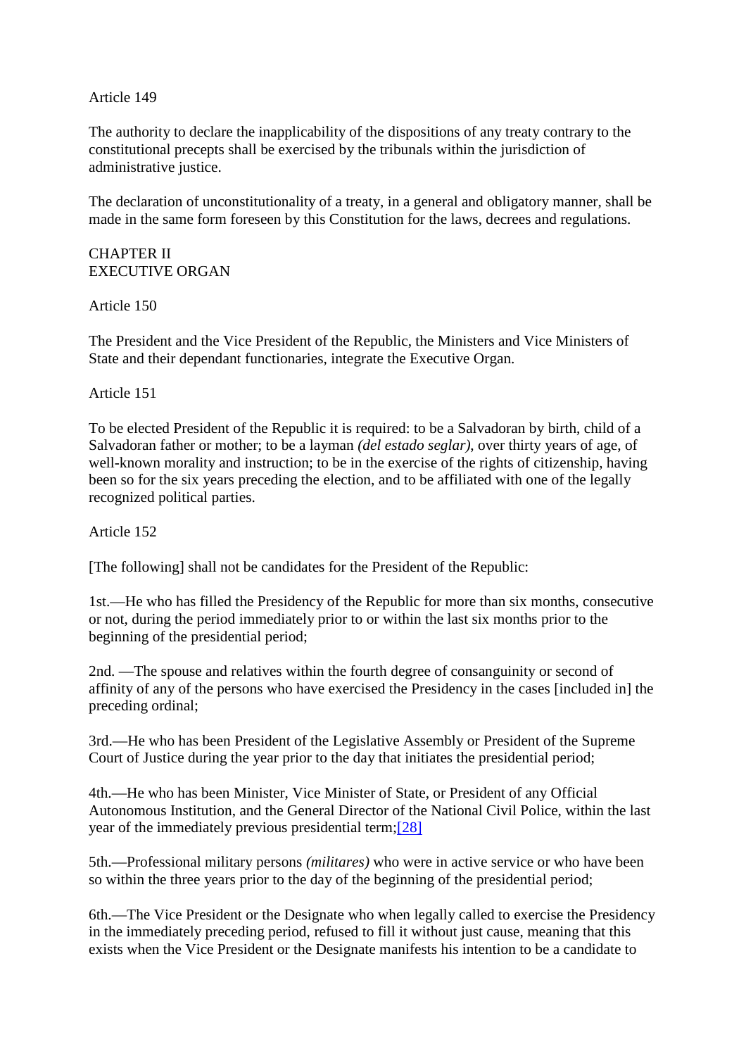Article 149

The authority to declare the inapplicability of the dispositions of any treaty contrary to the constitutional precepts shall be exercised by the tribunals within the jurisdiction of administrative justice.

The declaration of unconstitutionality of a treaty, in a general and obligatory manner, shall be made in the same form foreseen by this Constitution for the laws, decrees and regulations.

## CHAPTER II
## EXECUTIVE ORGAN

Article 150

The President and the Vice President of the Republic, the Ministers and Vice Ministers of State and their dependant functionaries, integrate the Executive Organ.

Article 151

To be elected President of the Republic it is required: to be a Salvadoran by birth, child of a Salvadoran father or mother; to be a layman *(del estado seglar)*, over thirty years of age, of well-known morality and instruction; to be in the exercise of the rights of citizenship, having been so for the six years preceding the election, and to be affiliated with one of the legally recognized political parties.

Article 152

[The following] shall not be candidates for the President of the Republic:

1st.—He who has filled the Presidency of the Republic for more than six months, consecutive or not, during the period immediately prior to or within the last six months prior to the beginning of the presidential period;

2nd. —The spouse and relatives within the fourth degree of consanguinity or second of affinity of any of the persons who have exercised the Presidency in the cases [included in] the preceding ordinal;

3rd.—He who has been President of the Legislative Assembly or President of the Supreme Court of Justice during the year prior to the day that initiates the presidential period;

4th.—He who has been Minister, Vice Minister of State, or President of any Official Autonomous Institution, and the General Director of the National Civil Police, within the last year of the immediately previous presidential term;[28]

5th.—Professional military persons *(militares)* who were in active service or who have been so within the three years prior to the day of the beginning of the presidential period;

6th.—The Vice President or the Designate who when legally called to exercise the Presidency in the immediately preceding period, refused to fill it without just cause, meaning that this exists when the Vice President or the Designate manifests his intention to be a candidate to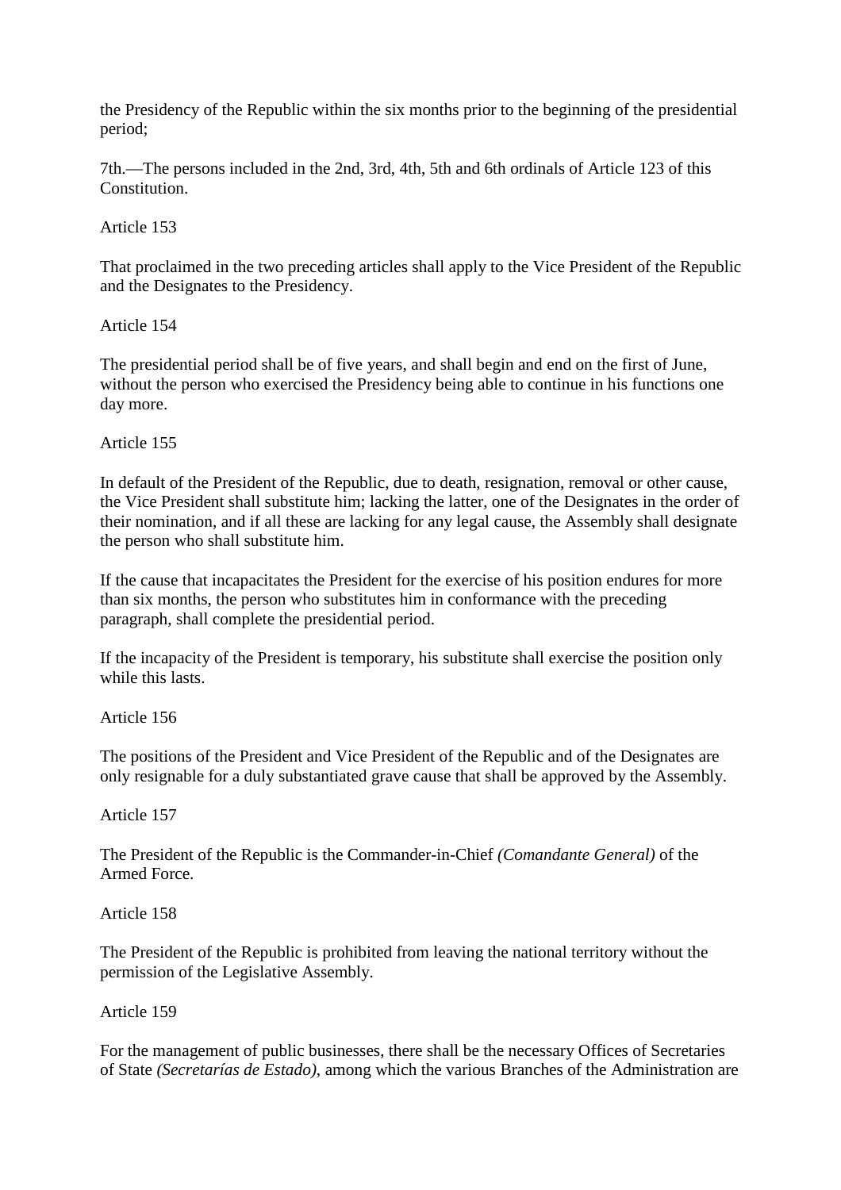the Presidency of the Republic within the six months prior to the beginning of the presidential period;

7th.—The persons included in the 2nd, 3rd, 4th, 5th and 6th ordinals of Article 123 of this Constitution.

Article 153

That proclaimed in the two preceding articles shall apply to the Vice President of the Republic and the Designates to the Presidency.

Article 154

The presidential period shall be of five years, and shall begin and end on the first of June, without the person who exercised the Presidency being able to continue in his functions one day more.

Article 155

In default of the President of the Republic, due to death, resignation, removal or other cause, the Vice President shall substitute him; lacking the latter, one of the Designates in the order of their nomination, and if all these are lacking for any legal cause, the Assembly shall designate the person who shall substitute him.

If the cause that incapacitates the President for the exercise of his position endures for more than six months, the person who substitutes him in conformance with the preceding paragraph, shall complete the presidential period.

If the incapacity of the President is temporary, his substitute shall exercise the position only while this lasts.

Article 156

The positions of the President and Vice President of the Republic and of the Designates are only resignable for a duly substantiated grave cause that shall be approved by the Assembly.

Article 157

The President of the Republic is the Commander-in-Chief *(Comandante General)* of the Armed Force.

Article 158

The President of the Republic is prohibited from leaving the national territory without the permission of the Legislative Assembly.

Article 159

For the management of public businesses, there shall be the necessary Offices of Secretaries of State *(Secretarías de Estado)*, among which the various Branches of the Administration are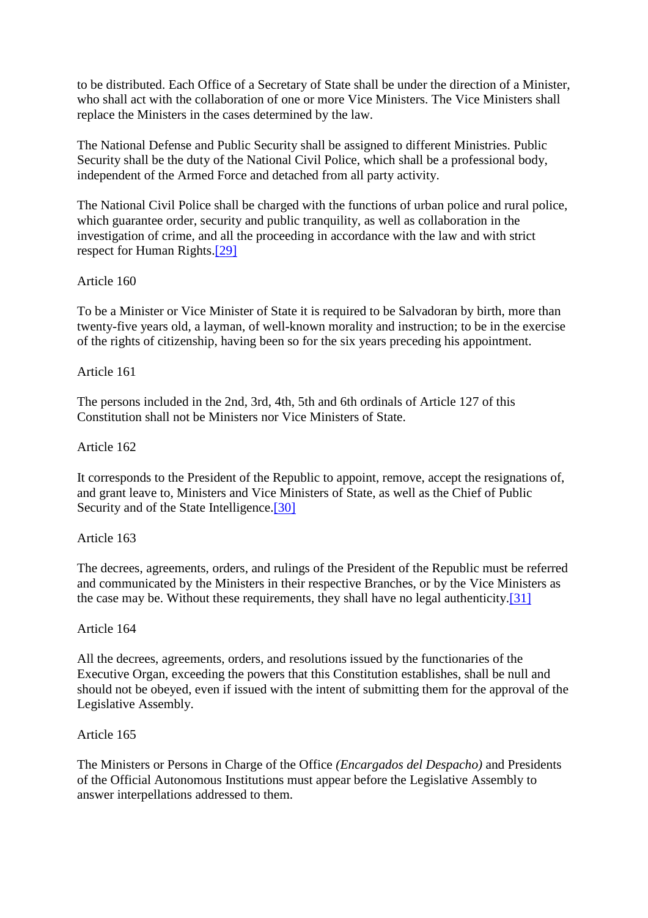to be distributed. Each Office of a Secretary of State shall be under the direction of a Minister, who shall act with the collaboration of one or more Vice Ministers. The Vice Ministers shall replace the Ministers in the cases determined by the law.

The National Defense and Public Security shall be assigned to different Ministries. Public Security shall be the duty of the National Civil Police, which shall be a professional body, independent of the Armed Force and detached from all party activity.

The National Civil Police shall be charged with the functions of urban police and rural police, which guarantee order, security and public tranquility, as well as collaboration in the investigation of crime, and all the proceeding in accordance with the law and with strict respect for Human Rights.[29]

Article 160

To be a Minister or Vice Minister of State it is required to be Salvadoran by birth, more than twenty-five years old, a layman, of well-known morality and instruction; to be in the exercise of the rights of citizenship, having been so for the six years preceding his appointment.

Article 161

The persons included in the 2nd, 3rd, 4th, 5th and 6th ordinals of Article 127 of this Constitution shall not be Ministers nor Vice Ministers of State.

Article 162

It corresponds to the President of the Republic to appoint, remove, accept the resignations of, and grant leave to, Ministers and Vice Ministers of State, as well as the Chief of Public Security and of the State Intelligence.[30]

Article 163

The decrees, agreements, orders, and rulings of the President of the Republic must be referred and communicated by the Ministers in their respective Branches, or by the Vice Ministers as the case may be. Without these requirements, they shall have no legal authenticity.[31]

Article 164

All the decrees, agreements, orders, and resolutions issued by the functionaries of the Executive Organ, exceeding the powers that this Constitution establishes, shall be null and should not be obeyed, even if issued with the intent of submitting them for the approval of the Legislative Assembly.

Article 165

The Ministers or Persons in Charge of the Office *(Encargados del Despacho)* and Presidents of the Official Autonomous Institutions must appear before the Legislative Assembly to answer interpellations addressed to them.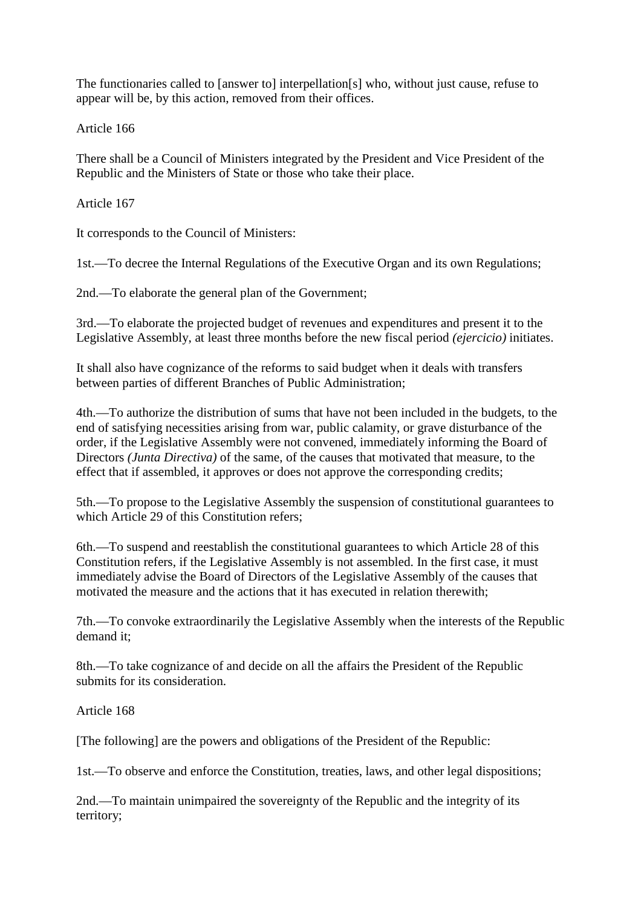The functionaries called to [answer to] interpellation[s] who, without just cause, refuse to appear will be, by this action, removed from their offices.

Article 166

There shall be a Council of Ministers integrated by the President and Vice President of the Republic and the Ministers of State or those who take their place.

Article 167

It corresponds to the Council of Ministers:

1st.—To decree the Internal Regulations of the Executive Organ and its own Regulations;

2nd.—To elaborate the general plan of the Government;

3rd.—To elaborate the projected budget of revenues and expenditures and present it to the Legislative Assembly, at least three months before the new fiscal period *(ejercicio)* initiates.

It shall also have cognizance of the reforms to said budget when it deals with transfers between parties of different Branches of Public Administration;

4th.—To authorize the distribution of sums that have not been included in the budgets, to the end of satisfying necessities arising from war, public calamity, or grave disturbance of the order, if the Legislative Assembly were not convened, immediately informing the Board of Directors *(Junta Directiva)* of the same, of the causes that motivated that measure, to the effect that if assembled, it approves or does not approve the corresponding credits;

5th.—To propose to the Legislative Assembly the suspension of constitutional guarantees to which Article 29 of this Constitution refers;

6th.—To suspend and reestablish the constitutional guarantees to which Article 28 of this Constitution refers, if the Legislative Assembly is not assembled. In the first case, it must immediately advise the Board of Directors of the Legislative Assembly of the causes that motivated the measure and the actions that it has executed in relation therewith;

7th.—To convoke extraordinarily the Legislative Assembly when the interests of the Republic demand it;

8th.—To take cognizance of and decide on all the affairs the President of the Republic submits for its consideration.

Article 168

[The following] are the powers and obligations of the President of the Republic:

1st.—To observe and enforce the Constitution, treaties, laws, and other legal dispositions;

2nd.—To maintain unimpaired the sovereignty of the Republic and the integrity of its territory;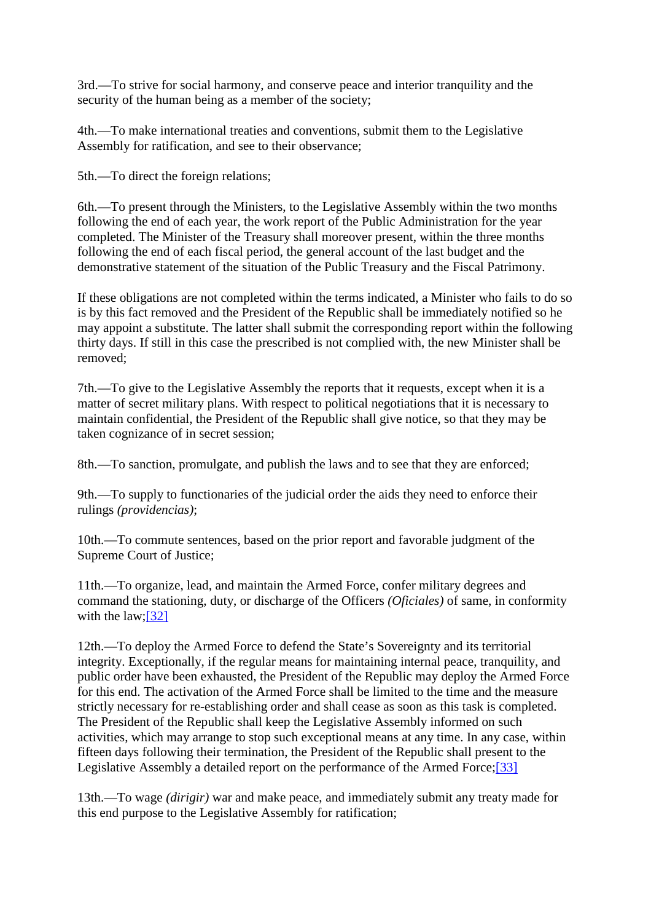3rd.—To strive for social harmony, and conserve peace and interior tranquility and the security of the human being as a member of the society;

4th.—To make international treaties and conventions, submit them to the Legislative Assembly for ratification, and see to their observance;

5th.—To direct the foreign relations;

6th.—To present through the Ministers, to the Legislative Assembly within the two months following the end of each year, the work report of the Public Administration for the year completed. The Minister of the Treasury shall moreover present, within the three months following the end of each fiscal period, the general account of the last budget and the demonstrative statement of the situation of the Public Treasury and the Fiscal Patrimony.

If these obligations are not completed within the terms indicated, a Minister who fails to do so is by this fact removed and the President of the Republic shall be immediately notified so he may appoint a substitute. The latter shall submit the corresponding report within the following thirty days. If still in this case the prescribed is not complied with, the new Minister shall be removed;

7th.—To give to the Legislative Assembly the reports that it requests, except when it is a matter of secret military plans. With respect to political negotiations that it is necessary to maintain confidential, the President of the Republic shall give notice, so that they may be taken cognizance of in secret session;

8th.—To sanction, promulgate, and publish the laws and to see that they are enforced;

9th.—To supply to functionaries of the judicial order the aids they need to enforce their rulings *(providencias)*;

10th.—To commute sentences, based on the prior report and favorable judgment of the Supreme Court of Justice;

11th.—To organize, lead, and maintain the Armed Force, confer military degrees and command the stationing, duty, or discharge of the Officers *(Oficiales)* of same, in conformity with the law;[32]

12th.—To deploy the Armed Force to defend the State's Sovereignty and its territorial integrity. Exceptionally, if the regular means for maintaining internal peace, tranquility, and public order have been exhausted, the President of the Republic may deploy the Armed Force for this end. The activation of the Armed Force shall be limited to the time and the measure strictly necessary for re-establishing order and shall cease as soon as this task is completed. The President of the Republic shall keep the Legislative Assembly informed on such activities, which may arrange to stop such exceptional means at any time. In any case, within fifteen days following their termination, the President of the Republic shall present to the Legislative Assembly a detailed report on the performance of the Armed Force;[33]

13th.—To wage *(dirigir)* war and make peace, and immediately submit any treaty made for this end purpose to the Legislative Assembly for ratification;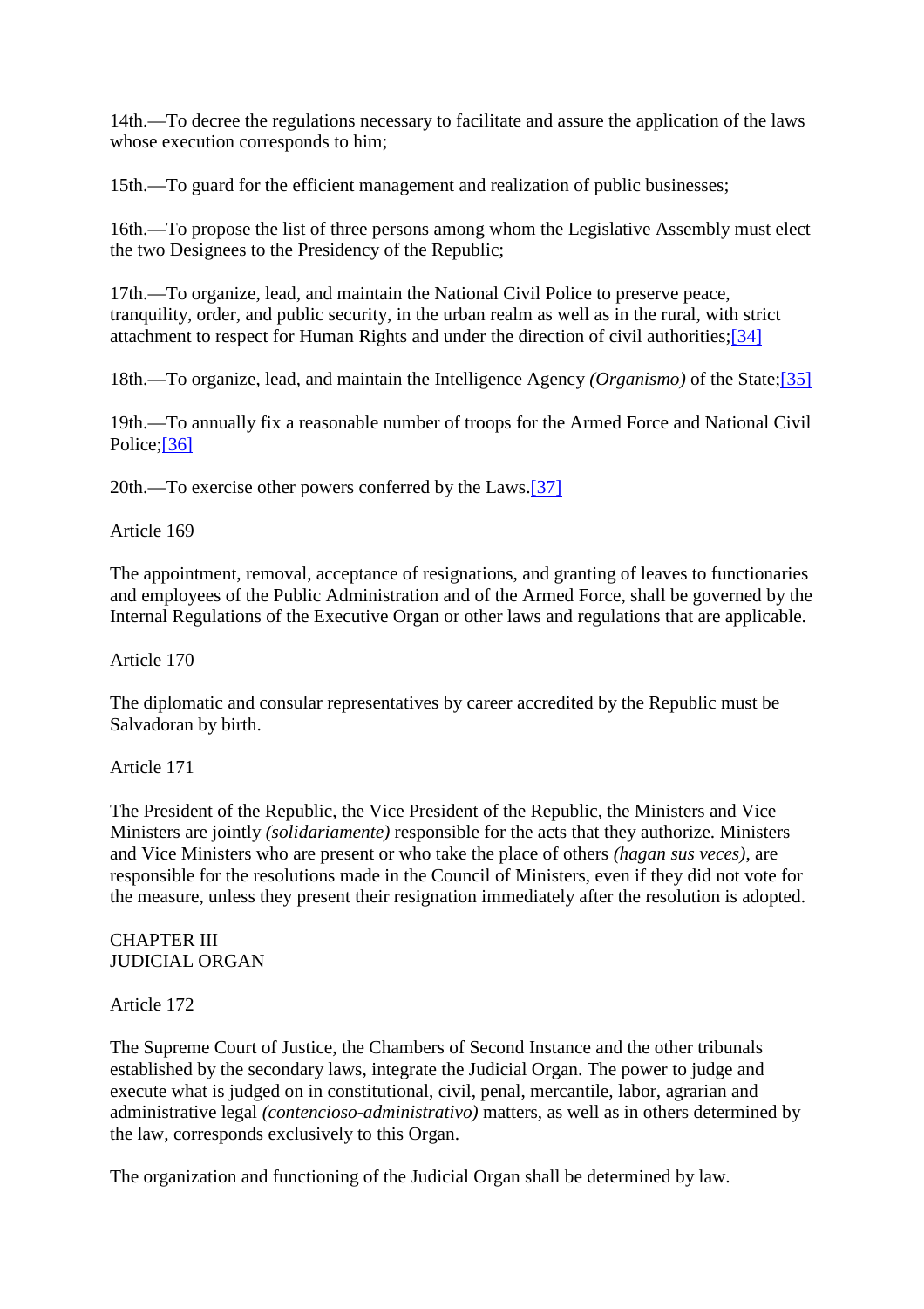14th.—To decree the regulations necessary to facilitate and assure the application of the laws whose execution corresponds to him;

15th.—To guard for the efficient management and realization of public businesses;

16th.—To propose the list of three persons among whom the Legislative Assembly must elect the two Designees to the Presidency of the Republic;

17th.—To organize, lead, and maintain the National Civil Police to preserve peace, tranquility, order, and public security, in the urban realm as well as in the rural, with strict attachment to respect for Human Rights and under the direction of civil authorities;[34]

18th.—To organize, lead, and maintain the Intelligence Agency *(Organismo)* of the State;[35]

19th.—To annually fix a reasonable number of troops for the Armed Force and National Civil Police;[36]

20th.—To exercise other powers conferred by the Laws.[37]

Article 169

The appointment, removal, acceptance of resignations, and granting of leaves to functionaries and employees of the Public Administration and of the Armed Force, shall be governed by the Internal Regulations of the Executive Organ or other laws and regulations that are applicable.

Article 170

The diplomatic and consular representatives by career accredited by the Republic must be Salvadoran by birth.

Article 171

The President of the Republic, the Vice President of the Republic, the Ministers and Vice Ministers are jointly *(solidariamente)* responsible for the acts that they authorize. Ministers and Vice Ministers who are present or who take the place of others *(hagan sus veces)*, are responsible for the resolutions made in the Council of Ministers, even if they did not vote for the measure, unless they present their resignation immediately after the resolution is adopted.

## CHAPTER III
## JUDICIAL ORGAN

Article 172

The Supreme Court of Justice, the Chambers of Second Instance and the other tribunals established by the secondary laws, integrate the Judicial Organ. The power to judge and execute what is judged on in constitutional, civil, penal, mercantile, labor, agrarian and administrative legal *(contencioso-administrativo)* matters, as well as in others determined by the law, corresponds exclusively to this Organ.

The organization and functioning of the Judicial Organ shall be determined by law.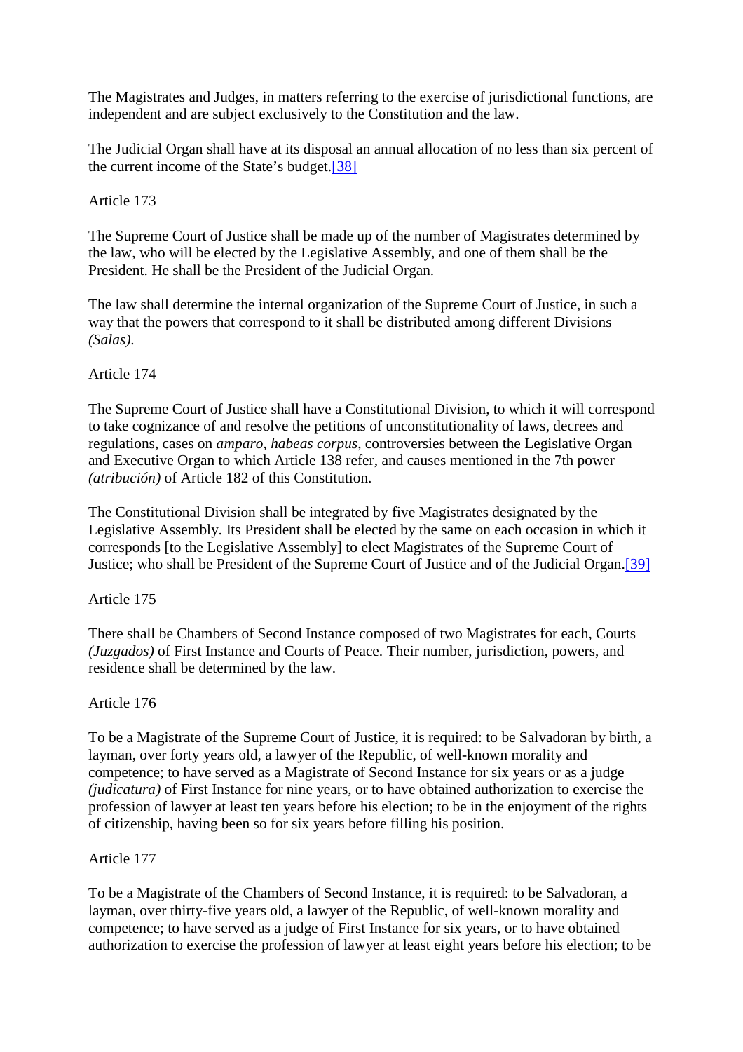The Magistrates and Judges, in matters referring to the exercise of jurisdictional functions, are independent and are subject exclusively to the Constitution and the law.

The Judicial Organ shall have at its disposal an annual allocation of no less than six percent of the current income of the State's budget.[38]

Article 173

The Supreme Court of Justice shall be made up of the number of Magistrates determined by the law, who will be elected by the Legislative Assembly, and one of them shall be the President. He shall be the President of the Judicial Organ.

The law shall determine the internal organization of the Supreme Court of Justice, in such a way that the powers that correspond to it shall be distributed among different Divisions *(Salas)*.

Article 174

The Supreme Court of Justice shall have a Constitutional Division, to which it will correspond to take cognizance of and resolve the petitions of unconstitutionality of laws, decrees and regulations, cases on *amparo*, *habeas corpus*, controversies between the Legislative Organ and Executive Organ to which Article 138 refer, and causes mentioned in the 7th power *(atribución)* of Article 182 of this Constitution.

The Constitutional Division shall be integrated by five Magistrates designated by the Legislative Assembly. Its President shall be elected by the same on each occasion in which it corresponds [to the Legislative Assembly] to elect Magistrates of the Supreme Court of Justice; who shall be President of the Supreme Court of Justice and of the Judicial Organ.[39]

Article 175

There shall be Chambers of Second Instance composed of two Magistrates for each, Courts *(Juzgados)* of First Instance and Courts of Peace. Their number, jurisdiction, powers, and residence shall be determined by the law.

Article 176

To be a Magistrate of the Supreme Court of Justice, it is required: to be Salvadoran by birth, a layman, over forty years old, a lawyer of the Republic, of well-known morality and competence; to have served as a Magistrate of Second Instance for six years or as a judge *(judicatura)* of First Instance for nine years, or to have obtained authorization to exercise the profession of lawyer at least ten years before his election; to be in the enjoyment of the rights of citizenship, having been so for six years before filling his position.

Article 177

To be a Magistrate of the Chambers of Second Instance, it is required: to be Salvadoran, a layman, over thirty-five years old, a lawyer of the Republic, of well-known morality and competence; to have served as a judge of First Instance for six years, or to have obtained authorization to exercise the profession of lawyer at least eight years before his election; to be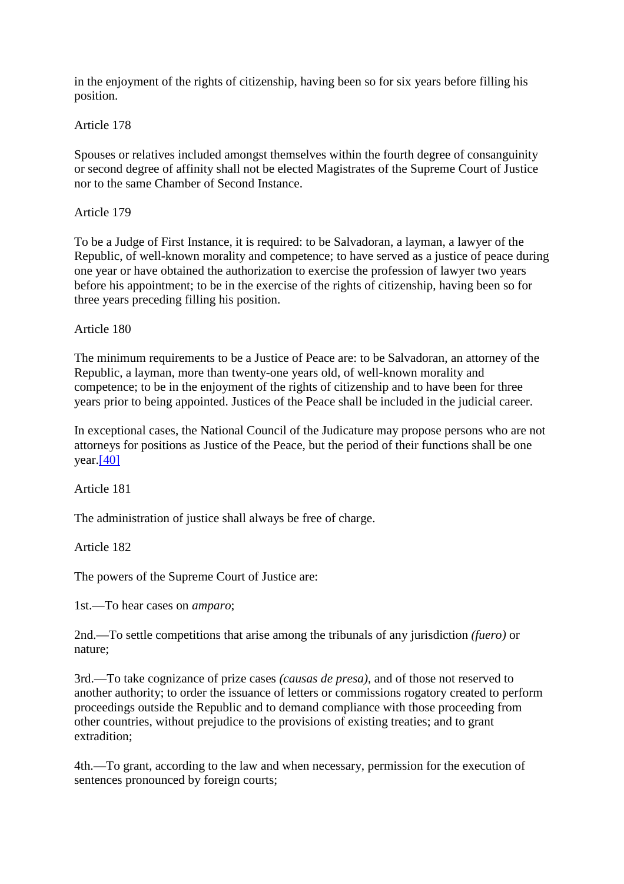in the enjoyment of the rights of citizenship, having been so for six years before filling his position.

Article 178

Spouses or relatives included amongst themselves within the fourth degree of consanguinity or second degree of affinity shall not be elected Magistrates of the Supreme Court of Justice nor to the same Chamber of Second Instance.

Article 179

To be a Judge of First Instance, it is required: to be Salvadoran, a layman, a lawyer of the Republic, of well-known morality and competence; to have served as a justice of peace during one year or have obtained the authorization to exercise the profession of lawyer two years before his appointment; to be in the exercise of the rights of citizenship, having been so for three years preceding filling his position.

Article 180

The minimum requirements to be a Justice of Peace are: to be Salvadoran, an attorney of the Republic, a layman, more than twenty-one years old, of well-known morality and competence; to be in the enjoyment of the rights of citizenship and to have been for three years prior to being appointed. Justices of the Peace shall be included in the judicial career.

In exceptional cases, the National Council of the Judicature may propose persons who are not attorneys for positions as Justice of the Peace, but the period of their functions shall be one year.[40]

Article 181

The administration of justice shall always be free of charge.

Article 182

The powers of the Supreme Court of Justice are:

1st.—To hear cases on *amparo*;

2nd.—To settle competitions that arise among the tribunals of any jurisdiction *(fuero)* or nature;

3rd.—To take cognizance of prize cases *(causas de presa)*, and of those not reserved to another authority; to order the issuance of letters or commissions rogatory created to perform proceedings outside the Republic and to demand compliance with those proceeding from other countries, without prejudice to the provisions of existing treaties; and to grant extradition;

4th.—To grant, according to the law and when necessary, permission for the execution of sentences pronounced by foreign courts;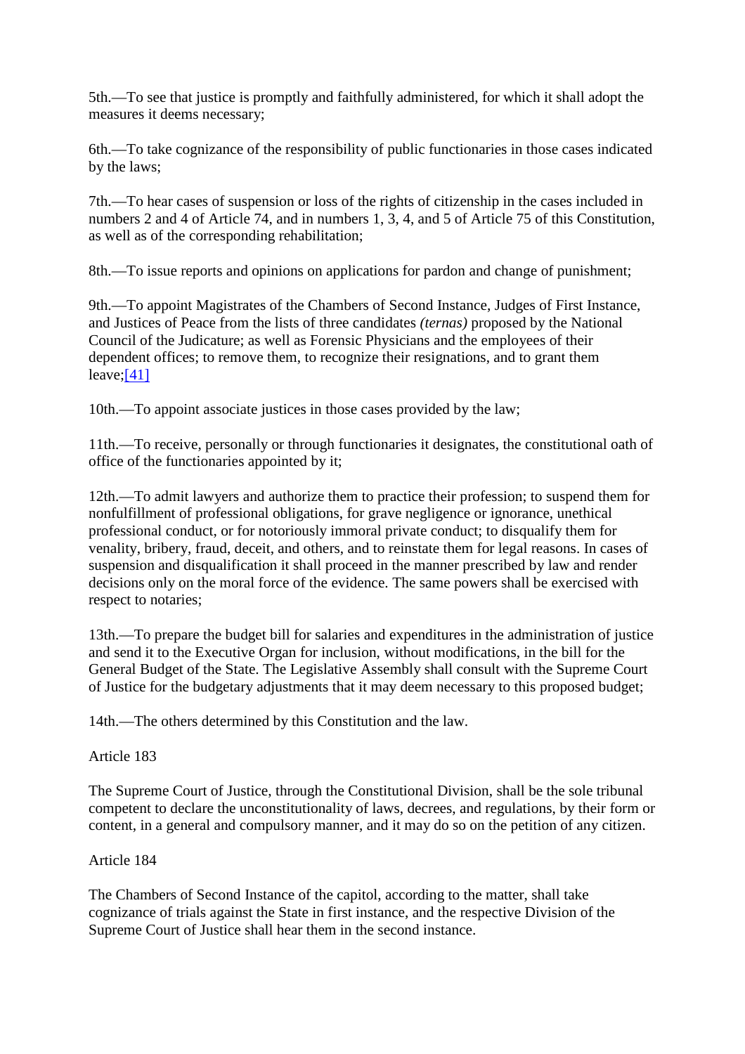5th.—To see that justice is promptly and faithfully administered, for which it shall adopt the measures it deems necessary;

6th.—To take cognizance of the responsibility of public functionaries in those cases indicated by the laws;

7th.—To hear cases of suspension or loss of the rights of citizenship in the cases included in numbers 2 and 4 of Article 74, and in numbers 1, 3, 4, and 5 of Article 75 of this Constitution, as well as of the corresponding rehabilitation;

8th.—To issue reports and opinions on applications for pardon and change of punishment;

9th.—To appoint Magistrates of the Chambers of Second Instance, Judges of First Instance, and Justices of Peace from the lists of three candidates *(ternas)* proposed by the National Council of the Judicature; as well as Forensic Physicians and the employees of their dependent offices; to remove them, to recognize their resignations, and to grant them leave;[41]

10th.—To appoint associate justices in those cases provided by the law;

11th.—To receive, personally or through functionaries it designates, the constitutional oath of office of the functionaries appointed by it;

12th.—To admit lawyers and authorize them to practice their profession; to suspend them for nonfulfillment of professional obligations, for grave negligence or ignorance, unethical professional conduct, or for notoriously immoral private conduct; to disqualify them for venality, bribery, fraud, deceit, and others, and to reinstate them for legal reasons. In cases of suspension and disqualification it shall proceed in the manner prescribed by law and render decisions only on the moral force of the evidence. The same powers shall be exercised with respect to notaries;

13th.—To prepare the budget bill for salaries and expenditures in the administration of justice and send it to the Executive Organ for inclusion, without modifications, in the bill for the General Budget of the State. The Legislative Assembly shall consult with the Supreme Court of Justice for the budgetary adjustments that it may deem necessary to this proposed budget;

14th.—The others determined by this Constitution and the law.

Article 183

The Supreme Court of Justice, through the Constitutional Division, shall be the sole tribunal competent to declare the unconstitutionality of laws, decrees, and regulations, by their form or content, in a general and compulsory manner, and it may do so on the petition of any citizen.

Article 184

The Chambers of Second Instance of the capitol, according to the matter, shall take cognizance of trials against the State in first instance, and the respective Division of the Supreme Court of Justice shall hear them in the second instance.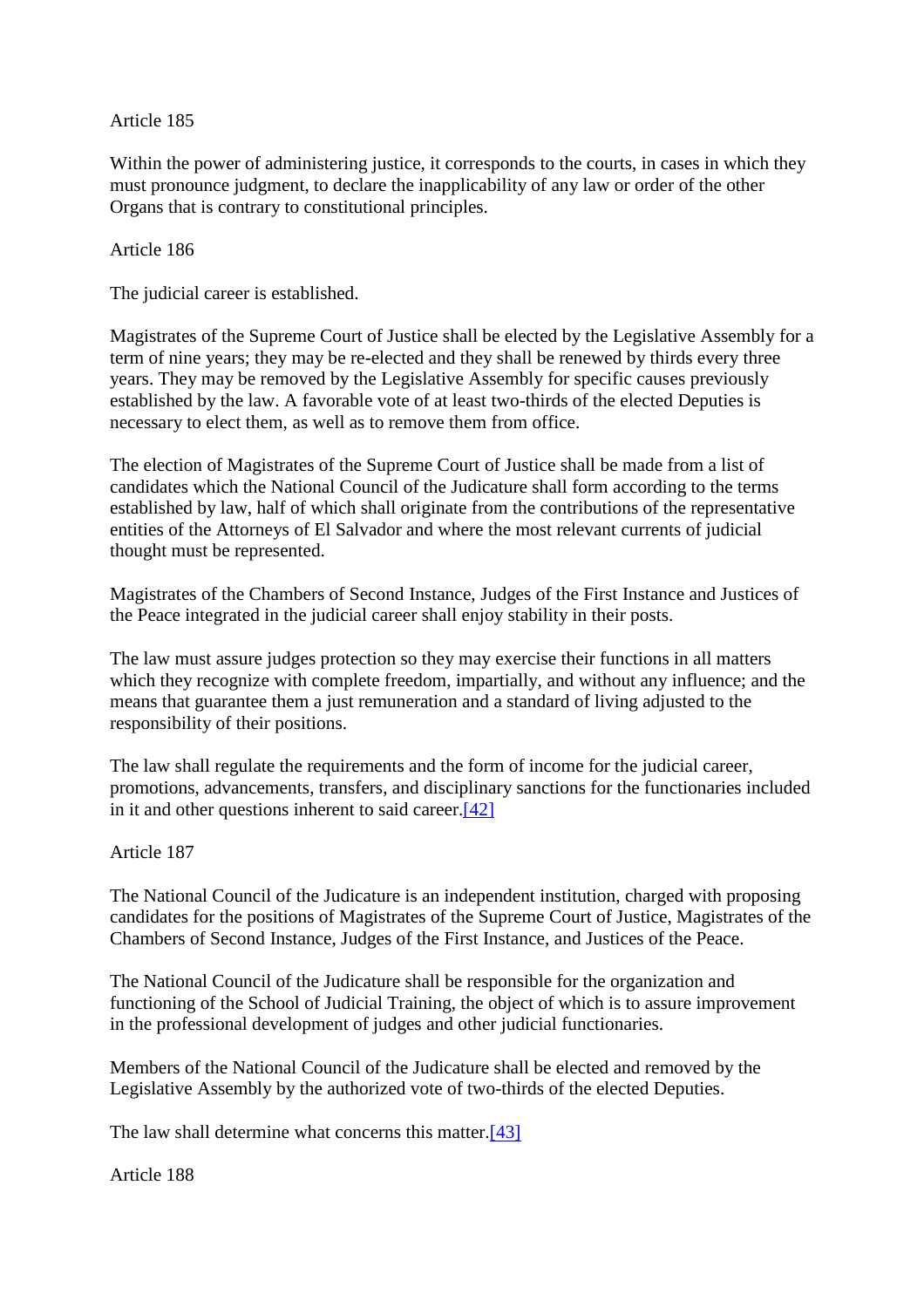Article 185

Within the power of administering justice, it corresponds to the courts, in cases in which they must pronounce judgment, to declare the inapplicability of any law or order of the other Organs that is contrary to constitutional principles.

Article 186

The judicial career is established.

Magistrates of the Supreme Court of Justice shall be elected by the Legislative Assembly for a term of nine years; they may be re-elected and they shall be renewed by thirds every three years. They may be removed by the Legislative Assembly for specific causes previously established by the law. A favorable vote of at least two-thirds of the elected Deputies is necessary to elect them, as well as to remove them from office.

The election of Magistrates of the Supreme Court of Justice shall be made from a list of candidates which the National Council of the Judicature shall form according to the terms established by law, half of which shall originate from the contributions of the representative entities of the Attorneys of El Salvador and where the most relevant currents of judicial thought must be represented.

Magistrates of the Chambers of Second Instance, Judges of the First Instance and Justices of the Peace integrated in the judicial career shall enjoy stability in their posts.

The law must assure judges protection so they may exercise their functions in all matters which they recognize with complete freedom, impartially, and without any influence; and the means that guarantee them a just remuneration and a standard of living adjusted to the responsibility of their positions.

The law shall regulate the requirements and the form of income for the judicial career, promotions, advancements, transfers, and disciplinary sanctions for the functionaries included in it and other questions inherent to said career.[42]

Article 187

The National Council of the Judicature is an independent institution, charged with proposing candidates for the positions of Magistrates of the Supreme Court of Justice, Magistrates of the Chambers of Second Instance, Judges of the First Instance, and Justices of the Peace.

The National Council of the Judicature shall be responsible for the organization and functioning of the School of Judicial Training, the object of which is to assure improvement in the professional development of judges and other judicial functionaries.

Members of the National Council of the Judicature shall be elected and removed by the Legislative Assembly by the authorized vote of two-thirds of the elected Deputies.

The law shall determine what concerns this matter.[43]

Article 188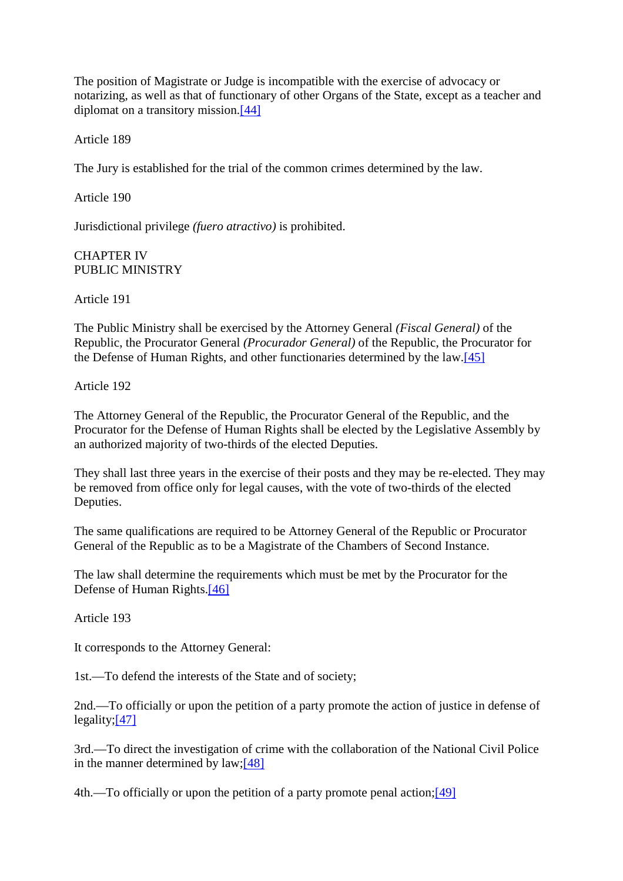The position of Magistrate or Judge is incompatible with the exercise of advocacy or notarizing, as well as that of functionary of other Organs of the State, except as a teacher and diplomat on a transitory mission.[44]

Article 189

The Jury is established for the trial of the common crimes determined by the law.

Article 190

Jurisdictional privilege *(fuero atractivo)* is prohibited.

## CHAPTER IV
## PUBLIC MINISTRY

Article 191

The Public Ministry shall be exercised by the Attorney General *(Fiscal General)* of the Republic, the Procurator General *(Procurador General)* of the Republic, the Procurator for the Defense of Human Rights, and other functionaries determined by the law.[45]

Article 192

The Attorney General of the Republic, the Procurator General of the Republic, and the Procurator for the Defense of Human Rights shall be elected by the Legislative Assembly by an authorized majority of two-thirds of the elected Deputies.

They shall last three years in the exercise of their posts and they may be re-elected. They may be removed from office only for legal causes, with the vote of two-thirds of the elected Deputies.

The same qualifications are required to be Attorney General of the Republic or Procurator General of the Republic as to be a Magistrate of the Chambers of Second Instance.

The law shall determine the requirements which must be met by the Procurator for the Defense of Human Rights.[46]

Article 193

It corresponds to the Attorney General:

1st.—To defend the interests of the State and of society;

2nd.—To officially or upon the petition of a party promote the action of justice in defense of legality;[47]

3rd.—To direct the investigation of crime with the collaboration of the National Civil Police in the manner determined by law;[48]

4th.—To officially or upon the petition of a party promote penal action;[49]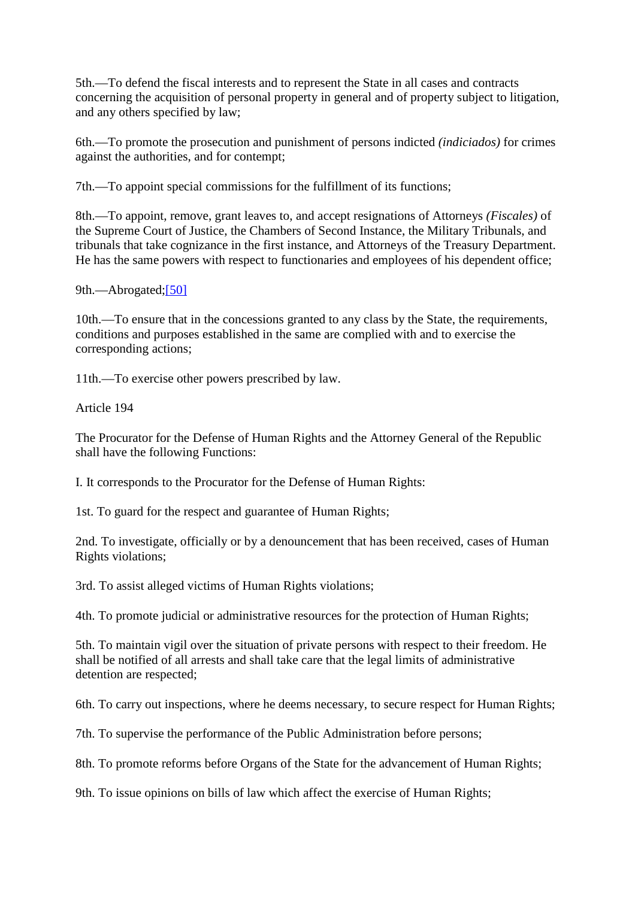5th.—To defend the fiscal interests and to represent the State in all cases and contracts concerning the acquisition of personal property in general and of property subject to litigation, and any others specified by law;

6th.—To promote the prosecution and punishment of persons indicted *(indiciados)* for crimes against the authorities, and for contempt;

7th.—To appoint special commissions for the fulfillment of its functions;

8th.—To appoint, remove, grant leaves to, and accept resignations of Attorneys *(Fiscales)* of the Supreme Court of Justice, the Chambers of Second Instance, the Military Tribunals, and tribunals that take cognizance in the first instance, and Attorneys of the Treasury Department. He has the same powers with respect to functionaries and employees of his dependent office;

9th.—Abrogated;[50]

10th.—To ensure that in the concessions granted to any class by the State, the requirements, conditions and purposes established in the same are complied with and to exercise the corresponding actions;

11th.—To exercise other powers prescribed by law.

Article 194

The Procurator for the Defense of Human Rights and the Attorney General of the Republic shall have the following Functions:

I. It corresponds to the Procurator for the Defense of Human Rights:

1st. To guard for the respect and guarantee of Human Rights;

2nd. To investigate, officially or by a denouncement that has been received, cases of Human Rights violations;

3rd. To assist alleged victims of Human Rights violations;

4th. To promote judicial or administrative resources for the protection of Human Rights;

5th. To maintain vigil over the situation of private persons with respect to their freedom. He shall be notified of all arrests and shall take care that the legal limits of administrative detention are respected;

6th. To carry out inspections, where he deems necessary, to secure respect for Human Rights;

7th. To supervise the performance of the Public Administration before persons;

8th. To promote reforms before Organs of the State for the advancement of Human Rights;

9th. To issue opinions on bills of law which affect the exercise of Human Rights;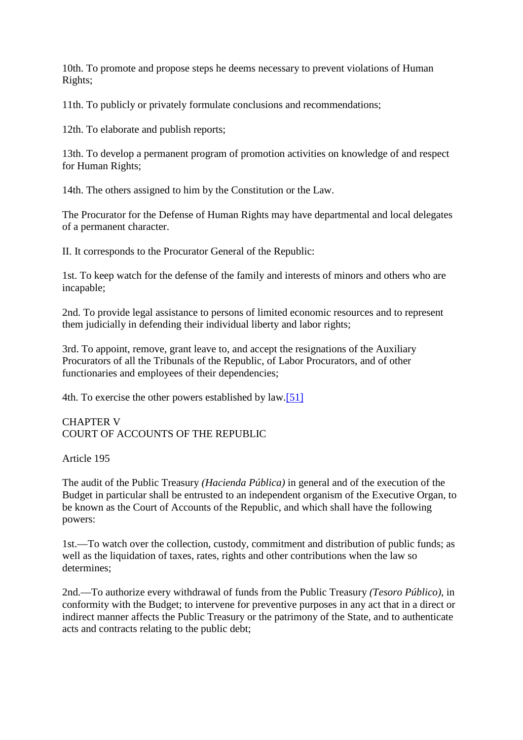10th. To promote and propose steps he deems necessary to prevent violations of Human Rights;

11th. To publicly or privately formulate conclusions and recommendations;

12th. To elaborate and publish reports;

13th. To develop a permanent program of promotion activities on knowledge of and respect for Human Rights;

14th. The others assigned to him by the Constitution or the Law.

The Procurator for the Defense of Human Rights may have departmental and local delegates of a permanent character.

II. It corresponds to the Procurator General of the Republic:

1st. To keep watch for the defense of the family and interests of minors and others who are incapable;

2nd. To provide legal assistance to persons of limited economic resources and to represent them judicially in defending their individual liberty and labor rights;

3rd. To appoint, remove, grant leave to, and accept the resignations of the Auxiliary Procurators of all the Tribunals of the Republic, of Labor Procurators, and of other functionaries and employees of their dependencies;

4th. To exercise the other powers established by law.[51]

## CHAPTER V
## COURT OF ACCOUNTS OF THE REPUBLIC

### Article 195

The audit of the Public Treasury *(Hacienda Pública)* in general and of the execution of the Budget in particular shall be entrusted to an independent organism of the Executive Organ, to be known as the Court of Accounts of the Republic, and which shall have the following powers:

1st.—To watch over the collection, custody, commitment and distribution of public funds; as well as the liquidation of taxes, rates, rights and other contributions when the law so determines;

2nd.—To authorize every withdrawal of funds from the Public Treasury *(Tesoro Público)*, in conformity with the Budget; to intervene for preventive purposes in any act that in a direct or indirect manner affects the Public Treasury or the patrimony of the State, and to authenticate acts and contracts relating to the public debt;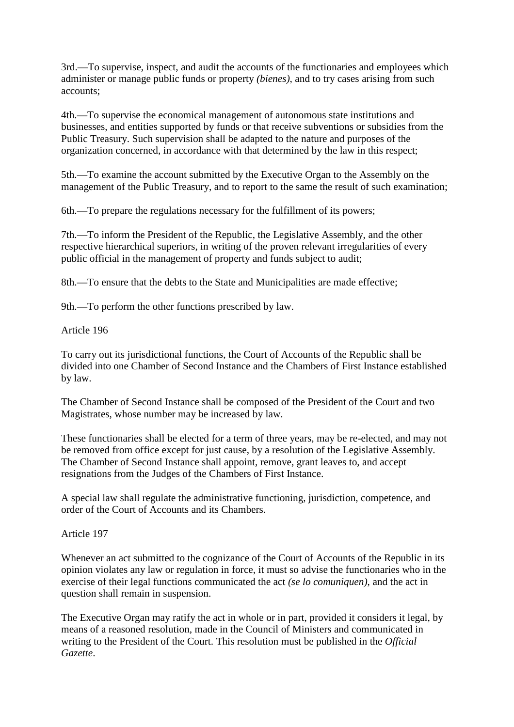3rd.—To supervise, inspect, and audit the accounts of the functionaries and employees which administer or manage public funds or property *(bienes)*, and to try cases arising from such accounts;

4th.—To supervise the economical management of autonomous state institutions and businesses, and entities supported by funds or that receive subventions or subsidies from the Public Treasury. Such supervision shall be adapted to the nature and purposes of the organization concerned, in accordance with that determined by the law in this respect;

5th.—To examine the account submitted by the Executive Organ to the Assembly on the management of the Public Treasury, and to report to the same the result of such examination;

6th.—To prepare the regulations necessary for the fulfillment of its powers;

7th.—To inform the President of the Republic, the Legislative Assembly, and the other respective hierarchical superiors, in writing of the proven relevant irregularities of every public official in the management of property and funds subject to audit;

8th.—To ensure that the debts to the State and Municipalities are made effective;

9th.—To perform the other functions prescribed by law.

Article 196

To carry out its jurisdictional functions, the Court of Accounts of the Republic shall be divided into one Chamber of Second Instance and the Chambers of First Instance established by law.

The Chamber of Second Instance shall be composed of the President of the Court and two Magistrates, whose number may be increased by law.

These functionaries shall be elected for a term of three years, may be re-elected, and may not be removed from office except for just cause, by a resolution of the Legislative Assembly. The Chamber of Second Instance shall appoint, remove, grant leaves to, and accept resignations from the Judges of the Chambers of First Instance.

A special law shall regulate the administrative functioning, jurisdiction, competence, and order of the Court of Accounts and its Chambers.

Article 197

Whenever an act submitted to the cognizance of the Court of Accounts of the Republic in its opinion violates any law or regulation in force, it must so advise the functionaries who in the exercise of their legal functions communicated the act *(se lo comuniquen)*, and the act in question shall remain in suspension.

The Executive Organ may ratify the act in whole or in part, provided it considers it legal, by means of a reasoned resolution, made in the Council of Ministers and communicated in writing to the President of the Court. This resolution must be published in the *Official Gazette*.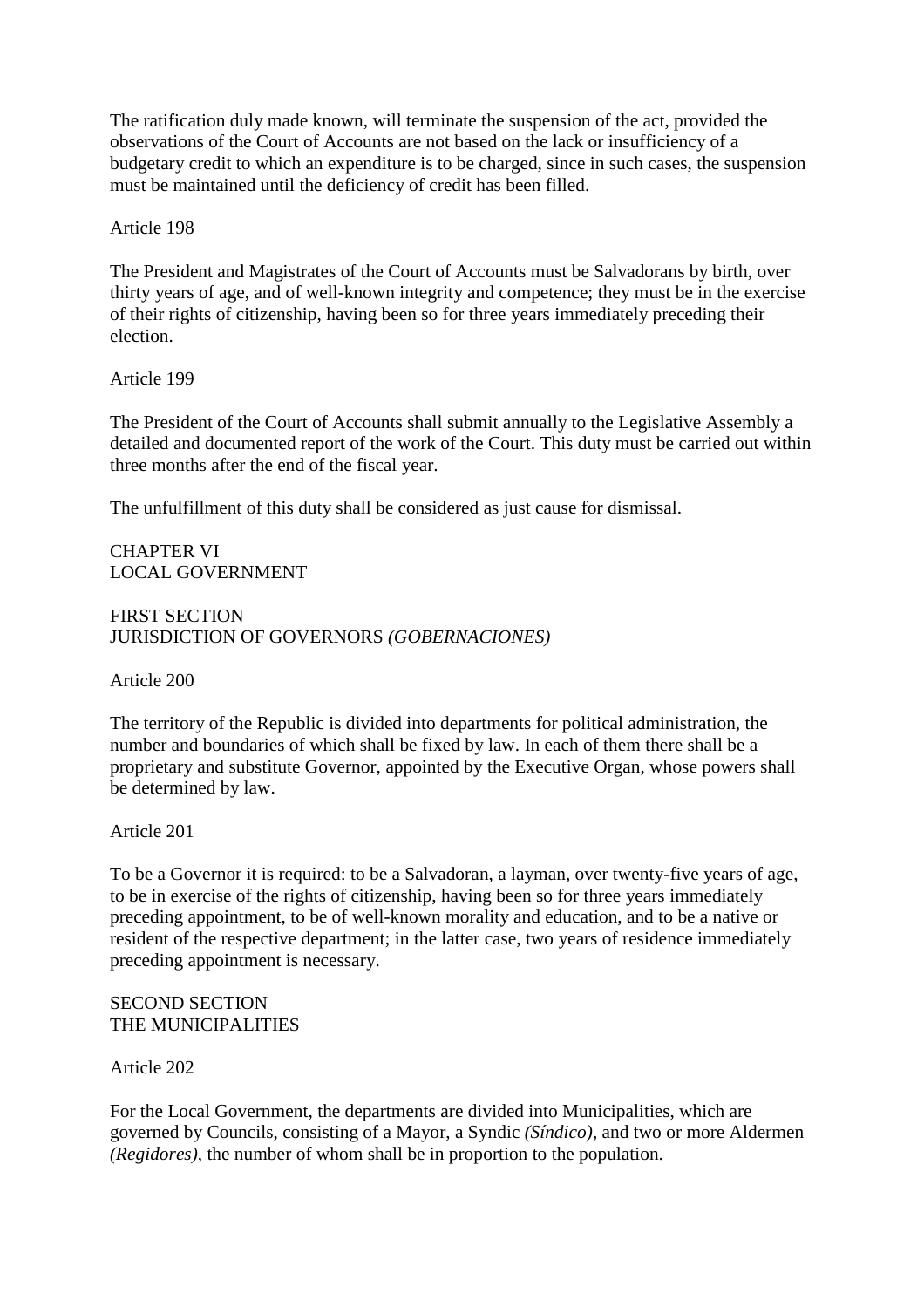The ratification duly made known, will terminate the suspension of the act, provided the observations of the Court of Accounts are not based on the lack or insufficiency of a budgetary credit to which an expenditure is to be charged, since in such cases, the suspension must be maintained until the deficiency of credit has been filled.

Article 198

The President and Magistrates of the Court of Accounts must be Salvadorans by birth, over thirty years of age, and of well-known integrity and competence; they must be in the exercise of their rights of citizenship, having been so for three years immediately preceding their election.

Article 199

The President of the Court of Accounts shall submit annually to the Legislative Assembly a detailed and documented report of the work of the Court. This duty must be carried out within three months after the end of the fiscal year.

The unfulfillment of this duty shall be considered as just cause for dismissal.

## CHAPTER VI
## LOCAL GOVERNMENT

### FIRST SECTION
### JURISDICTION OF GOVERNORS *(GOBERNACIONES)*

Article 200

The territory of the Republic is divided into departments for political administration, the number and boundaries of which shall be fixed by law. In each of them there shall be a proprietary and substitute Governor, appointed by the Executive Organ, whose powers shall be determined by law.

Article 201

To be a Governor it is required: to be a Salvadoran, a layman, over twenty-five years of age, to be in exercise of the rights of citizenship, having been so for three years immediately preceding appointment, to be of well-known morality and education, and to be a native or resident of the respective department; in the latter case, two years of residence immediately preceding appointment is necessary.

### SECOND SECTION
### THE MUNICIPALITIES

Article 202

For the Local Government, the departments are divided into Municipalities, which are governed by Councils, consisting of a Mayor, a Syndic *(Síndico)*, and two or more Aldermen *(Regidores)*, the number of whom shall be in proportion to the population.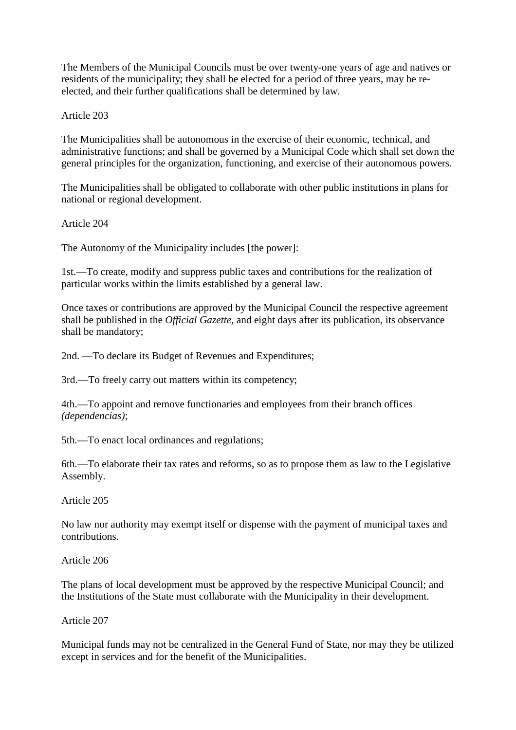The Members of the Municipal Councils must be over twenty-one years of age and natives or residents of the municipality; they shall be elected for a period of three years, may be re-elected, and their further qualifications shall be determined by law.

Article 203

The Municipalities shall be autonomous in the exercise of their economic, technical, and administrative functions; and shall be governed by a Municipal Code which shall set down the general principles for the organization, functioning, and exercise of their autonomous powers.

The Municipalities shall be obligated to collaborate with other public institutions in plans for national or regional development.

Article 204

The Autonomy of the Municipality includes [the power]:

1st.—To create, modify and suppress public taxes and contributions for the realization of particular works within the limits established by a general law.

Once taxes or contributions are approved by the Municipal Council the respective agreement shall be published in the *Official Gazette*, and eight days after its publication, its observance shall be mandatory;

2nd. —To declare its Budget of Revenues and Expenditures;

3rd.—To freely carry out matters within its competency;

4th.—To appoint and remove functionaries and employees from their branch offices *(dependencias)*;

5th.—To enact local ordinances and regulations;

6th.—To elaborate their tax rates and reforms, so as to propose them as law to the Legislative Assembly.

Article 205

No law nor authority may exempt itself or dispense with the payment of municipal taxes and contributions.

Article 206

The plans of local development must be approved by the respective Municipal Council; and the Institutions of the State must collaborate with the Municipality in their development.

Article 207

Municipal funds may not be centralized in the General Fund of State, nor may they be utilized except in services and for the benefit of the Municipalities.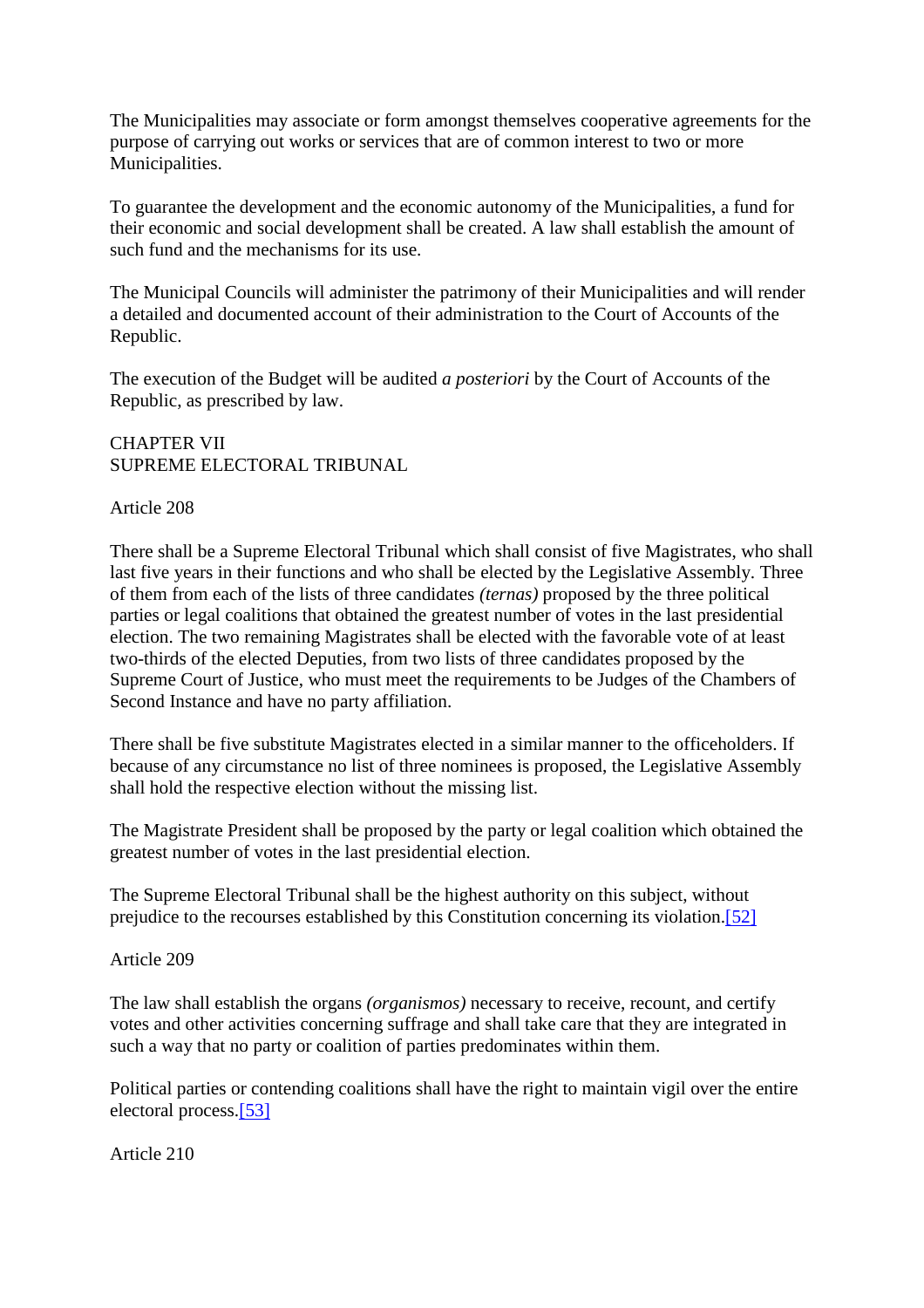The Municipalities may associate or form amongst themselves cooperative agreements for the purpose of carrying out works or services that are of common interest to two or more Municipalities.

To guarantee the development and the economic autonomy of the Municipalities, a fund for their economic and social development shall be created. A law shall establish the amount of such fund and the mechanisms for its use.

The Municipal Councils will administer the patrimony of their Municipalities and will render a detailed and documented account of their administration to the Court of Accounts of the Republic.

The execution of the Budget will be audited *a posteriori* by the Court of Accounts of the Republic, as prescribed by law.

## CHAPTER VII
## SUPREME ELECTORAL TRIBUNAL

### Article 208

There shall be a Supreme Electoral Tribunal which shall consist of five Magistrates, who shall last five years in their functions and who shall be elected by the Legislative Assembly. Three of them from each of the lists of three candidates *(ternas)* proposed by the three political parties or legal coalitions that obtained the greatest number of votes in the last presidential election. The two remaining Magistrates shall be elected with the favorable vote of at least two-thirds of the elected Deputies, from two lists of three candidates proposed by the Supreme Court of Justice, who must meet the requirements to be Judges of the Chambers of Second Instance and have no party affiliation.

There shall be five substitute Magistrates elected in a similar manner to the officeholders. If because of any circumstance no list of three nominees is proposed, the Legislative Assembly shall hold the respective election without the missing list.

The Magistrate President shall be proposed by the party or legal coalition which obtained the greatest number of votes in the last presidential election.

The Supreme Electoral Tribunal shall be the highest authority on this subject, without prejudice to the recourses established by this Constitution concerning its violation.[52]

### Article 209

The law shall establish the organs *(organismos)* necessary to receive, recount, and certify votes and other activities concerning suffrage and shall take care that they are integrated in such a way that no party or coalition of parties predominates within them.

Political parties or contending coalitions shall have the right to maintain vigil over the entire electoral process.[53]

### Article 210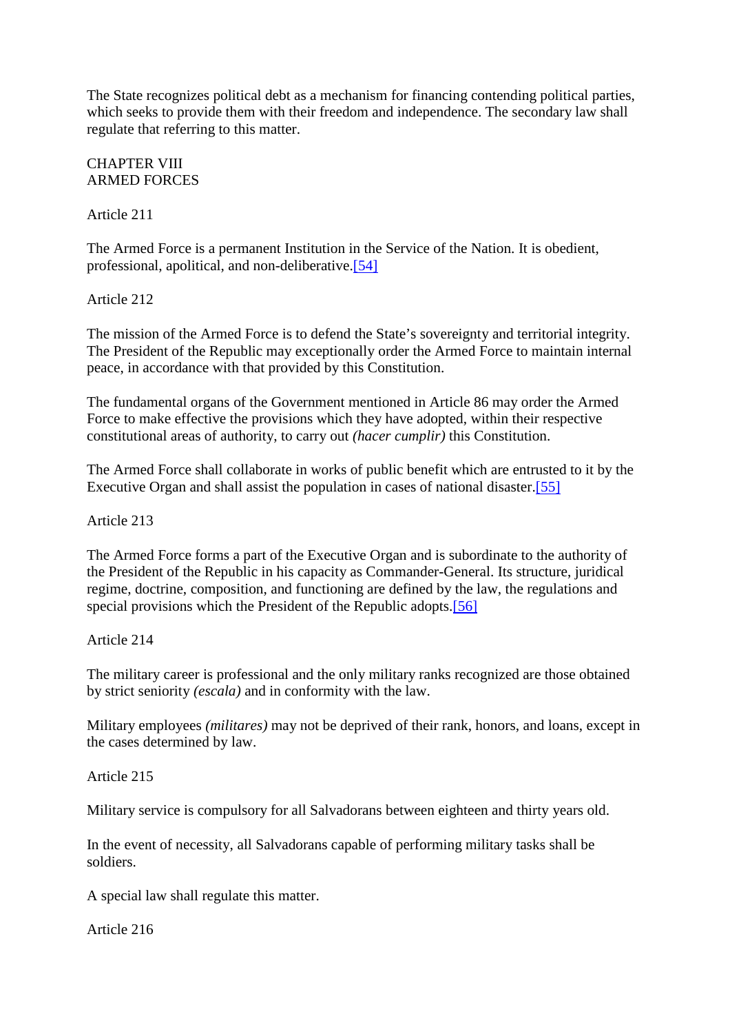The State recognizes political debt as a mechanism for financing contending political parties, which seeks to provide them with their freedom and independence. The secondary law shall regulate that referring to this matter.

## CHAPTER VIII
## ARMED FORCES

### Article 211

The Armed Force is a permanent Institution in the Service of the Nation. It is obedient, professional, apolitical, and non-deliberative.[54]

### Article 212

The mission of the Armed Force is to defend the State's sovereignty and territorial integrity. The President of the Republic may exceptionally order the Armed Force to maintain internal peace, in accordance with that provided by this Constitution.

The fundamental organs of the Government mentioned in Article 86 may order the Armed Force to make effective the provisions which they have adopted, within their respective constitutional areas of authority, to carry out *(hacer cumplir)* this Constitution.

The Armed Force shall collaborate in works of public benefit which are entrusted to it by the Executive Organ and shall assist the population in cases of national disaster.[55]

### Article 213

The Armed Force forms a part of the Executive Organ and is subordinate to the authority of the President of the Republic in his capacity as Commander-General. Its structure, juridical regime, doctrine, composition, and functioning are defined by the law, the regulations and special provisions which the President of the Republic adopts.[56]

### Article 214

The military career is professional and the only military ranks recognized are those obtained by strict seniority *(escala)* and in conformity with the law.

Military employees *(militares)* may not be deprived of their rank, honors, and loans, except in the cases determined by law.

### Article 215

Military service is compulsory for all Salvadorans between eighteen and thirty years old.

In the event of necessity, all Salvadorans capable of performing military tasks shall be soldiers.

A special law shall regulate this matter.

### Article 216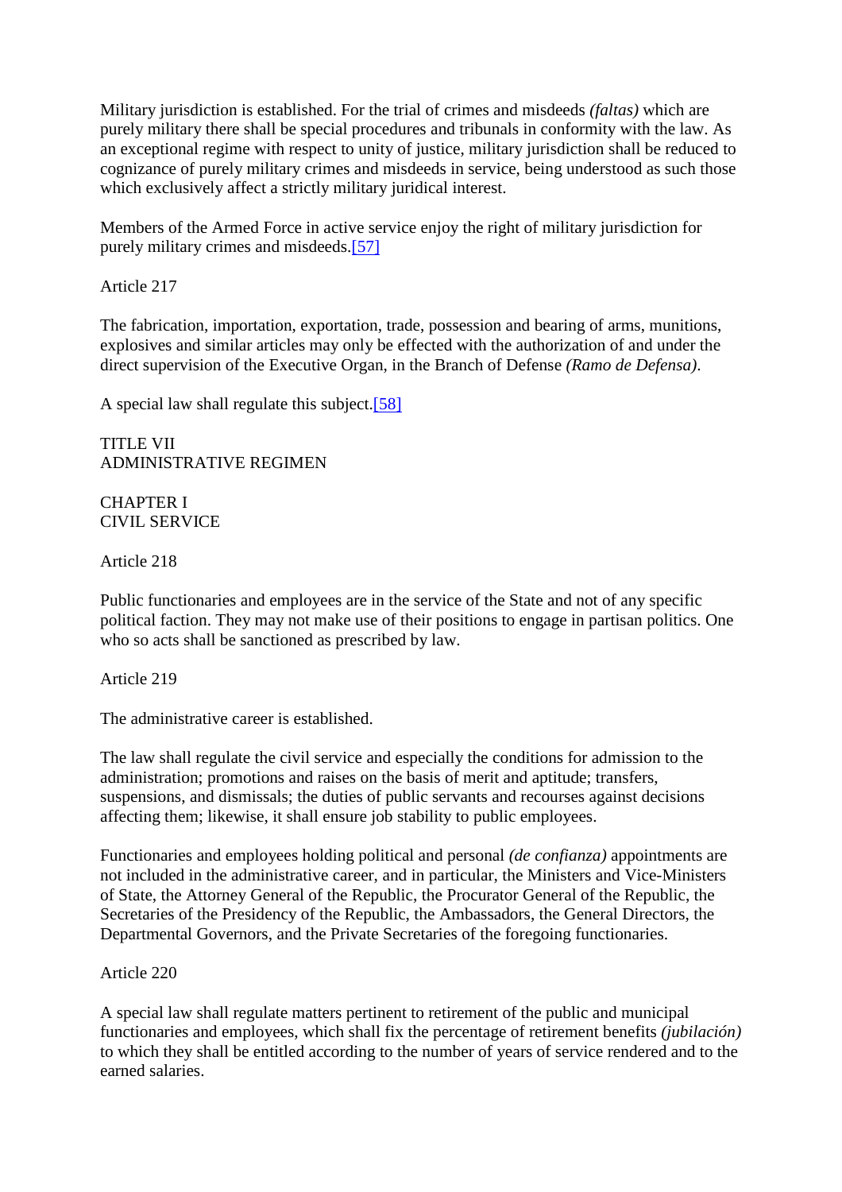Military jurisdiction is established. For the trial of crimes and misdeeds *(faltas)* which are purely military there shall be special procedures and tribunals in conformity with the law. As an exceptional regime with respect to unity of justice, military jurisdiction shall be reduced to cognizance of purely military crimes and misdeeds in service, being understood as such those which exclusively affect a strictly military juridical interest.

Members of the Armed Force in active service enjoy the right of military jurisdiction for purely military crimes and misdeeds.[57]

Article 217

The fabrication, importation, exportation, trade, possession and bearing of arms, munitions, explosives and similar articles may only be effected with the authorization of and under the direct supervision of the Executive Organ, in the Branch of Defense *(Ramo de Defensa)*.

A special law shall regulate this subject.[58]

## TITLE VII
## ADMINISTRATIVE REGIMEN

### CHAPTER I
### CIVIL SERVICE

Article 218

Public functionaries and employees are in the service of the State and not of any specific political faction. They may not make use of their positions to engage in partisan politics. One who so acts shall be sanctioned as prescribed by law.

Article 219

The administrative career is established.

The law shall regulate the civil service and especially the conditions for admission to the administration; promotions and raises on the basis of merit and aptitude; transfers, suspensions, and dismissals; the duties of public servants and recourses against decisions affecting them; likewise, it shall ensure job stability to public employees.

Functionaries and employees holding political and personal *(de confianza)* appointments are not included in the administrative career, and in particular, the Ministers and Vice-Ministers of State, the Attorney General of the Republic, the Procurator General of the Republic, the Secretaries of the Presidency of the Republic, the Ambassadors, the General Directors, the Departmental Governors, and the Private Secretaries of the foregoing functionaries.

Article 220

A special law shall regulate matters pertinent to retirement of the public and municipal functionaries and employees, which shall fix the percentage of retirement benefits *(jubilación)* to which they shall be entitled according to the number of years of service rendered and to the earned salaries.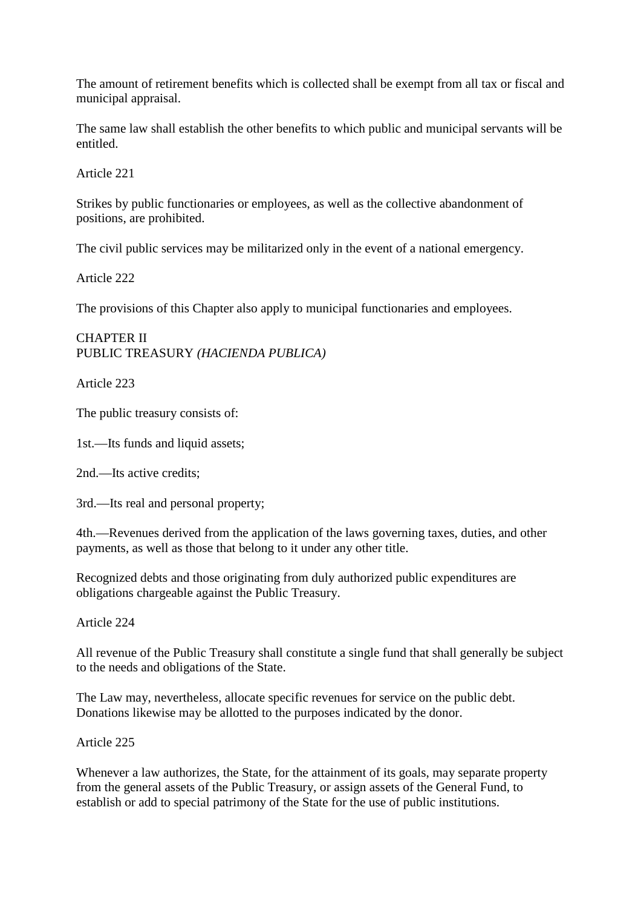The amount of retirement benefits which is collected shall be exempt from all tax or fiscal and municipal appraisal.

The same law shall establish the other benefits to which public and municipal servants will be entitled.

Article 221

Strikes by public functionaries or employees, as well as the collective abandonment of positions, are prohibited.

The civil public services may be militarized only in the event of a national emergency.

Article 222

The provisions of this Chapter also apply to municipal functionaries and employees.

## CHAPTER II
## PUBLIC TREASURY *(HACIENDA PUBLICA)*

Article 223

The public treasury consists of:

1st.—Its funds and liquid assets;

2nd.—Its active credits;

3rd.—Its real and personal property;

4th.—Revenues derived from the application of the laws governing taxes, duties, and other payments, as well as those that belong to it under any other title.

Recognized debts and those originating from duly authorized public expenditures are obligations chargeable against the Public Treasury.

Article 224

All revenue of the Public Treasury shall constitute a single fund that shall generally be subject to the needs and obligations of the State.

The Law may, nevertheless, allocate specific revenues for service on the public debt. Donations likewise may be allotted to the purposes indicated by the donor.

Article 225

Whenever a law authorizes, the State, for the attainment of its goals, may separate property from the general assets of the Public Treasury, or assign assets of the General Fund, to establish or add to special patrimony of the State for the use of public institutions.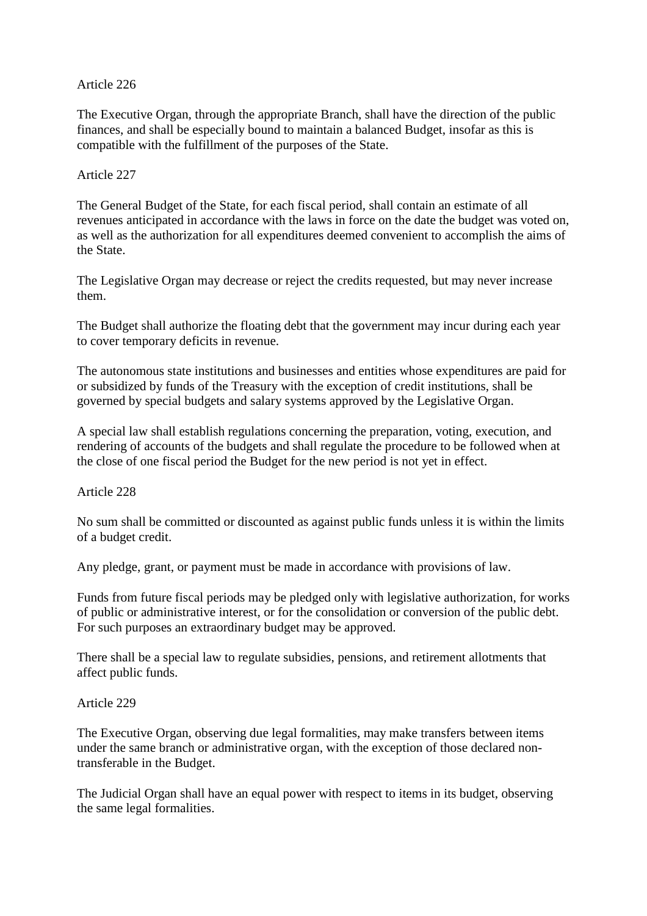Article 226

The Executive Organ, through the appropriate Branch, shall have the direction of the public finances, and shall be especially bound to maintain a balanced Budget, insofar as this is compatible with the fulfillment of the purposes of the State.

Article 227

The General Budget of the State, for each fiscal period, shall contain an estimate of all revenues anticipated in accordance with the laws in force on the date the budget was voted on, as well as the authorization for all expenditures deemed convenient to accomplish the aims of the State.

The Legislative Organ may decrease or reject the credits requested, but may never increase them.

The Budget shall authorize the floating debt that the government may incur during each year to cover temporary deficits in revenue.

The autonomous state institutions and businesses and entities whose expenditures are paid for or subsidized by funds of the Treasury with the exception of credit institutions, shall be governed by special budgets and salary systems approved by the Legislative Organ.

A special law shall establish regulations concerning the preparation, voting, execution, and rendering of accounts of the budgets and shall regulate the procedure to be followed when at the close of one fiscal period the Budget for the new period is not yet in effect.

Article 228

No sum shall be committed or discounted as against public funds unless it is within the limits of a budget credit.

Any pledge, grant, or payment must be made in accordance with provisions of law.

Funds from future fiscal periods may be pledged only with legislative authorization, for works of public or administrative interest, or for the consolidation or conversion of the public debt. For such purposes an extraordinary budget may be approved.

There shall be a special law to regulate subsidies, pensions, and retirement allotments that affect public funds.

Article 229

The Executive Organ, observing due legal formalities, may make transfers between items under the same branch or administrative organ, with the exception of those declared non-transferable in the Budget.

The Judicial Organ shall have an equal power with respect to items in its budget, observing the same legal formalities.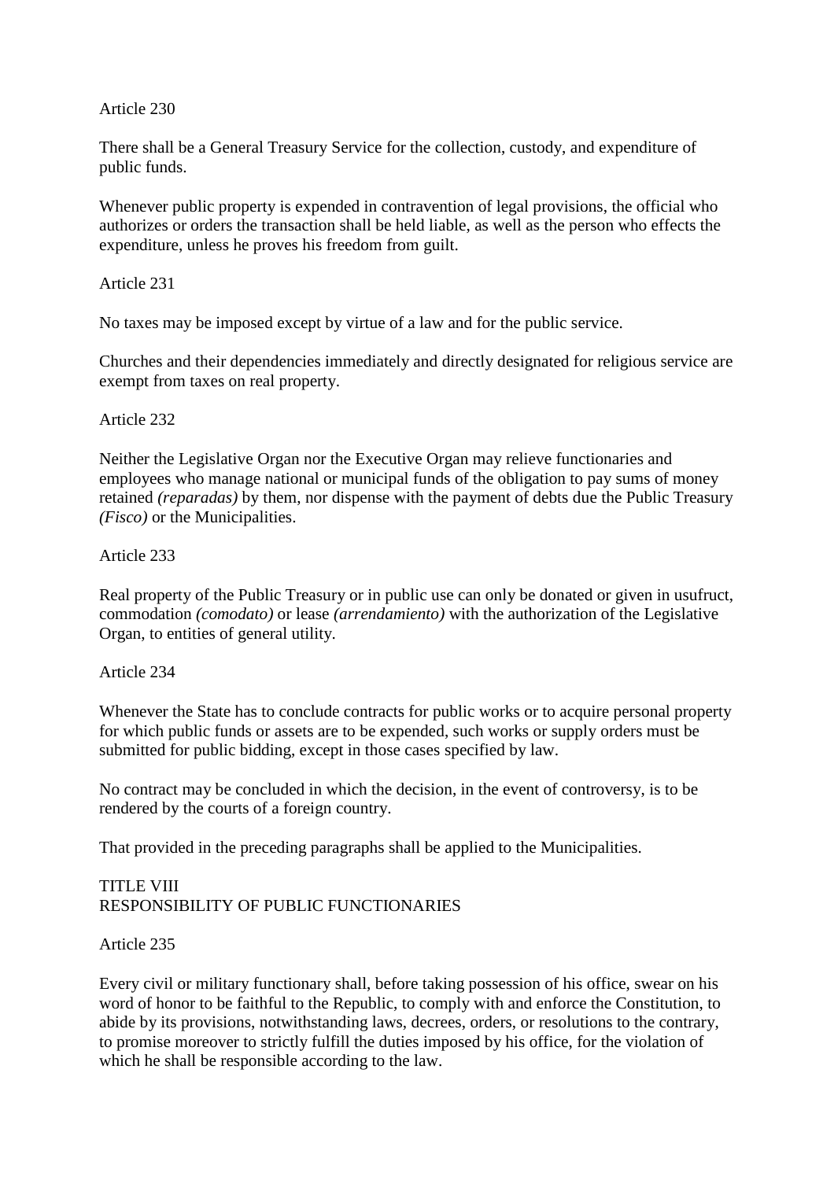Article 230

There shall be a General Treasury Service for the collection, custody, and expenditure of public funds.

Whenever public property is expended in contravention of legal provisions, the official who authorizes or orders the transaction shall be held liable, as well as the person who effects the expenditure, unless he proves his freedom from guilt.

Article 231

No taxes may be imposed except by virtue of a law and for the public service.

Churches and their dependencies immediately and directly designated for religious service are exempt from taxes on real property.

Article 232

Neither the Legislative Organ nor the Executive Organ may relieve functionaries and employees who manage national or municipal funds of the obligation to pay sums of money retained *(reparadas)* by them, nor dispense with the payment of debts due the Public Treasury *(Fisco)* or the Municipalities.

Article 233

Real property of the Public Treasury or in public use can only be donated or given in usufruct, commodation *(comodato)* or lease *(arrendamiento)* with the authorization of the Legislative Organ, to entities of general utility.

Article 234

Whenever the State has to conclude contracts for public works or to acquire personal property for which public funds or assets are to be expended, such works or supply orders must be submitted for public bidding, except in those cases specified by law.

No contract may be concluded in which the decision, in the event of controversy, is to be rendered by the courts of a foreign country.

That provided in the preceding paragraphs shall be applied to the Municipalities.

## TITLE VIII
## RESPONSIBILITY OF PUBLIC FUNCTIONARIES

Article 235

Every civil or military functionary shall, before taking possession of his office, swear on his word of honor to be faithful to the Republic, to comply with and enforce the Constitution, to abide by its provisions, notwithstanding laws, decrees, orders, or resolutions to the contrary, to promise moreover to strictly fulfill the duties imposed by his office, for the violation of which he shall be responsible according to the law.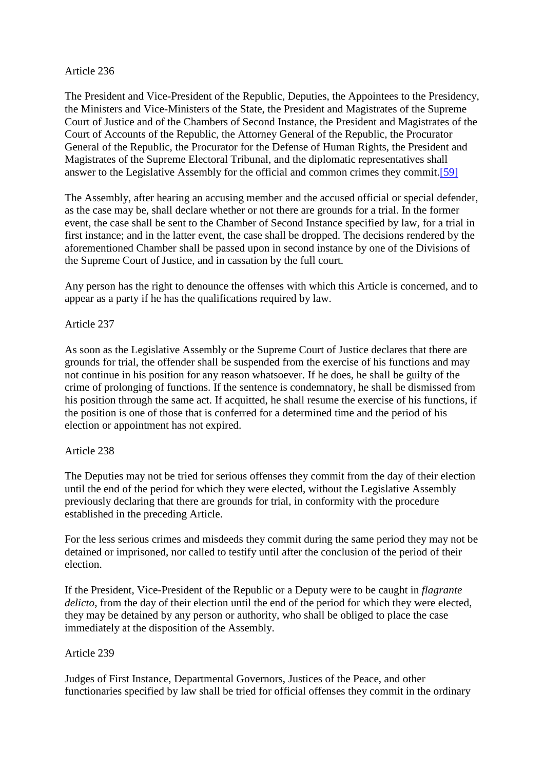Article 236

The President and Vice-President of the Republic, Deputies, the Appointees to the Presidency, the Ministers and Vice-Ministers of the State, the President and Magistrates of the Supreme Court of Justice and of the Chambers of Second Instance, the President and Magistrates of the Court of Accounts of the Republic, the Attorney General of the Republic, the Procurator General of the Republic, the Procurator for the Defense of Human Rights, the President and Magistrates of the Supreme Electoral Tribunal, and the diplomatic representatives shall answer to the Legislative Assembly for the official and common crimes they commit.[59]

The Assembly, after hearing an accusing member and the accused official or special defender, as the case may be, shall declare whether or not there are grounds for a trial. In the former event, the case shall be sent to the Chamber of Second Instance specified by law, for a trial in first instance; and in the latter event, the case shall be dropped. The decisions rendered by the aforementioned Chamber shall be passed upon in second instance by one of the Divisions of the Supreme Court of Justice, and in cassation by the full court.

Any person has the right to denounce the offenses with which this Article is concerned, and to appear as a party if he has the qualifications required by law.

Article 237

As soon as the Legislative Assembly or the Supreme Court of Justice declares that there are grounds for trial, the offender shall be suspended from the exercise of his functions and may not continue in his position for any reason whatsoever. If he does, he shall be guilty of the crime of prolonging of functions. If the sentence is condemnatory, he shall be dismissed from his position through the same act. If acquitted, he shall resume the exercise of his functions, if the position is one of those that is conferred for a determined time and the period of his election or appointment has not expired.

Article 238

The Deputies may not be tried for serious offenses they commit from the day of their election until the end of the period for which they were elected, without the Legislative Assembly previously declaring that there are grounds for trial, in conformity with the procedure established in the preceding Article.

For the less serious crimes and misdeeds they commit during the same period they may not be detained or imprisoned, nor called to testify until after the conclusion of the period of their election.

If the President, Vice-President of the Republic or a Deputy were to be caught in *flagrante delicto*, from the day of their election until the end of the period for which they were elected, they may be detained by any person or authority, who shall be obliged to place the case immediately at the disposition of the Assembly.

Article 239

Judges of First Instance, Departmental Governors, Justices of the Peace, and other functionaries specified by law shall be tried for official offenses they commit in the ordinary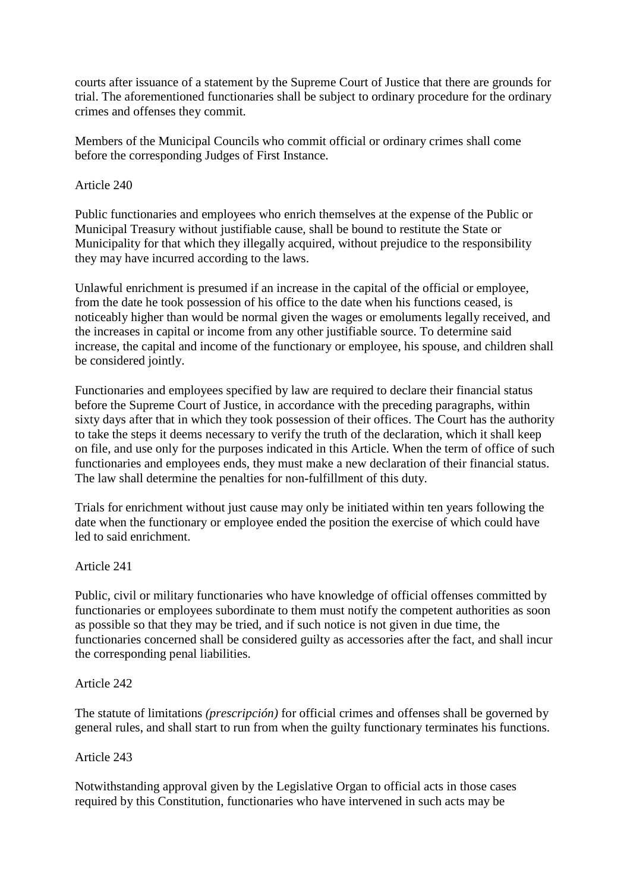courts after issuance of a statement by the Supreme Court of Justice that there are grounds for trial. The aforementioned functionaries shall be subject to ordinary procedure for the ordinary crimes and offenses they commit.

Members of the Municipal Councils who commit official or ordinary crimes shall come before the corresponding Judges of First Instance.

Article 240

Public functionaries and employees who enrich themselves at the expense of the Public or Municipal Treasury without justifiable cause, shall be bound to restitute the State or Municipality for that which they illegally acquired, without prejudice to the responsibility they may have incurred according to the laws.

Unlawful enrichment is presumed if an increase in the capital of the official or employee, from the date he took possession of his office to the date when his functions ceased, is noticeably higher than would be normal given the wages or emoluments legally received, and the increases in capital or income from any other justifiable source. To determine said increase, the capital and income of the functionary or employee, his spouse, and children shall be considered jointly.

Functionaries and employees specified by law are required to declare their financial status before the Supreme Court of Justice, in accordance with the preceding paragraphs, within sixty days after that in which they took possession of their offices. The Court has the authority to take the steps it deems necessary to verify the truth of the declaration, which it shall keep on file, and use only for the purposes indicated in this Article. When the term of office of such functionaries and employees ends, they must make a new declaration of their financial status. The law shall determine the penalties for non-fulfillment of this duty.

Trials for enrichment without just cause may only be initiated within ten years following the date when the functionary or employee ended the position the exercise of which could have led to said enrichment.

Article 241

Public, civil or military functionaries who have knowledge of official offenses committed by functionaries or employees subordinate to them must notify the competent authorities as soon as possible so that they may be tried, and if such notice is not given in due time, the functionaries concerned shall be considered guilty as accessories after the fact, and shall incur the corresponding penal liabilities.

Article 242

The statute of limitations *(prescripción)* for official crimes and offenses shall be governed by general rules, and shall start to run from when the guilty functionary terminates his functions.

Article 243

Notwithstanding approval given by the Legislative Organ to official acts in those cases required by this Constitution, functionaries who have intervened in such acts may be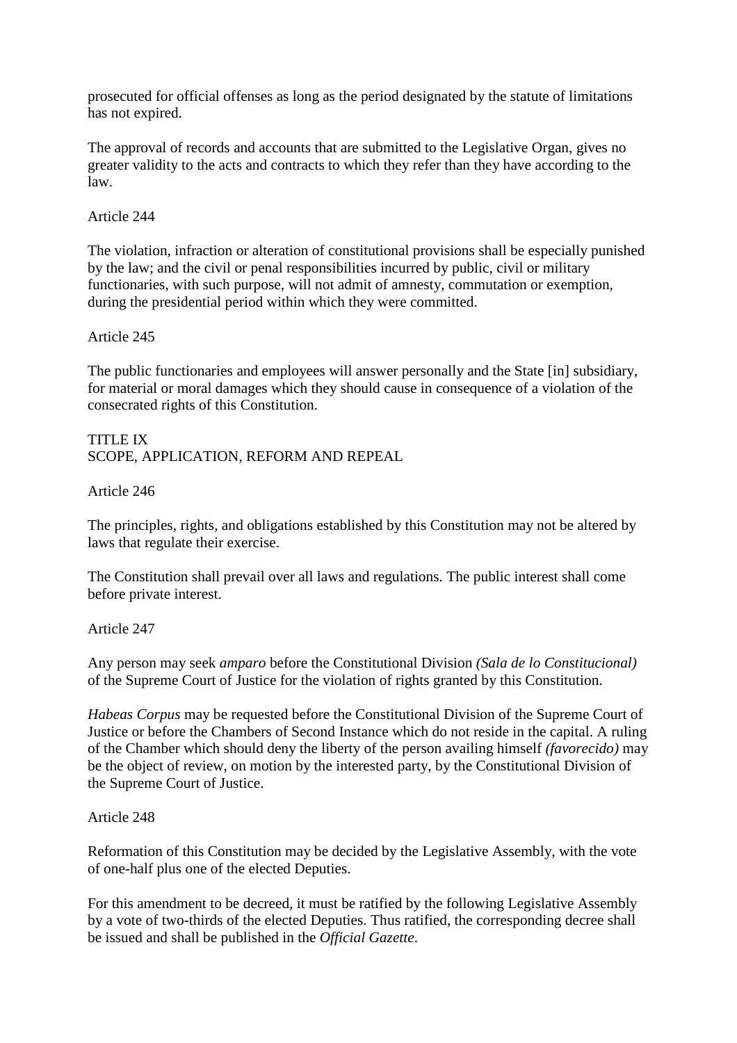prosecuted for official offenses as long as the period designated by the statute of limitations has not expired.

The approval of records and accounts that are submitted to the Legislative Organ, gives no greater validity to the acts and contracts to which they refer than they have according to the law.

Article 244

The violation, infraction or alteration of constitutional provisions shall be especially punished by the law; and the civil or penal responsibilities incurred by public, civil or military functionaries, with such purpose, will not admit of amnesty, commutation or exemption, during the presidential period within which they were committed.

Article 245

The public functionaries and employees will answer personally and the State [in] subsidiary, for material or moral damages which they should cause in consequence of a violation of the consecrated rights of this Constitution.

## TITLE IX
## SCOPE, APPLICATION, REFORM AND REPEAL

Article 246

The principles, rights, and obligations established by this Constitution may not be altered by laws that regulate their exercise.

The Constitution shall prevail over all laws and regulations. The public interest shall come before private interest.

Article 247

Any person may seek *amparo* before the Constitutional Division *(Sala de lo Constitucional)* of the Supreme Court of Justice for the violation of rights granted by this Constitution.

*Habeas Corpus* may be requested before the Constitutional Division of the Supreme Court of Justice or before the Chambers of Second Instance which do not reside in the capital. A ruling of the Chamber which should deny the liberty of the person availing himself *(favorecido)* may be the object of review, on motion by the interested party, by the Constitutional Division of the Supreme Court of Justice.

Article 248

Reformation of this Constitution may be decided by the Legislative Assembly, with the vote of one-half plus one of the elected Deputies.

For this amendment to be decreed, it must be ratified by the following Legislative Assembly by a vote of two-thirds of the elected Deputies. Thus ratified, the corresponding decree shall be issued and shall be published in the *Official Gazette*.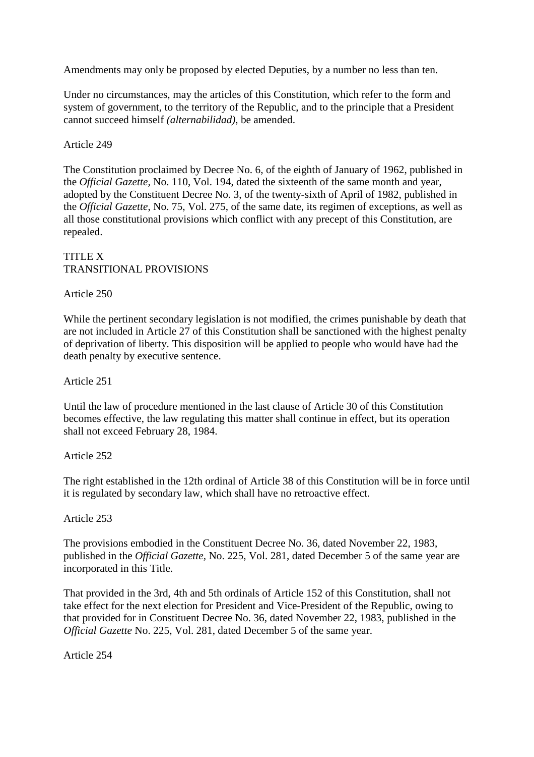Amendments may only be proposed by elected Deputies, by a number no less than ten.

Under no circumstances, may the articles of this Constitution, which refer to the form and system of government, to the territory of the Republic, and to the principle that a President cannot succeed himself *(alternabilidad)*, be amended.

Article 249

The Constitution proclaimed by Decree No. 6, of the eighth of January of 1962, published in the *Official Gazette*, No. 110, Vol. 194, dated the sixteenth of the same month and year, adopted by the Constituent Decree No. 3, of the twenty-sixth of April of 1982, published in the *Official Gazette*, No. 75, Vol. 275, of the same date, its regimen of exceptions, as well as all those constitutional provisions which conflict with any precept of this Constitution, are repealed.

## TITLE X
## TRANSITIONAL PROVISIONS

Article 250

While the pertinent secondary legislation is not modified, the crimes punishable by death that are not included in Article 27 of this Constitution shall be sanctioned with the highest penalty of deprivation of liberty. This disposition will be applied to people who would have had the death penalty by executive sentence.

Article 251

Until the law of procedure mentioned in the last clause of Article 30 of this Constitution becomes effective, the law regulating this matter shall continue in effect, but its operation shall not exceed February 28, 1984.

Article 252

The right established in the 12th ordinal of Article 38 of this Constitution will be in force until it is regulated by secondary law, which shall have no retroactive effect.

Article 253

The provisions embodied in the Constituent Decree No. 36, dated November 22, 1983, published in the *Official Gazette*, No. 225, Vol. 281, dated December 5 of the same year are incorporated in this Title.

That provided in the 3rd, 4th and 5th ordinals of Article 152 of this Constitution, shall not take effect for the next election for President and Vice-President of the Republic, owing to that provided for in Constituent Decree No. 36, dated November 22, 1983, published in the *Official Gazette* No. 225, Vol. 281, dated December 5 of the same year.

Article 254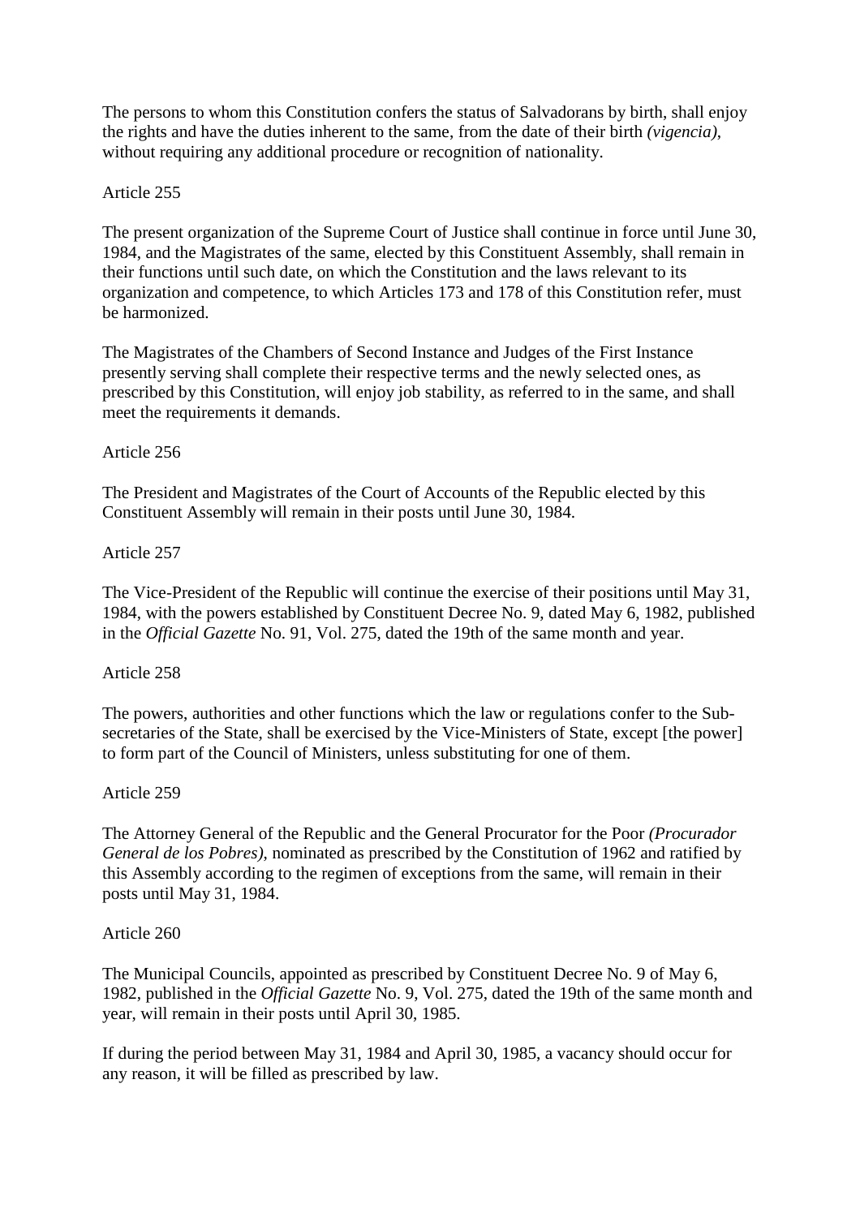The persons to whom this Constitution confers the status of Salvadorans by birth, shall enjoy the rights and have the duties inherent to the same, from the date of their birth *(vigencia)*, without requiring any additional procedure or recognition of nationality.

Article 255

The present organization of the Supreme Court of Justice shall continue in force until June 30, 1984, and the Magistrates of the same, elected by this Constituent Assembly, shall remain in their functions until such date, on which the Constitution and the laws relevant to its organization and competence, to which Articles 173 and 178 of this Constitution refer, must be harmonized.

The Magistrates of the Chambers of Second Instance and Judges of the First Instance presently serving shall complete their respective terms and the newly selected ones, as prescribed by this Constitution, will enjoy job stability, as referred to in the same, and shall meet the requirements it demands.

Article 256

The President and Magistrates of the Court of Accounts of the Republic elected by this Constituent Assembly will remain in their posts until June 30, 1984.

Article 257

The Vice-President of the Republic will continue the exercise of their positions until May 31, 1984, with the powers established by Constituent Decree No. 9, dated May 6, 1982, published in the *Official Gazette* No. 91, Vol. 275, dated the 19th of the same month and year.

Article 258

The powers, authorities and other functions which the law or regulations confer to the Sub-secretaries of the State, shall be exercised by the Vice-Ministers of State, except [the power] to form part of the Council of Ministers, unless substituting for one of them.

Article 259

The Attorney General of the Republic and the General Procurator for the Poor *(Procurador General de los Pobres)*, nominated as prescribed by the Constitution of 1962 and ratified by this Assembly according to the regimen of exceptions from the same, will remain in their posts until May 31, 1984.

Article 260

The Municipal Councils, appointed as prescribed by Constituent Decree No. 9 of May 6, 1982, published in the *Official Gazette* No. 9, Vol. 275, dated the 19th of the same month and year, will remain in their posts until April 30, 1985.

If during the period between May 31, 1984 and April 30, 1985, a vacancy should occur for any reason, it will be filled as prescribed by law.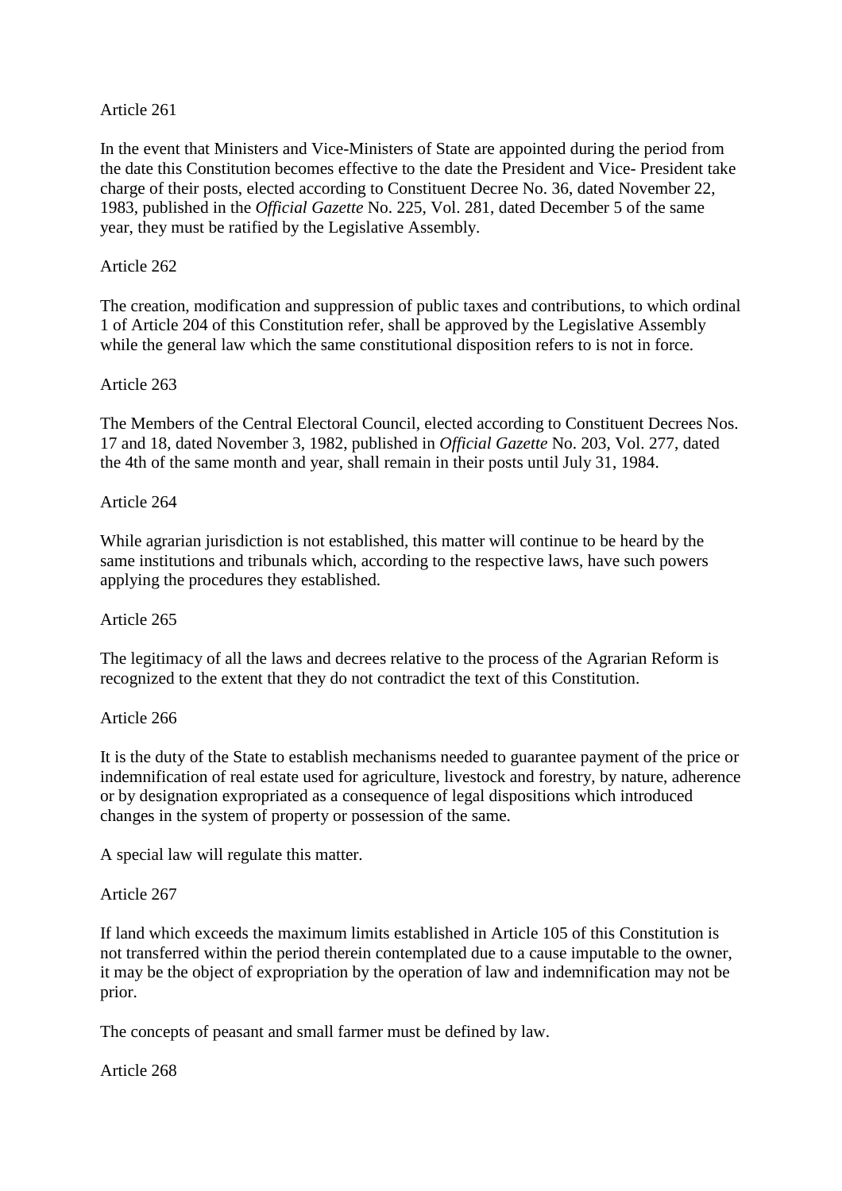Article 261

In the event that Ministers and Vice-Ministers of State are appointed during the period from the date this Constitution becomes effective to the date the President and Vice- President take charge of their posts, elected according to Constituent Decree No. 36, dated November 22, 1983, published in the *Official Gazette* No. 225, Vol. 281, dated December 5 of the same year, they must be ratified by the Legislative Assembly.

Article 262

The creation, modification and suppression of public taxes and contributions, to which ordinal 1 of Article 204 of this Constitution refer, shall be approved by the Legislative Assembly while the general law which the same constitutional disposition refers to is not in force.

Article 263

The Members of the Central Electoral Council, elected according to Constituent Decrees Nos. 17 and 18, dated November 3, 1982, published in *Official Gazette* No. 203, Vol. 277, dated the 4th of the same month and year, shall remain in their posts until July 31, 1984.

Article 264

While agrarian jurisdiction is not established, this matter will continue to be heard by the same institutions and tribunals which, according to the respective laws, have such powers applying the procedures they established.

Article 265

The legitimacy of all the laws and decrees relative to the process of the Agrarian Reform is recognized to the extent that they do not contradict the text of this Constitution.

Article 266

It is the duty of the State to establish mechanisms needed to guarantee payment of the price or indemnification of real estate used for agriculture, livestock and forestry, by nature, adherence or by designation expropriated as a consequence of legal dispositions which introduced changes in the system of property or possession of the same.

A special law will regulate this matter.

Article 267

If land which exceeds the maximum limits established in Article 105 of this Constitution is not transferred within the period therein contemplated due to a cause imputable to the owner, it may be the object of expropriation by the operation of law and indemnification may not be prior.

The concepts of peasant and small farmer must be defined by law.

Article 268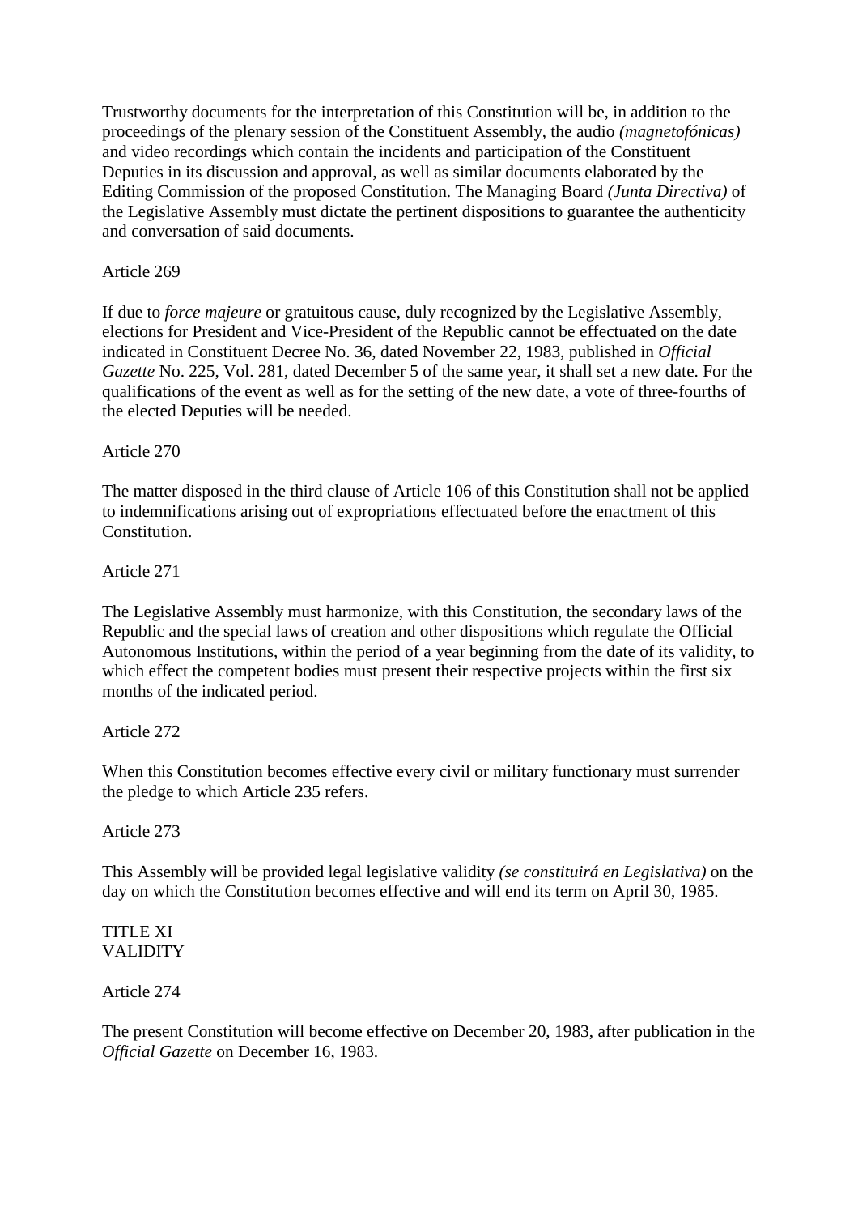Trustworthy documents for the interpretation of this Constitution will be, in addition to the proceedings of the plenary session of the Constituent Assembly, the audio *(magnetofónicas)* and video recordings which contain the incidents and participation of the Constituent Deputies in its discussion and approval, as well as similar documents elaborated by the Editing Commission of the proposed Constitution. The Managing Board *(Junta Directiva)* of the Legislative Assembly must dictate the pertinent dispositions to guarantee the authenticity and conversation of said documents.

Article 269

If due to *force majeure* or gratuitous cause, duly recognized by the Legislative Assembly, elections for President and Vice-President of the Republic cannot be effectuated on the date indicated in Constituent Decree No. 36, dated November 22, 1983, published in *Official Gazette* No. 225, Vol. 281, dated December 5 of the same year, it shall set a new date. For the qualifications of the event as well as for the setting of the new date, a vote of three-fourths of the elected Deputies will be needed.

Article 270

The matter disposed in the third clause of Article 106 of this Constitution shall not be applied to indemnifications arising out of expropriations effectuated before the enactment of this Constitution.

Article 271

The Legislative Assembly must harmonize, with this Constitution, the secondary laws of the Republic and the special laws of creation and other dispositions which regulate the Official Autonomous Institutions, within the period of a year beginning from the date of its validity, to which effect the competent bodies must present their respective projects within the first six months of the indicated period.

Article 272

When this Constitution becomes effective every civil or military functionary must surrender the pledge to which Article 235 refers.

Article 273

This Assembly will be provided legal legislative validity *(se constituirá en Legislativa)* on the day on which the Constitution becomes effective and will end its term on April 30, 1985.

## TITLE XI
## VALIDITY

Article 274

The present Constitution will become effective on December 20, 1983, after publication in the *Official Gazette* on December 16, 1983.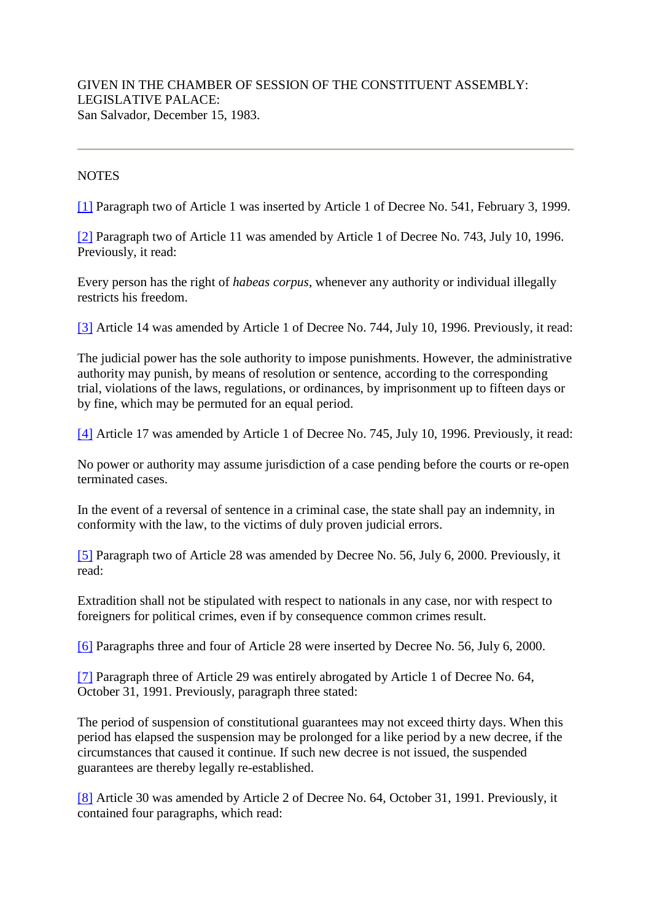GIVEN IN THE CHAMBER OF SESSION OF THE CONSTITUENT ASSEMBLY: LEGISLATIVE PALACE:
San Salvador, December 15, 1983.

---

NOTES

[1] Paragraph two of Article 1 was inserted by Article 1 of Decree No. 541, February 3, 1999.

[2] Paragraph two of Article 11 was amended by Article 1 of Decree No. 743, July 10, 1996. Previously, it read:

Every person has the right of *habeas corpus*, whenever any authority or individual illegally restricts his freedom.

[3] Article 14 was amended by Article 1 of Decree No. 744, July 10, 1996. Previously, it read:

The judicial power has the sole authority to impose punishments. However, the administrative authority may punish, by means of resolution or sentence, according to the corresponding trial, violations of the laws, regulations, or ordinances, by imprisonment up to fifteen days or by fine, which may be permuted for an equal period.

[4] Article 17 was amended by Article 1 of Decree No. 745, July 10, 1996. Previously, it read:

No power or authority may assume jurisdiction of a case pending before the courts or re-open terminated cases.

In the event of a reversal of sentence in a criminal case, the state shall pay an indemnity, in conformity with the law, to the victims of duly proven judicial errors.

[5] Paragraph two of Article 28 was amended by Decree No. 56, July 6, 2000. Previously, it read:

Extradition shall not be stipulated with respect to nationals in any case, nor with respect to foreigners for political crimes, even if by consequence common crimes result.

[6] Paragraphs three and four of Article 28 were inserted by Decree No. 56, July 6, 2000.

[7] Paragraph three of Article 29 was entirely abrogated by Article 1 of Decree No. 64, October 31, 1991. Previously, paragraph three stated:

The period of suspension of constitutional guarantees may not exceed thirty days. When this period has elapsed the suspension may be prolonged for a like period by a new decree, if the circumstances that caused it continue. If such new decree is not issued, the suspended guarantees are thereby legally re-established.

[8] Article 30 was amended by Article 2 of Decree No. 64, October 31, 1991. Previously, it contained four paragraphs, which read: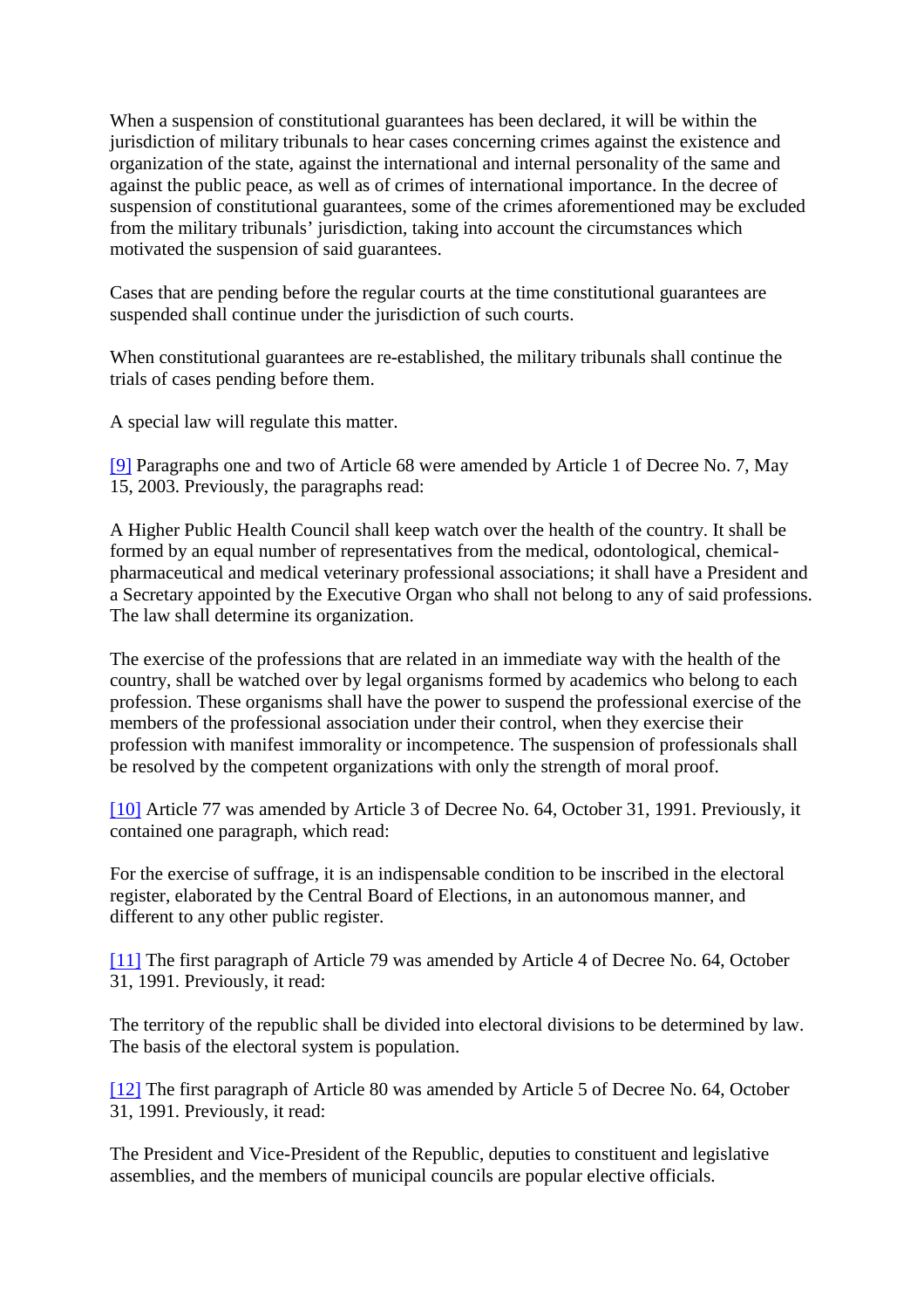When a suspension of constitutional guarantees has been declared, it will be within the jurisdiction of military tribunals to hear cases concerning crimes against the existence and organization of the state, against the international and internal personality of the same and against the public peace, as well as of crimes of international importance. In the decree of suspension of constitutional guarantees, some of the crimes aforementioned may be excluded from the military tribunals' jurisdiction, taking into account the circumstances which motivated the suspension of said guarantees.

Cases that are pending before the regular courts at the time constitutional guarantees are suspended shall continue under the jurisdiction of such courts.

When constitutional guarantees are re-established, the military tribunals shall continue the trials of cases pending before them.

A special law will regulate this matter.

[9] Paragraphs one and two of Article 68 were amended by Article 1 of Decree No. 7, May 15, 2003. Previously, the paragraphs read:

A Higher Public Health Council shall keep watch over the health of the country. It shall be formed by an equal number of representatives from the medical, odontological, chemical-pharmaceutical and medical veterinary professional associations; it shall have a President and a Secretary appointed by the Executive Organ who shall not belong to any of said professions. The law shall determine its organization.

The exercise of the professions that are related in an immediate way with the health of the country, shall be watched over by legal organisms formed by academics who belong to each profession. These organisms shall have the power to suspend the professional exercise of the members of the professional association under their control, when they exercise their profession with manifest immorality or incompetence. The suspension of professionals shall be resolved by the competent organizations with only the strength of moral proof.

[10] Article 77 was amended by Article 3 of Decree No. 64, October 31, 1991. Previously, it contained one paragraph, which read:

For the exercise of suffrage, it is an indispensable condition to be inscribed in the electoral register, elaborated by the Central Board of Elections, in an autonomous manner, and different to any other public register.

[11] The first paragraph of Article 79 was amended by Article 4 of Decree No. 64, October 31, 1991. Previously, it read:

The territory of the republic shall be divided into electoral divisions to be determined by law. The basis of the electoral system is population.

[12] The first paragraph of Article 80 was amended by Article 5 of Decree No. 64, October 31, 1991. Previously, it read:

The President and Vice-President of the Republic, deputies to constituent and legislative assemblies, and the members of municipal councils are popular elective officials.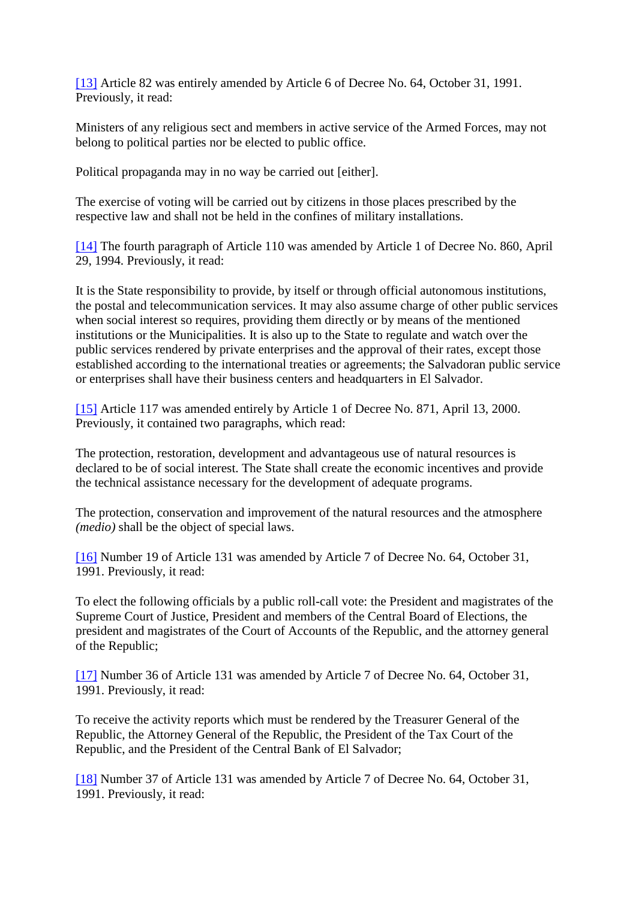[13] Article 82 was entirely amended by Article 6 of Decree No. 64, October 31, 1991. Previously, it read:

Ministers of any religious sect and members in active service of the Armed Forces, may not belong to political parties nor be elected to public office.

Political propaganda may in no way be carried out [either].

The exercise of voting will be carried out by citizens in those places prescribed by the respective law and shall not be held in the confines of military installations.

[14] The fourth paragraph of Article 110 was amended by Article 1 of Decree No. 860, April 29, 1994. Previously, it read:

It is the State responsibility to provide, by itself or through official autonomous institutions, the postal and telecommunication services. It may also assume charge of other public services when social interest so requires, providing them directly or by means of the mentioned institutions or the Municipalities. It is also up to the State to regulate and watch over the public services rendered by private enterprises and the approval of their rates, except those established according to the international treaties or agreements; the Salvadoran public service or enterprises shall have their business centers and headquarters in El Salvador.

[15] Article 117 was amended entirely by Article 1 of Decree No. 871, April 13, 2000. Previously, it contained two paragraphs, which read:

The protection, restoration, development and advantageous use of natural resources is declared to be of social interest. The State shall create the economic incentives and provide the technical assistance necessary for the development of adequate programs.

The protection, conservation and improvement of the natural resources and the atmosphere *(medio)* shall be the object of special laws.

[16] Number 19 of Article 131 was amended by Article 7 of Decree No. 64, October 31, 1991. Previously, it read:

To elect the following officials by a public roll-call vote: the President and magistrates of the Supreme Court of Justice, President and members of the Central Board of Elections, the president and magistrates of the Court of Accounts of the Republic, and the attorney general of the Republic;

[17] Number 36 of Article 131 was amended by Article 7 of Decree No. 64, October 31, 1991. Previously, it read:

To receive the activity reports which must be rendered by the Treasurer General of the Republic, the Attorney General of the Republic, the President of the Tax Court of the Republic, and the President of the Central Bank of El Salvador;

[18] Number 37 of Article 131 was amended by Article 7 of Decree No. 64, October 31, 1991. Previously, it read: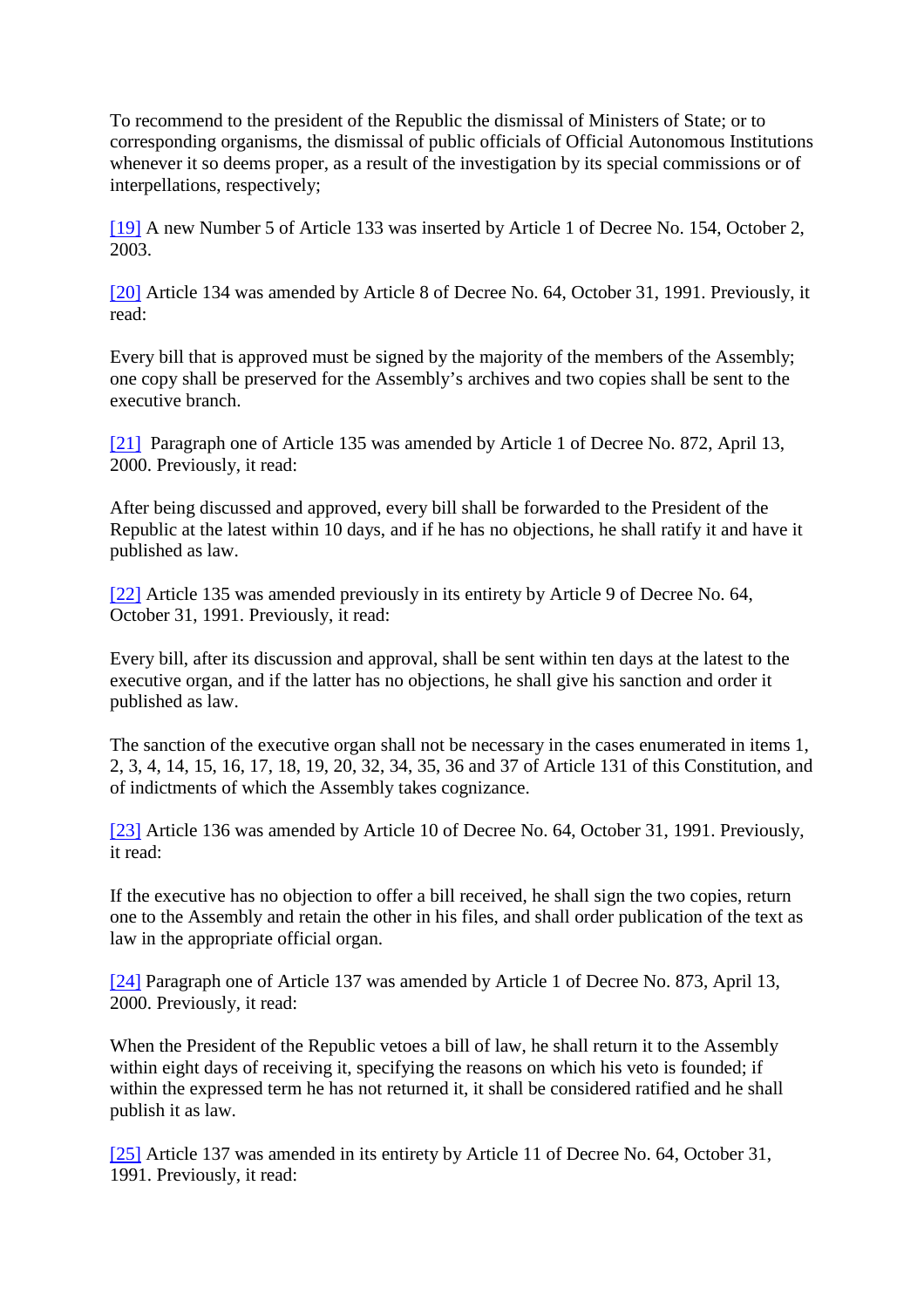To recommend to the president of the Republic the dismissal of Ministers of State; or to corresponding organisms, the dismissal of public officials of Official Autonomous Institutions whenever it so deems proper, as a result of the investigation by its special commissions or of interpellations, respectively;

[19] A new Number 5 of Article 133 was inserted by Article 1 of Decree No. 154, October 2, 2003.

[20] Article 134 was amended by Article 8 of Decree No. 64, October 31, 1991. Previously, it read:

Every bill that is approved must be signed by the majority of the members of the Assembly; one copy shall be preserved for the Assembly's archives and two copies shall be sent to the executive branch.

[21] Paragraph one of Article 135 was amended by Article 1 of Decree No. 872, April 13, 2000. Previously, it read:

After being discussed and approved, every bill shall be forwarded to the President of the Republic at the latest within 10 days, and if he has no objections, he shall ratify it and have it published as law.

[22] Article 135 was amended previously in its entirety by Article 9 of Decree No. 64, October 31, 1991. Previously, it read:

Every bill, after its discussion and approval, shall be sent within ten days at the latest to the executive organ, and if the latter has no objections, he shall give his sanction and order it published as law.

The sanction of the executive organ shall not be necessary in the cases enumerated in items 1, 2, 3, 4, 14, 15, 16, 17, 18, 19, 20, 32, 34, 35, 36 and 37 of Article 131 of this Constitution, and of indictments of which the Assembly takes cognizance.

[23] Article 136 was amended by Article 10 of Decree No. 64, October 31, 1991. Previously, it read:

If the executive has no objection to offer a bill received, he shall sign the two copies, return one to the Assembly and retain the other in his files, and shall order publication of the text as law in the appropriate official organ.

[24] Paragraph one of Article 137 was amended by Article 1 of Decree No. 873, April 13, 2000. Previously, it read:

When the President of the Republic vetoes a bill of law, he shall return it to the Assembly within eight days of receiving it, specifying the reasons on which his veto is founded; if within the expressed term he has not returned it, it shall be considered ratified and he shall publish it as law.

[25] Article 137 was amended in its entirety by Article 11 of Decree No. 64, October 31, 1991. Previously, it read: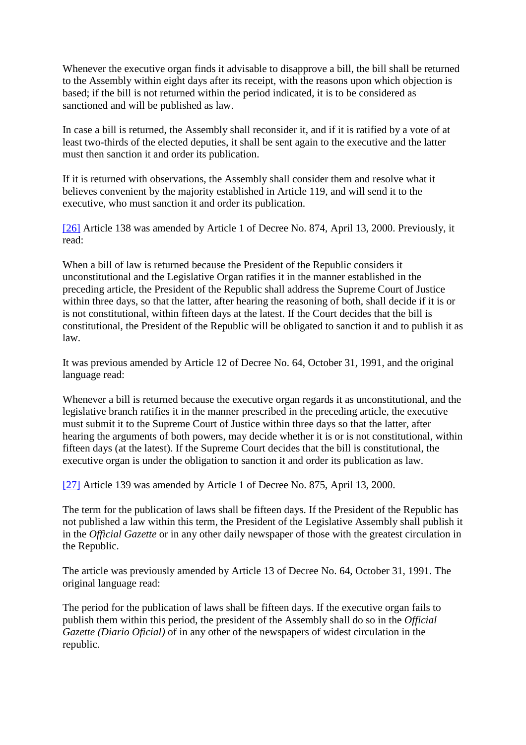Whenever the executive organ finds it advisable to disapprove a bill, the bill shall be returned to the Assembly within eight days after its receipt, with the reasons upon which objection is based; if the bill is not returned within the period indicated, it is to be considered as sanctioned and will be published as law.

In case a bill is returned, the Assembly shall reconsider it, and if it is ratified by a vote of at least two-thirds of the elected deputies, it shall be sent again to the executive and the latter must then sanction it and order its publication.

If it is returned with observations, the Assembly shall consider them and resolve what it believes convenient by the majority established in Article 119, and will send it to the executive, who must sanction it and order its publication.

[26] Article 138 was amended by Article 1 of Decree No. 874, April 13, 2000. Previously, it read:

When a bill of law is returned because the President of the Republic considers it unconstitutional and the Legislative Organ ratifies it in the manner established in the preceding article, the President of the Republic shall address the Supreme Court of Justice within three days, so that the latter, after hearing the reasoning of both, shall decide if it is or is not constitutional, within fifteen days at the latest. If the Court decides that the bill is constitutional, the President of the Republic will be obligated to sanction it and to publish it as law.

It was previous amended by Article 12 of Decree No. 64, October 31, 1991, and the original language read:

Whenever a bill is returned because the executive organ regards it as unconstitutional, and the legislative branch ratifies it in the manner prescribed in the preceding article, the executive must submit it to the Supreme Court of Justice within three days so that the latter, after hearing the arguments of both powers, may decide whether it is or is not constitutional, within fifteen days (at the latest). If the Supreme Court decides that the bill is constitutional, the executive organ is under the obligation to sanction it and order its publication as law.

[27] Article 139 was amended by Article 1 of Decree No. 875, April 13, 2000.

The term for the publication of laws shall be fifteen days. If the President of the Republic has not published a law within this term, the President of the Legislative Assembly shall publish it in the *Official Gazette* or in any other daily newspaper of those with the greatest circulation in the Republic.

The article was previously amended by Article 13 of Decree No. 64, October 31, 1991. The original language read:

The period for the publication of laws shall be fifteen days. If the executive organ fails to publish them within this period, the president of the Assembly shall do so in the *Official Gazette (Diario Oficial)* of in any other of the newspapers of widest circulation in the republic.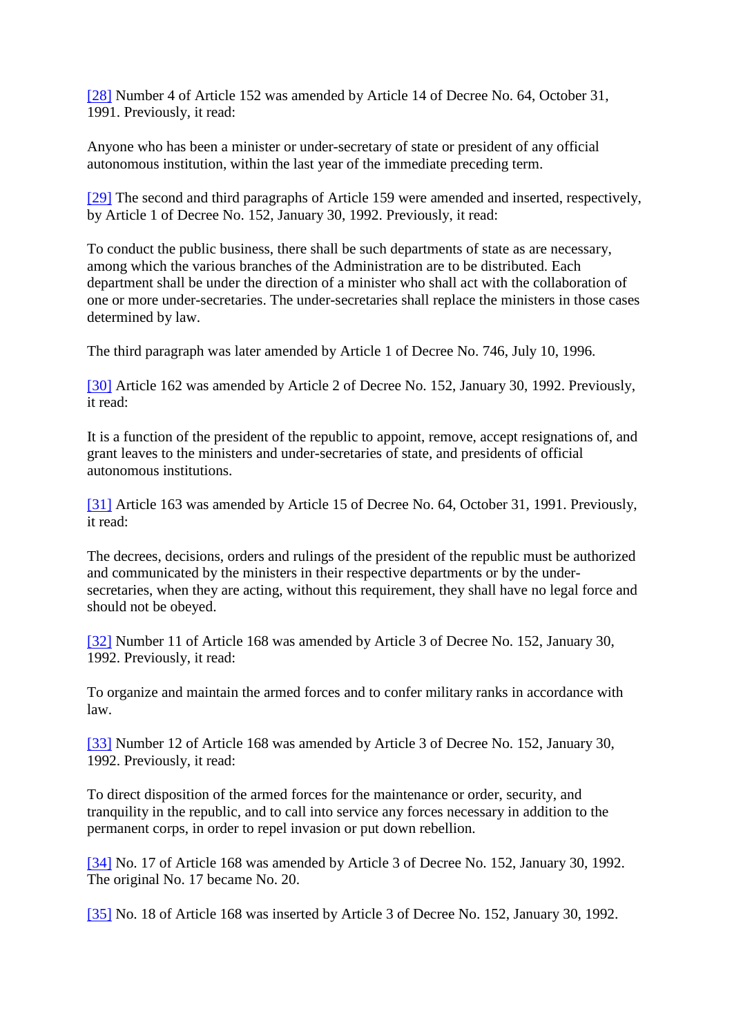[28] Number 4 of Article 152 was amended by Article 14 of Decree No. 64, October 31, 1991. Previously, it read:

Anyone who has been a minister or under-secretary of state or president of any official autonomous institution, within the last year of the immediate preceding term.

[29] The second and third paragraphs of Article 159 were amended and inserted, respectively, by Article 1 of Decree No. 152, January 30, 1992. Previously, it read:

To conduct the public business, there shall be such departments of state as are necessary, among which the various branches of the Administration are to be distributed. Each department shall be under the direction of a minister who shall act with the collaboration of one or more under-secretaries. The under-secretaries shall replace the ministers in those cases determined by law.

The third paragraph was later amended by Article 1 of Decree No. 746, July 10, 1996.

[30] Article 162 was amended by Article 2 of Decree No. 152, January 30, 1992. Previously, it read:

It is a function of the president of the republic to appoint, remove, accept resignations of, and grant leaves to the ministers and under-secretaries of state, and presidents of official autonomous institutions.

[31] Article 163 was amended by Article 15 of Decree No. 64, October 31, 1991. Previously, it read:

The decrees, decisions, orders and rulings of the president of the republic must be authorized and communicated by the ministers in their respective departments or by the under-secretaries, when they are acting, without this requirement, they shall have no legal force and should not be obeyed.

[32] Number 11 of Article 168 was amended by Article 3 of Decree No. 152, January 30, 1992. Previously, it read:

To organize and maintain the armed forces and to confer military ranks in accordance with law.

[33] Number 12 of Article 168 was amended by Article 3 of Decree No. 152, January 30, 1992. Previously, it read:

To direct disposition of the armed forces for the maintenance or order, security, and tranquility in the republic, and to call into service any forces necessary in addition to the permanent corps, in order to repel invasion or put down rebellion.

[34] No. 17 of Article 168 was amended by Article 3 of Decree No. 152, January 30, 1992. The original No. 17 became No. 20.

[35] No. 18 of Article 168 was inserted by Article 3 of Decree No. 152, January 30, 1992.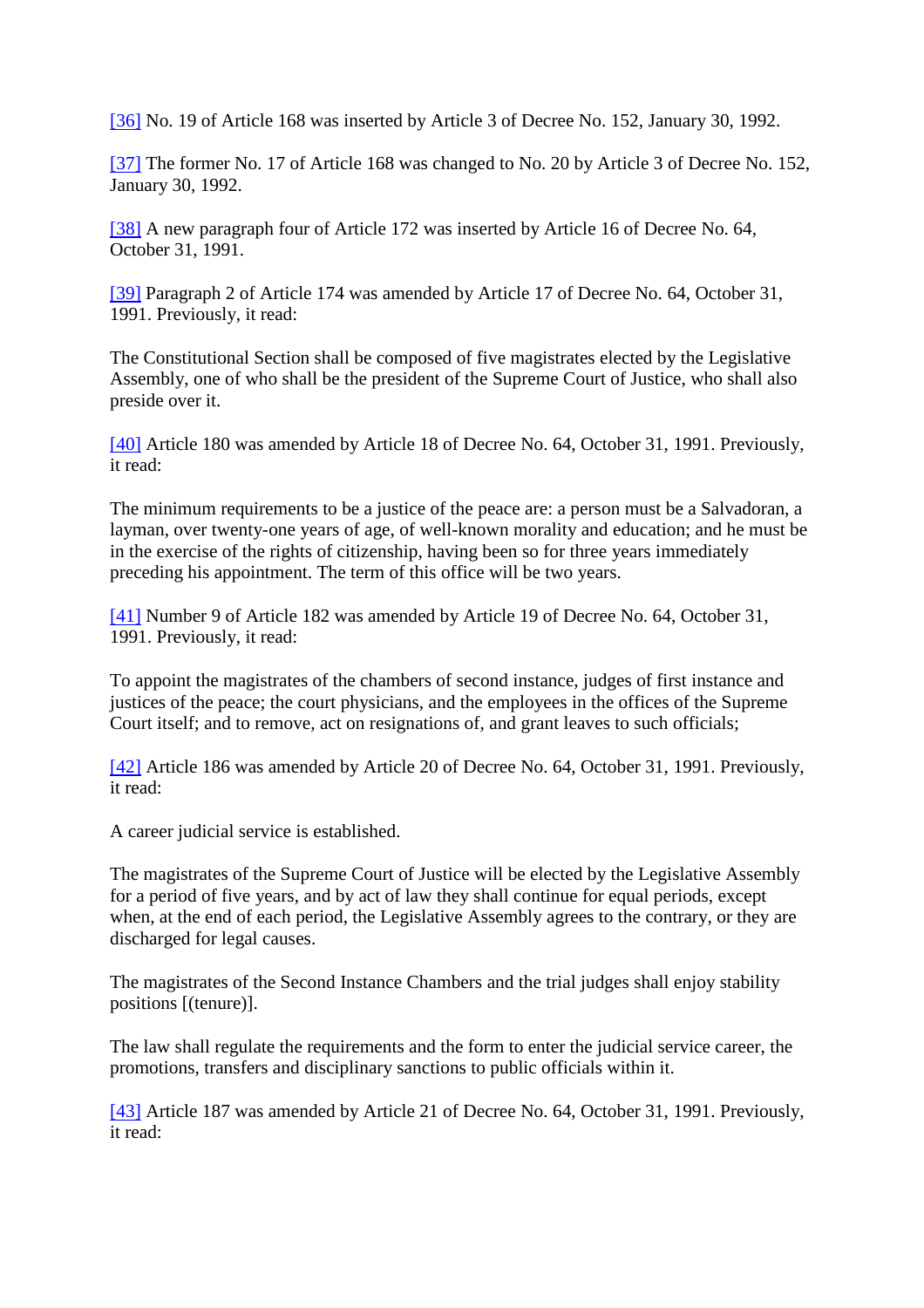[36] No. 19 of Article 168 was inserted by Article 3 of Decree No. 152, January 30, 1992.

[37] The former No. 17 of Article 168 was changed to No. 20 by Article 3 of Decree No. 152, January 30, 1992.

[38] A new paragraph four of Article 172 was inserted by Article 16 of Decree No. 64, October 31, 1991.

[39] Paragraph 2 of Article 174 was amended by Article 17 of Decree No. 64, October 31, 1991. Previously, it read:

The Constitutional Section shall be composed of five magistrates elected by the Legislative Assembly, one of who shall be the president of the Supreme Court of Justice, who shall also preside over it.

[40] Article 180 was amended by Article 18 of Decree No. 64, October 31, 1991. Previously, it read:

The minimum requirements to be a justice of the peace are: a person must be a Salvadoran, a layman, over twenty-one years of age, of well-known morality and education; and he must be in the exercise of the rights of citizenship, having been so for three years immediately preceding his appointment. The term of this office will be two years.

[41] Number 9 of Article 182 was amended by Article 19 of Decree No. 64, October 31, 1991. Previously, it read:

To appoint the magistrates of the chambers of second instance, judges of first instance and justices of the peace; the court physicians, and the employees in the offices of the Supreme Court itself; and to remove, act on resignations of, and grant leaves to such officials;

[42] Article 186 was amended by Article 20 of Decree No. 64, October 31, 1991. Previously, it read:

A career judicial service is established.

The magistrates of the Supreme Court of Justice will be elected by the Legislative Assembly for a period of five years, and by act of law they shall continue for equal periods, except when, at the end of each period, the Legislative Assembly agrees to the contrary, or they are discharged for legal causes.

The magistrates of the Second Instance Chambers and the trial judges shall enjoy stability positions [(tenure)].

The law shall regulate the requirements and the form to enter the judicial service career, the promotions, transfers and disciplinary sanctions to public officials within it.

[43] Article 187 was amended by Article 21 of Decree No. 64, October 31, 1991. Previously, it read: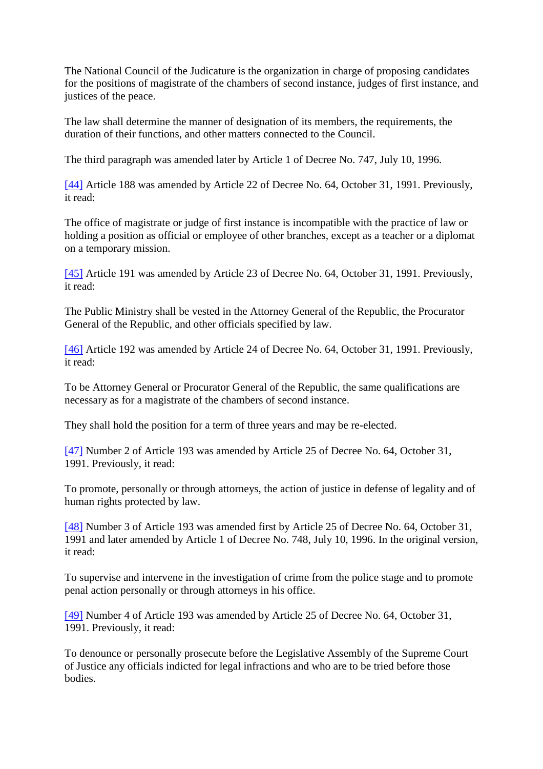The National Council of the Judicature is the organization in charge of proposing candidates for the positions of magistrate of the chambers of second instance, judges of first instance, and justices of the peace.

The law shall determine the manner of designation of its members, the requirements, the duration of their functions, and other matters connected to the Council.

The third paragraph was amended later by Article 1 of Decree No. 747, July 10, 1996.

[44] Article 188 was amended by Article 22 of Decree No. 64, October 31, 1991. Previously, it read:

The office of magistrate or judge of first instance is incompatible with the practice of law or holding a position as official or employee of other branches, except as a teacher or a diplomat on a temporary mission.

[45] Article 191 was amended by Article 23 of Decree No. 64, October 31, 1991. Previously, it read:

The Public Ministry shall be vested in the Attorney General of the Republic, the Procurator General of the Republic, and other officials specified by law.

[46] Article 192 was amended by Article 24 of Decree No. 64, October 31, 1991. Previously, it read:

To be Attorney General or Procurator General of the Republic, the same qualifications are necessary as for a magistrate of the chambers of second instance.

They shall hold the position for a term of three years and may be re-elected.

[47] Number 2 of Article 193 was amended by Article 25 of Decree No. 64, October 31, 1991. Previously, it read:

To promote, personally or through attorneys, the action of justice in defense of legality and of human rights protected by law.

[48] Number 3 of Article 193 was amended first by Article 25 of Decree No. 64, October 31, 1991 and later amended by Article 1 of Decree No. 748, July 10, 1996. In the original version, it read:

To supervise and intervene in the investigation of crime from the police stage and to promote penal action personally or through attorneys in his office.

[49] Number 4 of Article 193 was amended by Article 25 of Decree No. 64, October 31, 1991. Previously, it read:

To denounce or personally prosecute before the Legislative Assembly of the Supreme Court of Justice any officials indicted for legal infractions and who are to be tried before those bodies.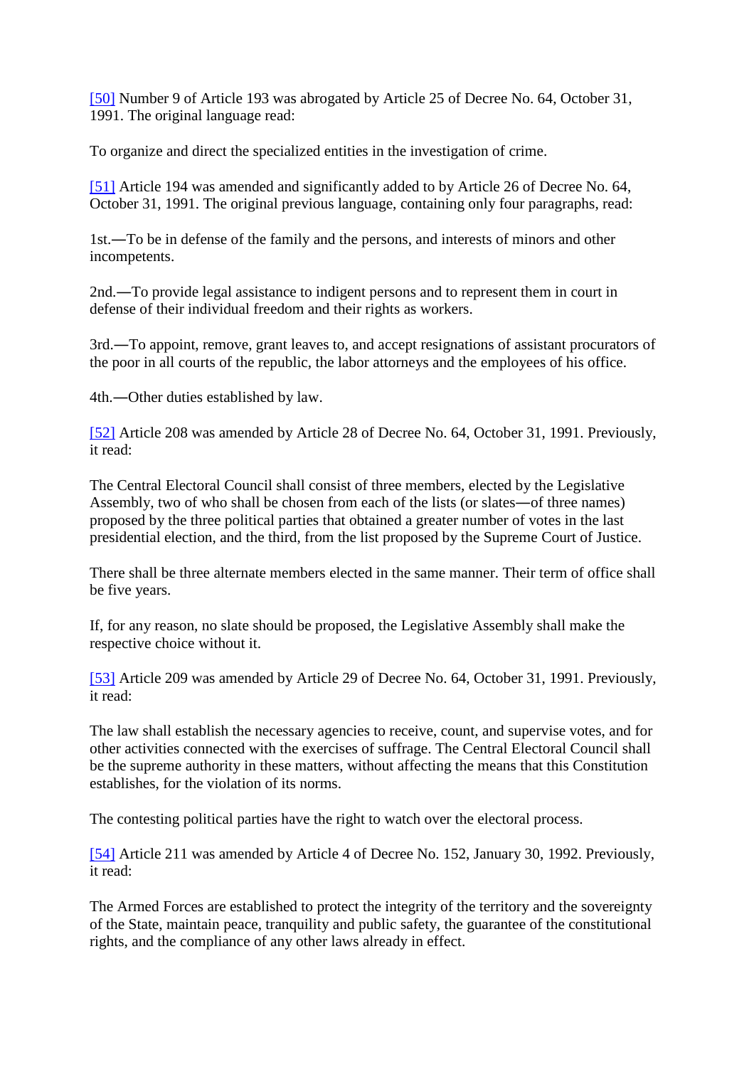[50] Number 9 of Article 193 was abrogated by Article 25 of Decree No. 64, October 31, 1991. The original language read:

To organize and direct the specialized entities in the investigation of crime.

[51] Article 194 was amended and significantly added to by Article 26 of Decree No. 64, October 31, 1991. The original previous language, containing only four paragraphs, read:

1st.—To be in defense of the family and the persons, and interests of minors and other incompetents.

2nd.—To provide legal assistance to indigent persons and to represent them in court in defense of their individual freedom and their rights as workers.

3rd.—To appoint, remove, grant leaves to, and accept resignations of assistant procurators of the poor in all courts of the republic, the labor attorneys and the employees of his office.

4th.—Other duties established by law.

[52] Article 208 was amended by Article 28 of Decree No. 64, October 31, 1991. Previously, it read:

The Central Electoral Council shall consist of three members, elected by the Legislative Assembly, two of who shall be chosen from each of the lists (or slates—of three names) proposed by the three political parties that obtained a greater number of votes in the last presidential election, and the third, from the list proposed by the Supreme Court of Justice.

There shall be three alternate members elected in the same manner. Their term of office shall be five years.

If, for any reason, no slate should be proposed, the Legislative Assembly shall make the respective choice without it.

[53] Article 209 was amended by Article 29 of Decree No. 64, October 31, 1991. Previously, it read:

The law shall establish the necessary agencies to receive, count, and supervise votes, and for other activities connected with the exercises of suffrage. The Central Electoral Council shall be the supreme authority in these matters, without affecting the means that this Constitution establishes, for the violation of its norms.

The contesting political parties have the right to watch over the electoral process.

[54] Article 211 was amended by Article 4 of Decree No. 152, January 30, 1992. Previously, it read:

The Armed Forces are established to protect the integrity of the territory and the sovereignty of the State, maintain peace, tranquility and public safety, the guarantee of the constitutional rights, and the compliance of any other laws already in effect.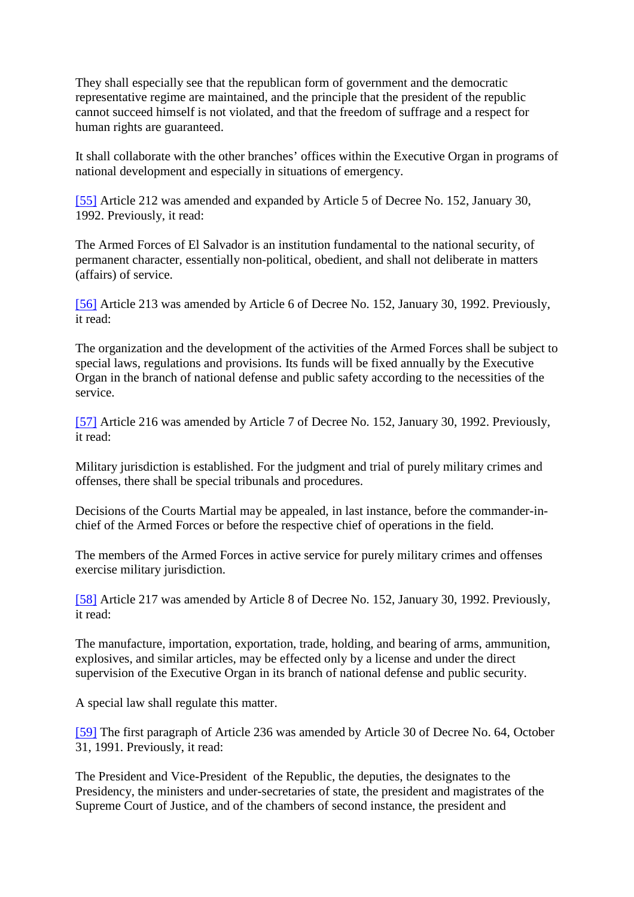They shall especially see that the republican form of government and the democratic representative regime are maintained, and the principle that the president of the republic cannot succeed himself is not violated, and that the freedom of suffrage and a respect for human rights are guaranteed.

It shall collaborate with the other branches' offices within the Executive Organ in programs of national development and especially in situations of emergency.

[55] Article 212 was amended and expanded by Article 5 of Decree No. 152, January 30, 1992. Previously, it read:

The Armed Forces of El Salvador is an institution fundamental to the national security, of permanent character, essentially non-political, obedient, and shall not deliberate in matters (affairs) of service.

[56] Article 213 was amended by Article 6 of Decree No. 152, January 30, 1992. Previously, it read:

The organization and the development of the activities of the Armed Forces shall be subject to special laws, regulations and provisions. Its funds will be fixed annually by the Executive Organ in the branch of national defense and public safety according to the necessities of the service.

[57] Article 216 was amended by Article 7 of Decree No. 152, January 30, 1992. Previously, it read:

Military jurisdiction is established. For the judgment and trial of purely military crimes and offenses, there shall be special tribunals and procedures.

Decisions of the Courts Martial may be appealed, in last instance, before the commander-in-chief of the Armed Forces or before the respective chief of operations in the field.

The members of the Armed Forces in active service for purely military crimes and offenses exercise military jurisdiction.

[58] Article 217 was amended by Article 8 of Decree No. 152, January 30, 1992. Previously, it read:

The manufacture, importation, exportation, trade, holding, and bearing of arms, ammunition, explosives, and similar articles, may be effected only by a license and under the direct supervision of the Executive Organ in its branch of national defense and public security.

A special law shall regulate this matter.

[59] The first paragraph of Article 236 was amended by Article 30 of Decree No. 64, October 31, 1991. Previously, it read:

The President and Vice-President of the Republic, the deputies, the designates to the Presidency, the ministers and under-secretaries of state, the president and magistrates of the Supreme Court of Justice, and of the chambers of second instance, the president and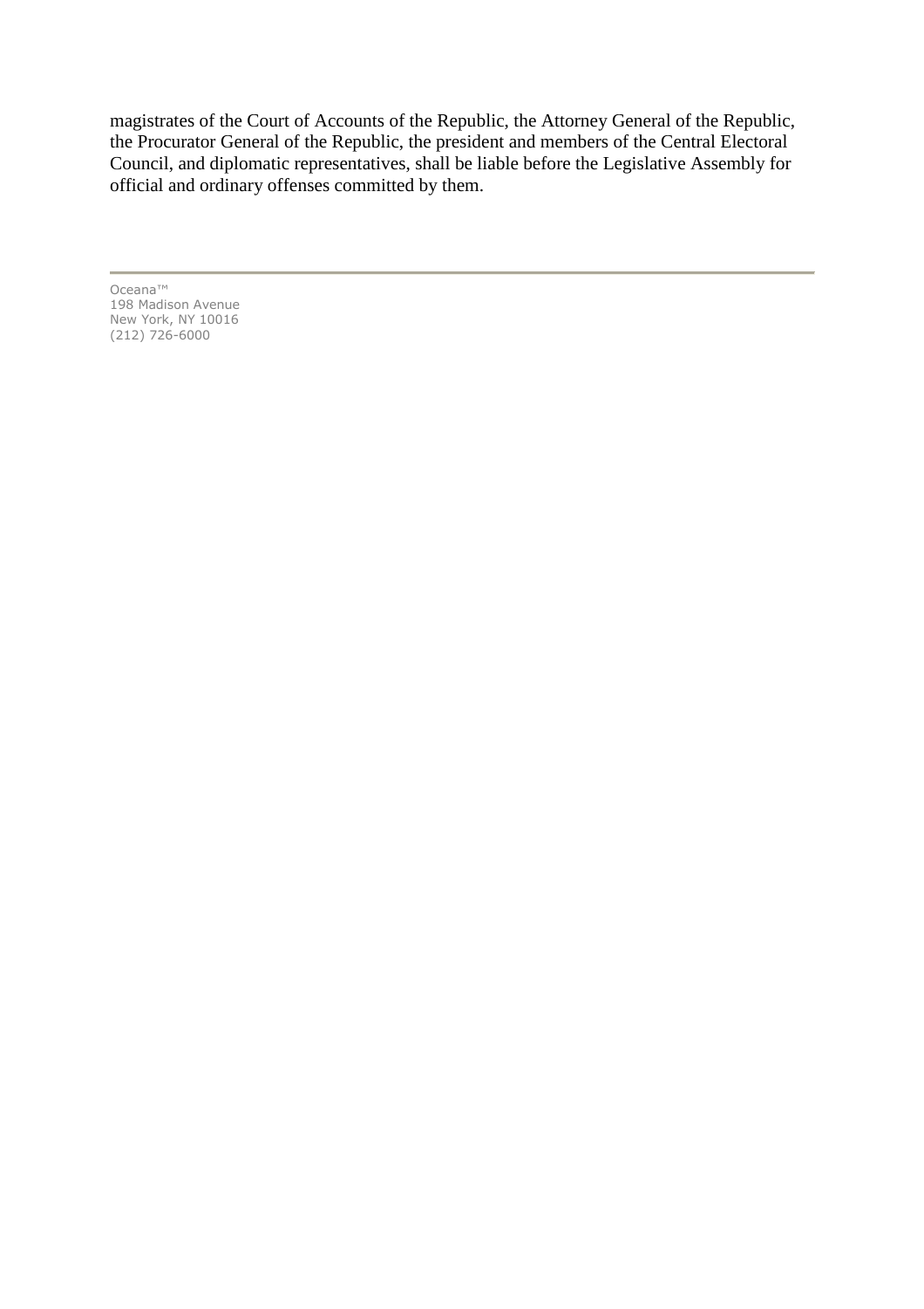magistrates of the Court of Accounts of the Republic, the Attorney General of the Republic, the Procurator General of the Republic, the president and members of the Central Electoral Council, and diplomatic representatives, shall be liable before the Legislative Assembly for official and ordinary offenses committed by them.

---

Oceana™
198 Madison Avenue
New York, NY 10016
(212) 726-6000